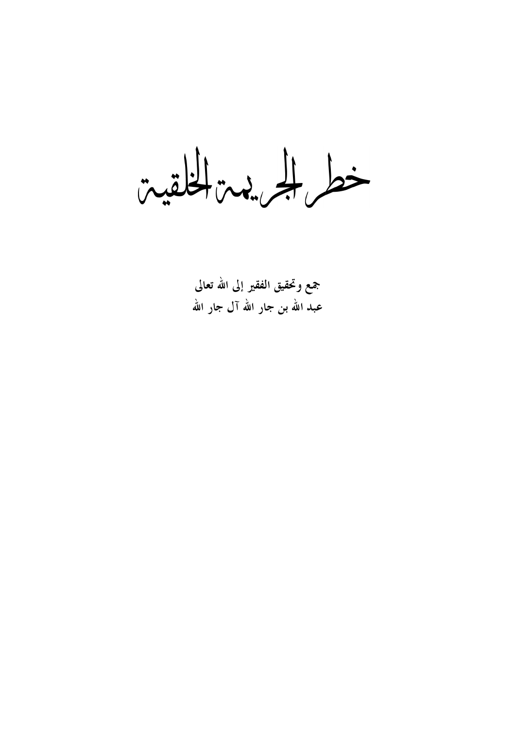# خطر الجريمة الخلقية

**جمع وتحقيق الفقير إلى الله تعالى**

**عبد الله بن جار الله آل جار الله**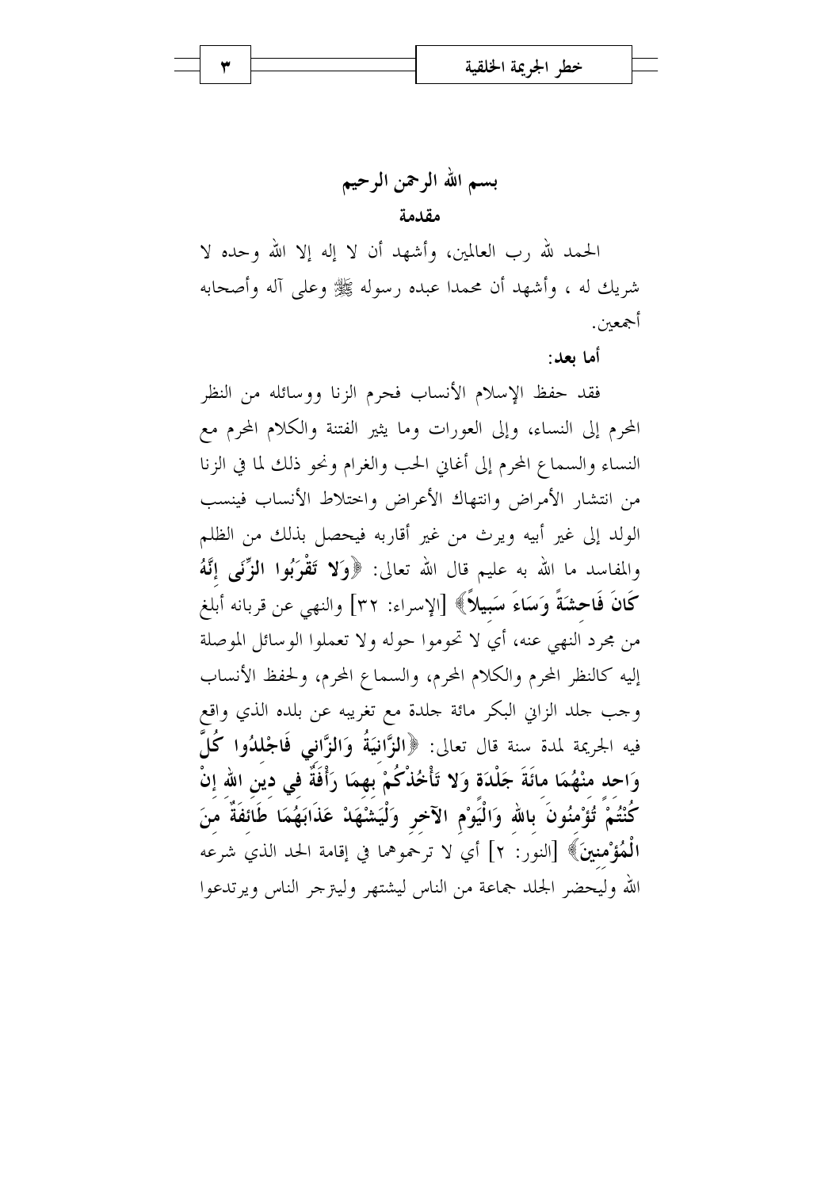# بسم الله الرحمن الرحيم

## مقدمة

الحمد لله رب العالمين، وأشهد أن لا إله إلا الله وحده لا شريك له ، وأشهد أن محمدا عبده رسوله ﷺ وعلى آله وأصحابه أجمعين.

**أما بعد:**

فقد حفظ الإسلام الأنساب فحرم الزنا ووسائله من النظر المحرم إلى النساء، وإلى العورات وما يثير الفتنة والكلام المحرم مع النساء والسماع المحرم إلى أغاني الحب والغرام ونحو ذلك لما في الزنا من انتشار الأمراض وانتهاك الأعراض واختلاط الأنساب فينسب الولد إلى غير أبيه ويرث من غير أقاربه فيحصل بذلك من الظلم والمفاسد ما الله به عليم قال الله تعالى: ﴿**وَلا تَقْرَبُوا الزِّنَى إِنَّهُ كَانَ فَاحِشَةً وَسَاءَ سَبِيلاً**﴾ [الإسراء: ٣٢] والنهي عن قربانه أبلغ من مجرد النهي عنه، أي لا تحوموا حوله ولا تعملوا الوسائل الموصلة إليه كالنظر المحرم والكلام المحرم، والسماع المحرم، ولحفظ الأنساب وجب جلد الزاني البكر مائة جلدة مع تغريبه عن بلده الذي واقع فيه الجريمة لمدة سنة قال تعالى: ﴿**الزَّانِيَةُ وَالزَّانِي فَاجْلِدُوا كُلَّ وَاحِدٍ مِنْهُمَا مِائَةَ جَلْدَةٍ وَلا تَأْخُذْكُمْ بِهِمَا رَأْفَةٌ فِي دِينِ اللهِ إِنْ كُنْتُمْ تُؤْمِنُونَ بِاللهِ وَالْيَوْمِ الآخِرِ وَلْيَشْهَدْ عَذَابَهُمَا طَائِفَةٌ مِنَ الْمُؤْمِنِينَ**﴾ [النور: ٢] أي لا ترحموهما في إقامة الحد الذي شرعه الله وليحضر الجلد جماعة من الناس ليشتهر وليتزجر الناس ويرتدعوا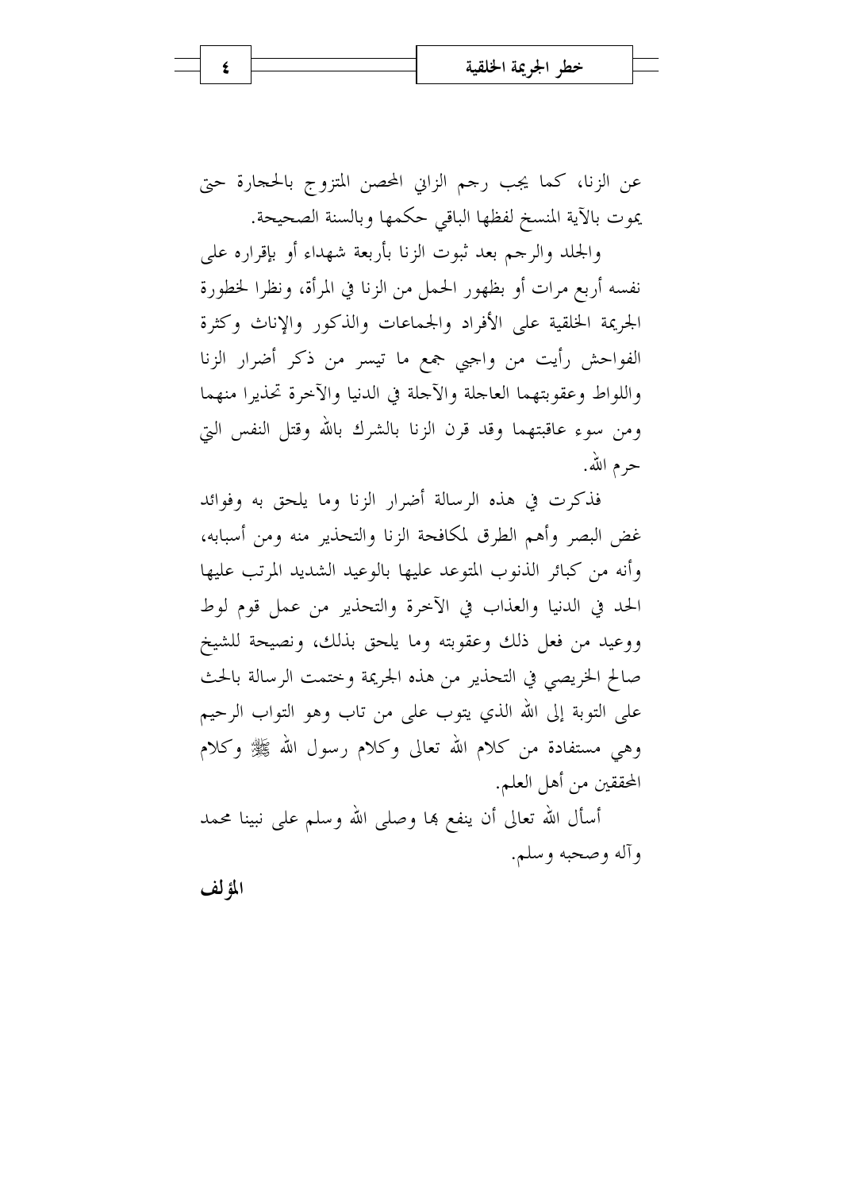عن الزنا، كما يجب رجم الزاني المحصن المتزوج بالحجارة حتى يموت بالآية المنسخ لفظها الباقي حكمها وبالسنة الصحيحة.

والجلد والرجم بعد ثبوت الزنا بأربعة شهداء أو بإقراره على نفسه أربع مرات أو بظهور الحمل من الزنا في المرأة، ونظرا لخطورة الجريمة الخلقية على الأفراد والجماعات والذكور والإناث وكثرة الفواحش رأيت من واجبي جمع ما تيسر من ذكر أضرار الزنا واللواط وعقوبتهما العاجلة والآجلة في الدنيا والآخرة تحذيرا منهما ومن سوء عاقبتهما وقد قرن الزنا بالشرك بالله وقتل النفس التي حرم الله.

فذكرت في هذه الرسالة أضرار الزنا وما يلحق به وفوائد غض البصر وأهم الطرق لمكافحة الزنا والتحذير منه ومن أسبابه، وأنه من كبائر الذنوب المتوعد عليها بالوعيد الشديد المرتب عليها الحد في الدنيا والعذاب في الآخرة والتحذير من عمل قوم لوط ووعيد من فعل ذلك وعقوبته وما يلحق بذلك، ونصيحة للشيخ صالح الخريصي في التحذير من هذه الجريمة وختمت الرسالة بالحث على التوبة إلى الله الذي يتوب على من تاب وهو التواب الرحيم وهي مستفادة من كلام الله تعالى وكلام رسول الله ﷺ وكلام المحققين من أهل العلم.

أسأل الله تعالى أن ينفع بها وصلى الله وسلم على نبينا محمد وآله وصحبه وسلم.

**المؤلف**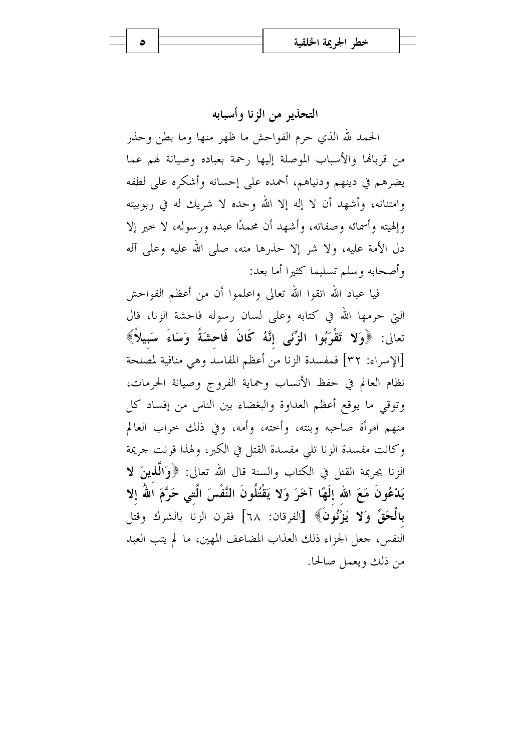## التحذير من الزنا وأسبابه

الحمد لله الذي حرم الفواحش ما ظهر منها وما بطن وحذر من قربانها والأسباب الموصلة إليها رحمة بعباده وصيانة لهم عما يضرهم في دينهم ودنياهم، أحمده على إحسانه وأشكره على لطفه وامتنانه، وأشهد أن لا إله إلا الله وحده لا شريك له في ربوبيته وإلهيته وأسمائه وصفاته، وأشهد أن محمدًا عبده ورسوله، لا خير إلا دل الأمة عليه، ولا شر إلا حذرها منه، صلى الله عليه وعلى آله وأصحابه وسلم تسليما كثيرا أما بعد:

فيا عباد الله اتقوا الله تعالى واعلموا أن من أعظم الفواحش التي حرمها الله في كتابه وعلى لسان رسوله فاحشة الزنا، قال تعالى: ﴿**وَلا تَقْرَبُوا الزِّنَى إِنَّهُ كَانَ فَاحِشَةً وَسَاءَ سَبِيلاً**﴾ [الإسراء: ٣٢] فمفسدة الزنا من أعظم المفاسد وهي منافية لمصلحة نظام العالم في حفظ الأنساب وحماية الفروج وصيانة الحرمات، وتوقي ما يوقع أعظم العداوة والبغضاء بين الناس من إفساد كل منهم امرأة صاحبه وبنته، وأخته، وأمه، وفي ذلك خراب العالم وكانت مفسدة الزنا تلي مفسدة القتل في الكبر، ولهذا قرنت جريمة الزنا بجريمة القتل في الكتاب والسنة قال الله تعالى: ﴿**وَالَّذِينَ لا يَدْعُونَ مَعَ اللهِ إِلَهًا آخَرَ وَلا يَقْتُلُونَ النَّفْسَ الَّتِي حَرَّمَ اللهُ إلا بِالْحَقِّ وَلا يَزْنُونَ**﴾ [الفرقان: ٦٨] فقرن الزنا بالشرك وقتل النفس، جعل الجزاء ذلك العذاب المضاعف المهين، ما لم يتب العبد من ذلك ويعمل صالحا.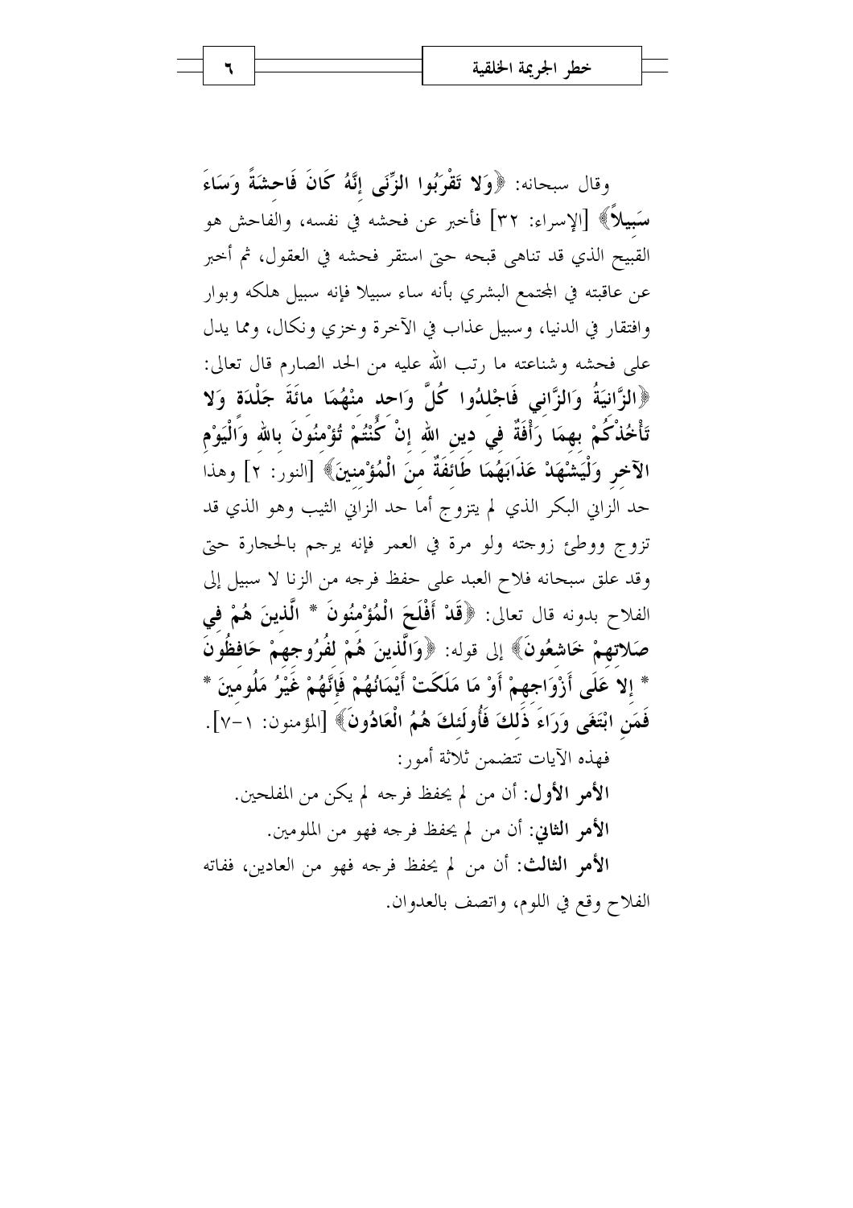وقال سبحانه: ﴿**وَلا تَقْرَبُوا الزِّنَى إِنَّهُ كَانَ فَاحِشَةً وَسَاءَ سَبِيلاً**﴾ [الإسراء: ٣٢] فأخبر عن فحشه في نفسه، والفاحش هو القبيح الذي قد تناهى قبحه حتى استقر فحشه في العقول، ثم أخبر عن عاقبته في المجتمع البشري بأنه ساء سبيلا فإنه سبيل هلكه وبوار وافتقار في الدنيا، وسبيل عذاب في الآخرة وخزي ونكال، ومما يدل على فحشه وشناعته ما رتب الله عليه من الحد الصارم قال تعالى: ﴿**الزَّانِيَةُ وَالزَّانِي فَاجْلِدُوا كُلَّ وَاحِدٍ مِنْهُمَا مِائَةَ جَلْدَةٍ وَلا تَأْخُذْكُمْ بِهِمَا رَأْفَةٌ فِي دِينِ اللهِ إِنْ كُنْتُمْ تُؤْمِنُونَ بِاللهِ وَالْيَوْمِ الآخِرِ وَلْيَشْهَدْ عَذَابَهُمَا طَائِفَةٌ مِنَ الْمُؤْمِنِينَ**﴾ [النور: ٢] وهذا حد الزاني البكر الذي لم يتزوج أما حد الزاني الثيب وهو الذي قد تزوج ووطئ زوجته ولو مرة في العمر فإنه يرجم بالحجارة حتى وقد علق سبحانه فلاح العبد على حفظ فرجه من الزنا لا سبيل إلى الفلاح بدونه قال تعالى: ﴿**قَدْ أَفْلَحَ الْمُؤْمِنُونَ * الَّذِينَ هُمْ فِي صَلاتِهِمْ خَاشِعُونَ**﴾ إلى قوله: ﴿**وَالَّذِينَ هُمْ لِفُرُوجِهِمْ حَافِظُونَ * إِلا عَلَى أَزْوَاجِهِمْ أَوْ مَا مَلَكَتْ أَيْمَانُهُمْ فَإِنَّهُمْ غَيْرُ مَلُومِينَ * فَمَنِ ابْتَغَى وَرَاءَ ذَلِكَ فَأُولَئِكَ هُمُ الْعَادُونَ**﴾ [المؤمنون: ١-٧].

فهذه الآيات تتضمن ثلاثة أمور:

**الأمر الأول:** أن من لم يحفظ فرجه لم يكن من المفلحين.

**الأمر الثاني:** أن من لم يحفظ فرجه فهو من الملومين.

**الأمر الثالث:** أن من لم يحفظ فرجه فهو من العادين، ففاته الفلاح وقع في اللوم، واتصف بالعدوان.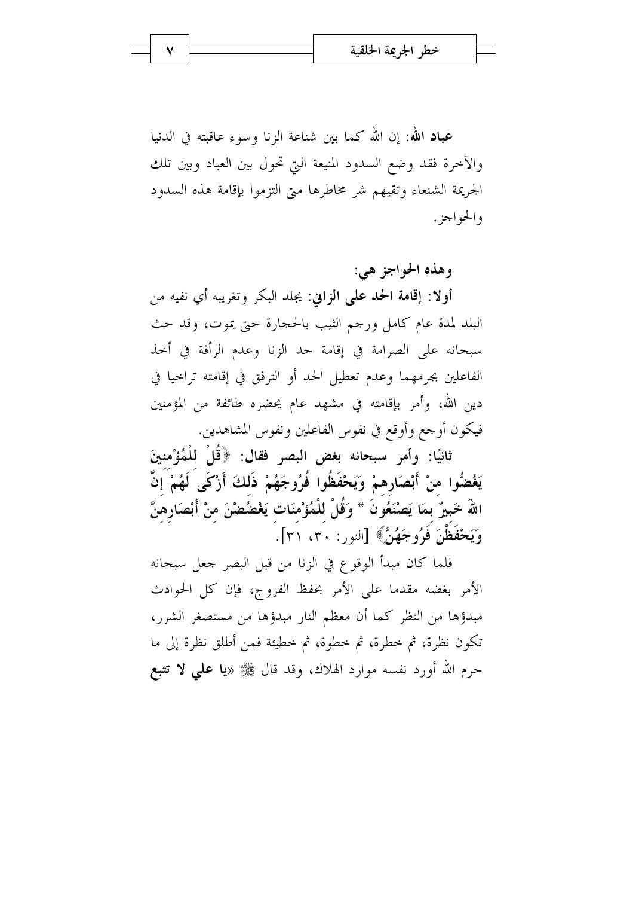**عباد الله**: إن الله كما بين شناعة الزنا وسوء عاقبته في الدنيا والآخرة فقد وضع السدود المنيعة التي تحول بين العباد وبين تلك الجريمة الشنعاء وتقيهم شر مخاطرها متى التزموا بإقامة هذه السدود والحواجز.

**وهذه الحواجز هي:**

**أولا: إقامة الحد على الزاني**: بجلد البكر وتغريبه أي نفيه من البلد لمدة عام كامل ورجم الثيب بالحجارة حتى يموت، وقد حث سبحانه على الصرامة في إقامة حد الزنا وعدم الرأفة في أخذ الفاعلين بجرمهما وعدم تعطيل الحد أو الترفق في إقامته تراخيا في دين الله، وأمر بإقامته في مشهد عام يحضره طائفة من المؤمنين فيكون أوجع وأوقع في نفوس الفاعلين ونفوس المشاهدين.

**ثانيًا: وأمر سبحانه بغض البصر فقال: ﴿قُلْ لِلْمُؤْمِنِينَ يَغُضُّوا مِنْ أَبْصَارِهِمْ وَيَحْفَظُوا فُرُوجَهُمْ ذَلِكَ أَزْكَى لَهُمْ إِنَّ اللهَ خَبِيرٌ بِمَا يَصْنَعُونَ * وَقُلْ لِلْمُؤْمِنَاتِ يَغْضُضْنَ مِنْ أَبْصَارِهِنَّ وَيَحْفَظْنَ فُرُوجَهُنَّ﴾** [النور: ٣٠، ٣١].

فلما كان مبدأ الوقوع في الزنا من قبل البصر جعل سبحانه الأمر بغضه مقدما على الأمر بحفظ الفروج، فإن كل الحوادث مبدؤها من النظر كما أن معظم النار مبدؤها من مستصغر الشرر، تكون نظرة، ثم خطرة، ثم خطوة، ثم خطيئة فمن أطلق نظرة إلى ما حرم الله أورد نفسه موارد الهلاك، وقد قال ﷺ «**يا علي لا تتبع**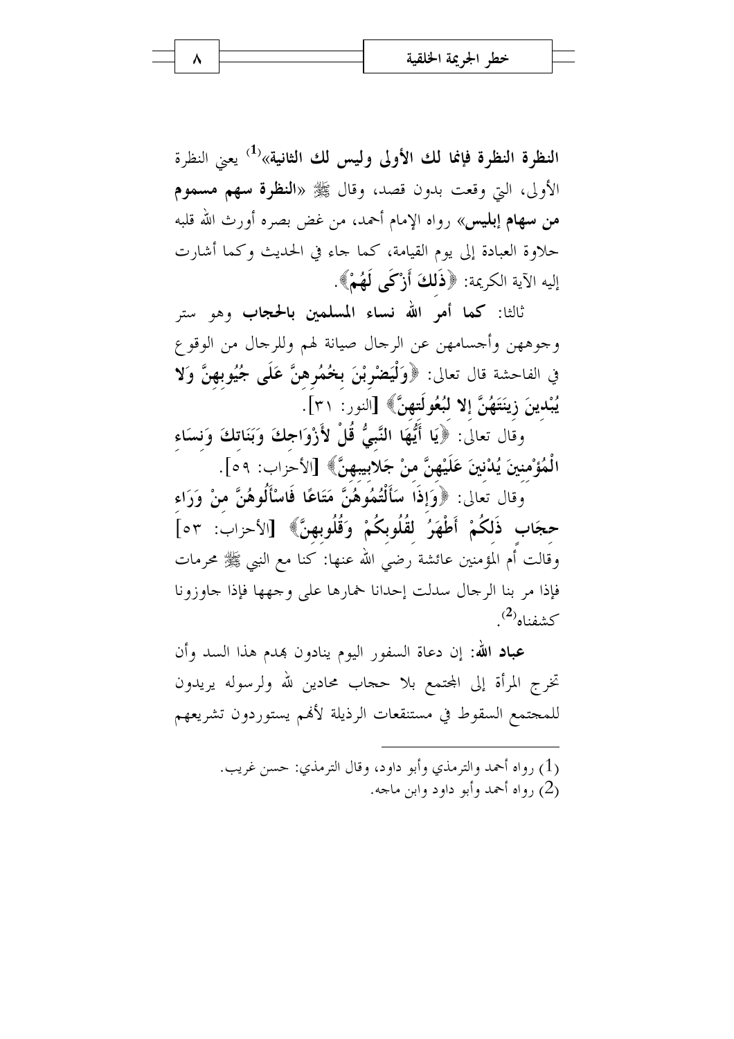**النظرة النظرة فإنما لك الأولى وليس لك الثانية»**[1] يعني النظرة الأولى، التي وقعت بدون قصد، وقال ﷺ «**النظرة سهم مسموم من سهام إبليس**» رواه الإمام أحمد، من غض بصره أورث الله قلبه حلاوة العبادة إلى يوم القيامة، كما جاء في الحديث وكما أشارت إليه الآية الكريمة: ﴿**ذَلِكَ أَزْكَى لَهُمْ**﴾.

ثالثا: **كما أمر الله نساء المسلمين بالحجاب** وهو ستر وجوههن وأجسامهن عن الرجال صيانة لهم وللرجال من الوقوع في الفاحشة قال تعالى: ﴿**وَلْيَضْرِبْنَ بِخُمُرِهِنَّ عَلَى جُيُوبِهِنَّ وَلا يُبْدِينَ زِينَتَهُنَّ إِلا لِبُعُولَتِهِنَّ**﴾ [النور: ٣١].

وقال تعالى: ﴿**يَا أَيُّهَا النَّبِيُّ قُلْ لأَزْوَاجِكَ وَبَنَاتِكَ وَنِسَاءِ الْمُؤْمِنِينَ يُدْنِينَ عَلَيْهِنَّ مِنْ جَلابِيبِهِنَّ**﴾ [الأحزاب: ٥٩].

وقال تعالى: ﴿**وَإِذَا سَأَلْتُمُوهُنَّ مَتَاعًا فَاسْأَلُوهُنَّ مِنْ وَرَاءِ حِجَابٍ ذَلِكُمْ أَطْهَرُ لِقُلُوبِكُمْ وَقُلُوبِهِنَّ**﴾ [الأحزاب: ٥٣] وقالت أم المؤمنين عائشة رضي الله عنها: كنا مع النبي ﷺ محرمات فإذا مر بنا الرجال سدلت إحدانا خمارها على وجهها فإذا جاوزونا كشفناه[2].

**عباد الله:** إن دعاة السفور اليوم ينادون بهدم هذا السد وأن تخرج المرأة إلى المجتمع بلا حجاب محادين لله ولرسوله يريدون للمجتمع السقوط في مستنقعات الرذيلة لأنهم يستوردون تشريعهم

---

(1) رواه أحمد والترمذي وأبو داود، وقال الترمذي: حسن غريب.
(2) رواه أحمد وأبو داود وابن ماجه.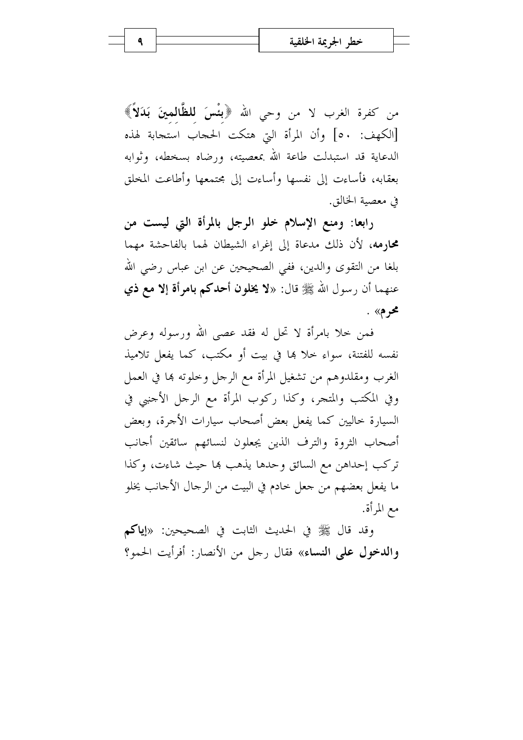من كفرة الغرب لا من وحي الله ﴿بِئْسَ لِلظَّالِمِينَ بَدَلاً﴾ [الكهف: ٥٠] وأن المرأة التي هتكت الحجاب استجابة لهذه الدعاية قد استبدلت طاعة الله بمعصيته، ورضاه بسخطه، وثوابه بعقابه، فأساءت إلى نفسها وأساءت إلى مجتمعها وأطاعت المخلوق في معصية الخالق.

**رابعا: ومنع الإسلام خلو الرجل بالمرأة التي ليست من محارمه،** لأن ذلك مدعاة إلى إغراء الشيطان لهما بالفاحشة مهما بلغا من التقوى والدين، ففي الصحيحين عن ابن عباس رضي الله عنهما أن رسول الله ﷺ قال: «**لا يخلون أحدكم بامرأة إلا مع ذي محرم**» .

فمن خلا بامرأة لا تحل له فقد عصى الله ورسوله وعرض نفسه للفتنة، سواء خلا بها في بيت أو مكتب، كما يفعل تلاميذ الغرب ومقلدوهم من تشغيل المرأة مع الرجل وخلوته بها في العمل وفي المكتب والمتجر، وكذا ركوب المرأة مع الرجل الأجنبي في السيارة خاليين كما يفعل بعض أصحاب سيارات الأجرة، وبعض أصحاب الثروة والترف الذين يجعلون لنسائهم سائقين أجانب تركب إحداهن مع السائق وحدها يذهب بها حيث شاءت، وكذا ما يفعل بعضهم من جعل خادم في البيت من الرجال الأجانب يخلو مع المرأة.

وقد قال ﷺ في الحديث الثابت في الصحيحين: «**إياكم والدخول على النساء**» فقال رجل من الأنصار: أفرأيت الحمو؟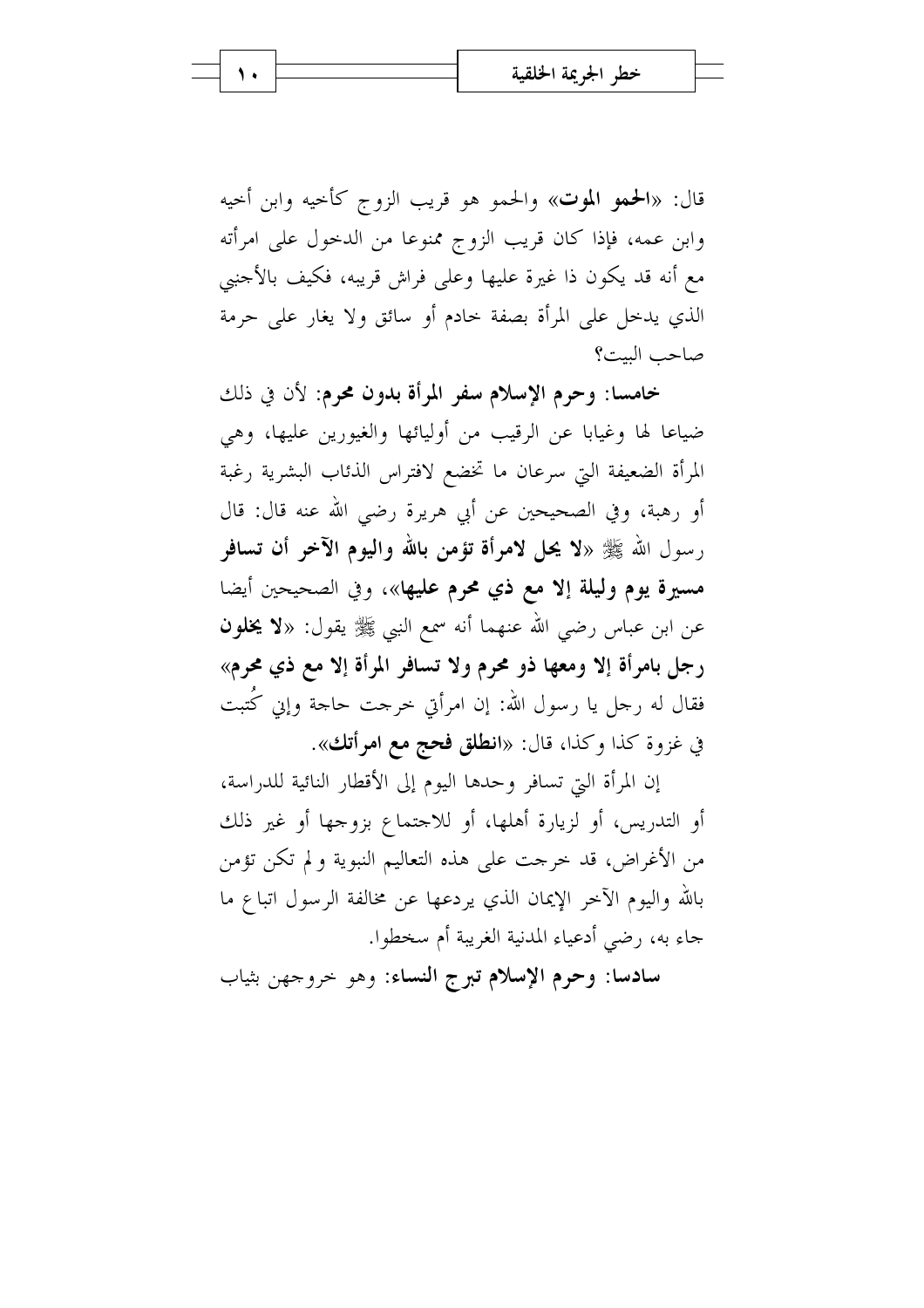قال: «**الحمو الموت**» والحمو هو قريب الزوج كأخيه وابن أخيه وابن عمه، فإذا كان قريب الزوج ممنوعا من الدخول على امرأته مع أنه قد يكون ذا غيرة عليها وعلى فراش قريبه، فكيف بالأجنبي الذي يدخل على المرأة بصفة خادم أو سائق ولا يغار على حرمة صاحب البيت؟

**خامسا: وحرم الإسلام سفر المرأة بدون محرم**: لأن في ذلك ضياعا لها وغيابا عن الرقيب من أوليائها والغيورين عليها، وهي المرأة الضعيفة التي سرعان ما تخضع لافتراس الذئاب البشرية رغبة أو رهبة، وفي الصحيحين عن أبي هريرة رضي الله عنه قال: قال رسول الله ﷺ «**لا يحل لامرأة تؤمن بالله واليوم الآخر أن تسافر مسيرة يوم وليلة إلا مع ذي محرم عليها**»، وفي الصحيحين أيضا عن ابن عباس رضي الله عنهما أنه سمع النبي ﷺ يقول: «**لا يخلون رجل بامرأة إلا ومعها ذو محرم ولا تسافر المرأة إلا مع ذي محرم**» فقال له رجل يا رسول الله: إن امرأتي خرجت حاجة وإني كُتبت في غزوة كذا وكذا، قال: «**انطلق فحج مع امرأتك**».

إن المرأة التي تسافر وحدها اليوم إلى الأقطار النائية للدراسة، أو التدريس، أو لزيارة أهلها، أو للاجتماع بزوجها أو غير ذلك من الأغراض، قد خرجت على هذه التعاليم النبوية ولم تكن تؤمن بالله واليوم الآخر الإيمان الذي يردعها عن مخالفة الرسول اتباع ما جاء به، رضي أدعياء المدنية الغربية أم سخطوا.

**سادسا: وحرم الإسلام تبرج النساء**: وهو خروجهن بثياب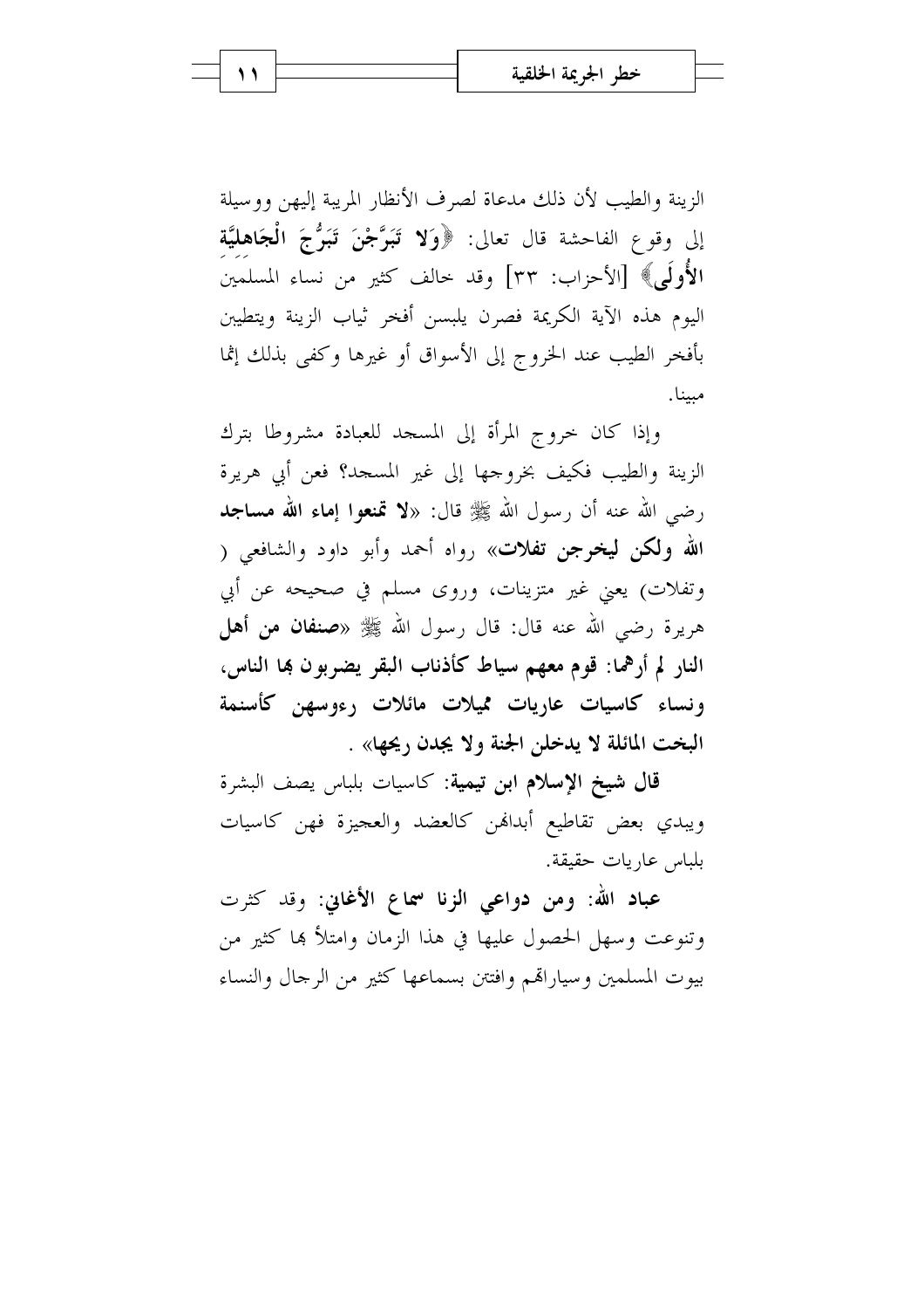الزينة والطيب لأن ذلك مدعاة لصرف الأنظار المريبة إليهن ووسيلة إلى وقوع الفاحشة قال تعالى: ﴿**وَلا تَبَرَّجْنَ تَبَرُّجَ الْجَاهِلِيَّةِ الأُولَى**﴾ [الأحزاب: ٣٣] وقد خالف كثير من نساء المسلمين اليوم هذه الآية الكريمة فصرن يلبسن أفخر ثياب الزينة ويتطيبن بأفخر الطيب عند الخروج إلى الأسواق أو غيرها وكفى بذلك إثما مبينا.

وإذا كان خروج المرأة إلى المسجد للعبادة مشروطا بترك الزينة والطيب فكيف بخروجها إلى غير المسجد؟ فعن أبي هريرة رضي الله عنه أن رسول الله ﷺ قال: «**لا تمنعوا إماء الله مساجد الله ولكن ليخرجن تفلات**» رواه أحمد وأبو داود والشافعي ( وتفلات) يعني غير متزينات، وروى مسلم في صحيحه عن أبي هريرة رضي الله عنه قال: قال رسول الله ﷺ «**صنفان من أهل النار لم أرهما: قوم معهم سياط كأذناب البقر يضربون بها الناس، ونساء كاسيات عاريات مميلات مائلات رءوسهن كأسنمة البخت المائلة لا يدخلن الجنة ولا يجدن ريحها**» .

**قال شيخ الإسلام ابن تيمية:** كاسيات بلباس يصف البشرة ويبدي بعض تقاطيع أبدانهن كالعضد والعجيزة فهن كاسيات بلباس عاريات حقيقة.

**عباد الله: ومن دواعي الزنا سماع الأغاني:** وقد كثرت وتنوعت وسهل الحصول عليها في هذا الزمان وامتلأ بها كثير من بيوت المسلمين وسياراتهم وافتتن بسماعها كثير من الرجال والنساء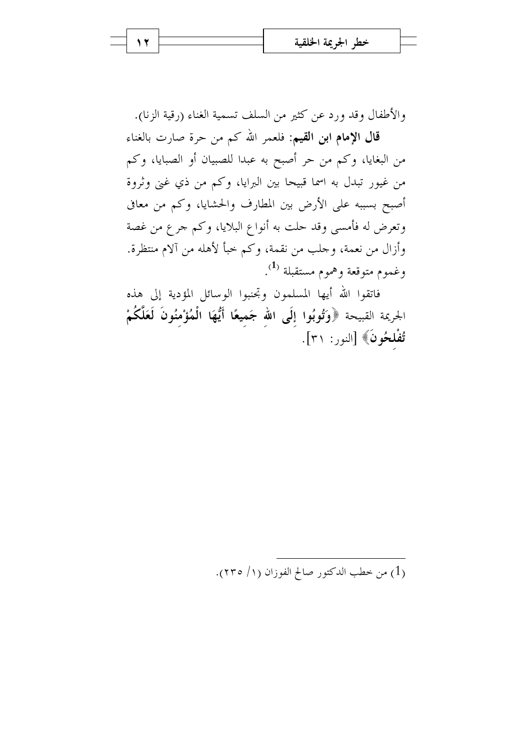والأطفال وقد ورد عن كثير من السلف تسمية الغناء (رقية الزنا).

**قال الإمام ابن القيم**: فلعمر الله كم من حرة صارت بالغناء من البغايا، وكم من حر أصبح به عبدا للصبيان أو الصبايا، وكم من غيور تبدل به اسما قبيحا بين البرايا، وكم من ذي غنى وثروة أصبح بسببه على الأرض بين المطارف والحشايا، وكم من معافى وتعرض له فأمسى وقد حلت به أنواع البلايا، وكم جرع من غصة وأزال من نعمة، وجلب من نقمة، وكم خبأ لأهله من آلام منتظرة. وغموم متوقعة وهموم مستقبلة [1].

فاتقوا الله أيها المسلمون وتجنبوا الوسائل المؤدية إلى هذه الجريمة القبيحة ﴿**وَتُوبُوا إِلَى اللهِ جَمِيعًا أَيُّهَا الْمُؤْمِنُونَ لَعَلَّكُمْ تُفْلِحُونَ**﴾ [النور: ٣١].

---

(1) من خطب الدكتور صالح الفوزان (١/ ٢٣٥).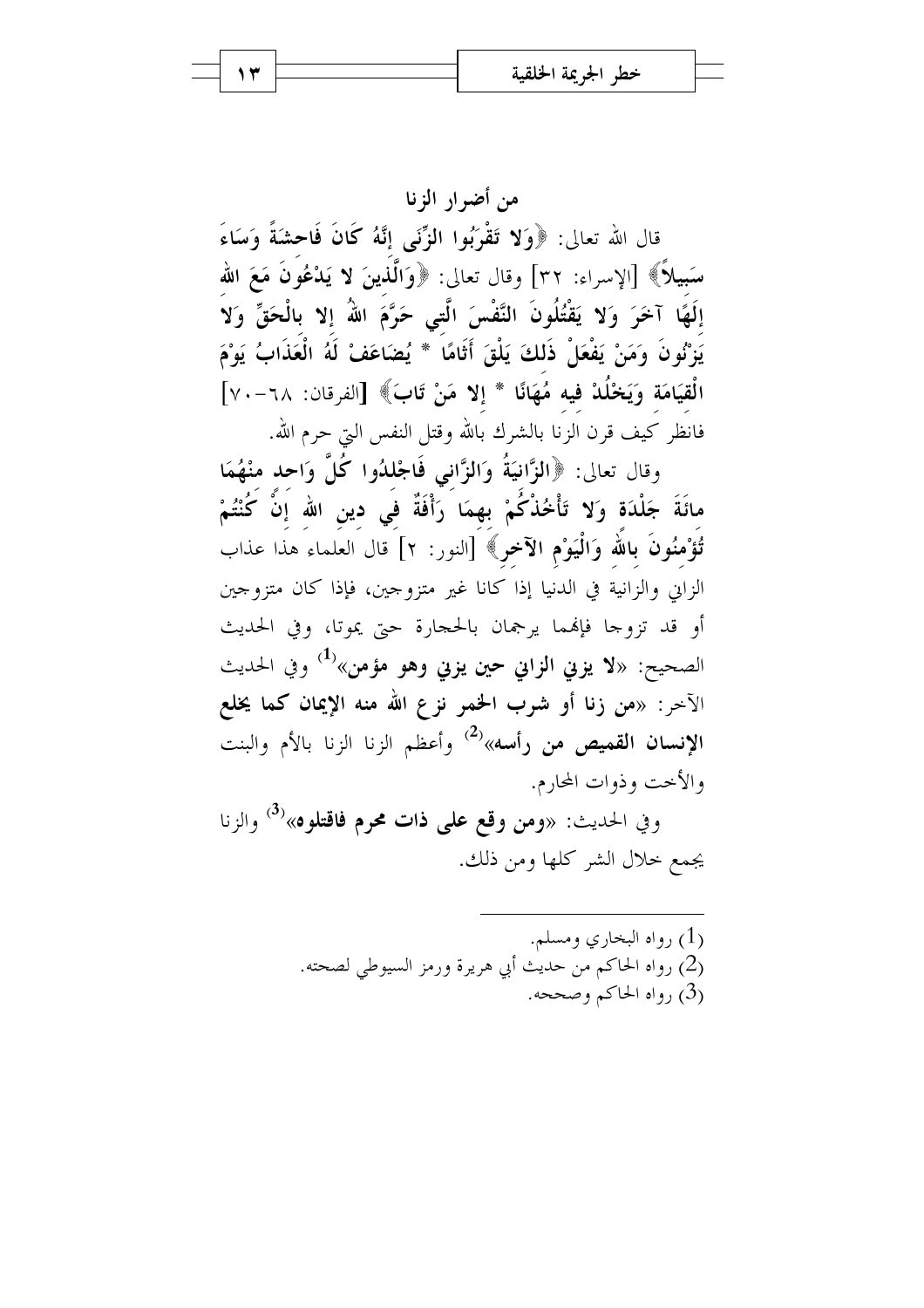## من أضرار الزنا

قال الله تعالى: ﴿**وَلا تَقْرَبُوا الزِّنَى إِنَّهُ كَانَ فَاحِشَةً وَسَاءَ سَبِيلاً**﴾ [الإسراء: ٣٢] وقال تعالى: ﴿**وَالَّذِينَ لا يَدْعُونَ مَعَ اللهِ إِلَهًا آخَرَ وَلا يَقْتُلُونَ النَّفْسَ الَّتِي حَرَّمَ اللهُ إِلا بِالْحَقِّ وَلا يَزْنُونَ وَمَنْ يَفْعَلْ ذَلِكَ يَلْقَ أَثَامًا * يُضَاعَفْ لَهُ الْعَذَابُ يَوْمَ الْقِيَامَةِ وَيَخْلُدْ فِيهِ مُهَانًا * إِلا مَنْ تَابَ**﴾ [الفرقان: ٦٨-٧٠] فانظر كيف قرن الزنا بالشرك بالله وقتل النفس التي حرم الله.

وقال تعالى: ﴿**الزَّانِيَةُ وَالزَّانِي فَاجْلِدُوا كُلَّ وَاحِدٍ مِنْهُمَا مِائَةَ جَلْدَةٍ وَلا تَأْخُذْكُمْ بِهِمَا رَأْفَةٌ فِي دِينِ اللهِ إِنْ كُنْتُمْ تُؤْمِنُونَ بِاللَّهِ وَالْيَوْمِ الآخِرِ**﴾ [النور: ٢] قال العلماء هذا عذاب الزاني والزانية في الدنيا إذا كانا غير متزوجين، فإذا كان متزوجين أو قد تزوجا فإنهما يرجمان بالحجارة حتى يموتا، وفي الحديث الصحيح: «**لا يزني الزاني حين يزني وهو مؤمن**»[1] وفي الحديث الآخر: «**من زنا أو شرب الخمر نزع الله منه الإيمان كما يخلع الإنسان القميص من رأسه**»[2] وأعظم الزنا الزنا بالأم والبنت والأخت وذوات المحارم.

وفي الحديث: «**ومن وقع على ذات محرم فاقتلوه**»[3] والزنا يجمع خلال الشر كلها ومن ذلك.

---

(1) رواه البخاري ومسلم.
(2) رواه الحاكم من حديث أبي هريرة ورمز السيوطي لصحته.
(3) رواه الحاكم وصححه.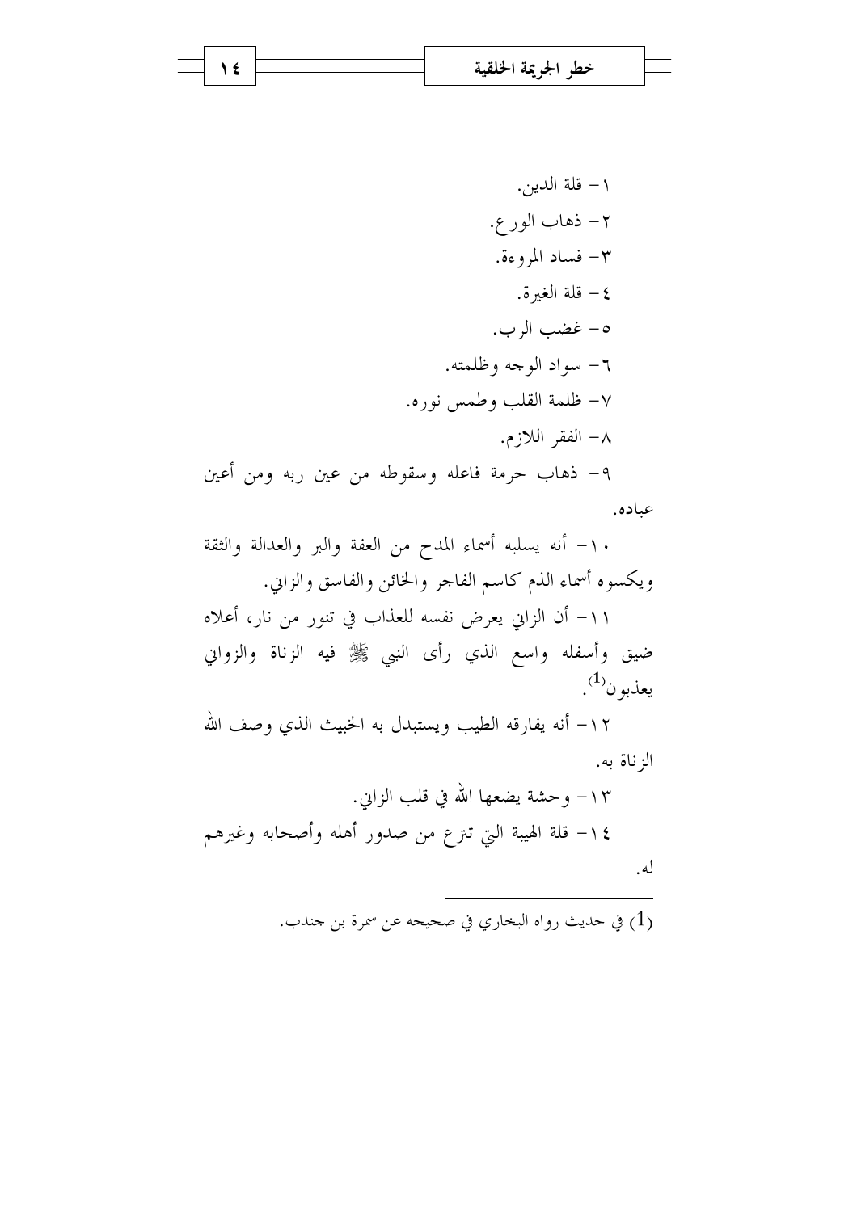١- قلة الدين.

٢- ذهاب الورع.

٣- فساد المروءة.

٤- قلة الغيرة.

٥- غضب الرب.

٦- سواد الوجه وظلمته.

٧- ظلمة القلب وطمس نوره.

٨- الفقر اللازم.

٩- ذهاب حرمة فاعله وسقوطه من عين ربه ومن أعين عباده.

١٠- أنه يسلبه أسماء المدح من العفة والبر والعدالة والثقة ويكسوه أسماء الذم كاسم الفاجر والخائن والفاسق والزاني.

١١- أن الزاني يعرض نفسه للعذاب في تنور من نار، أعلاه ضيق وأسفله واسع الذي رأى النبي ﷺ فيه الزناة والزواني يعذبون[1].

١٢- أنه يفارقه الطيب ويستبدل به الخبيث الذي وصف الله الزناة به.

١٣- وحشة يضعها الله في قلب الزاني.

١٤- قلة الهيبة التي تنزع من صدور أهله وأصحابه وغيرهم له.

---

(1) في حديث رواه البخاري في صحيحه عن سمرة بن جندب.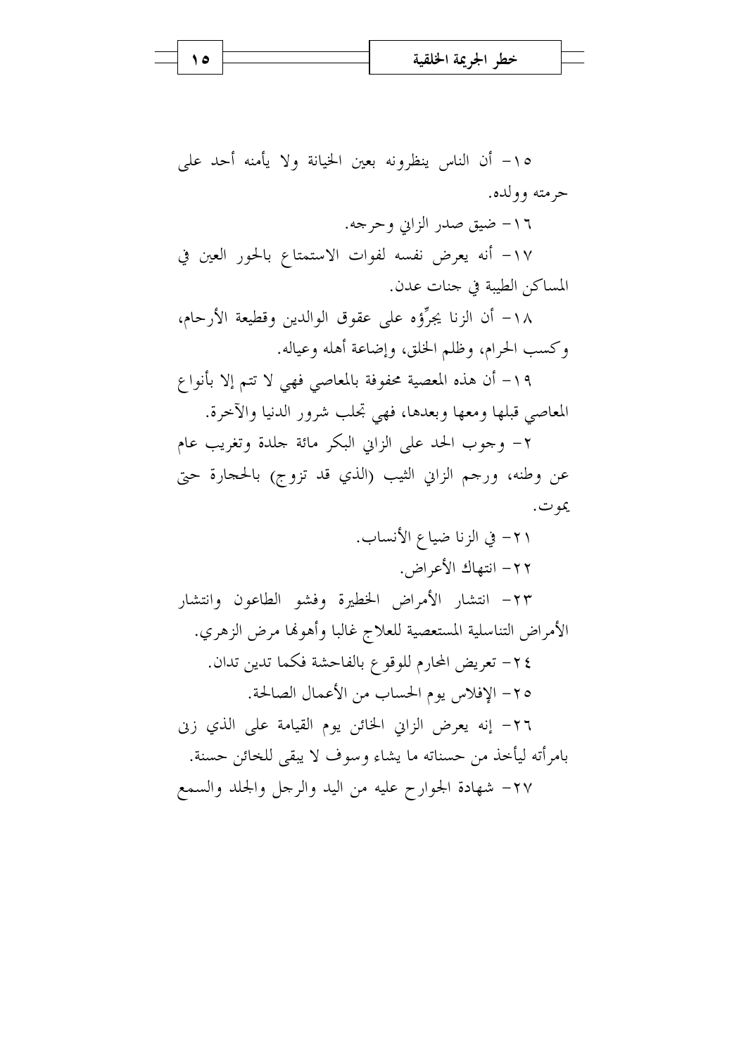١٥- أن الناس ينظرونه بعين الخيانة ولا يأمنه أحد على حرمته وولده.

١٦- ضيق صدر الزاني وحرجه.

١٧- أنه يعرض نفسه لفوات الاستمتاع بالحور العين في المساكن الطيبة في جنات عدن.

١٨- أن الزنا يجرِّؤه على عقوق الوالدين وقطيعة الأرحام، وكسب الحرام، وظلم الخلق، وإضاعة أهله وعياله.

١٩- أن هذه المعصية محفوفة بالمعاصي فهي لا تتم إلا بأنواع المعاصي قبلها ومعها وبعدها، فهي تجلب شرور الدنيا والآخرة.

٢- وجوب الحد على الزاني البكر مائة جلدة وتغريب عام عن وطنه، ورجم الزاني الثيب (الذي قد تزوج) بالحجارة حتى يموت.

٢١- في الزنا ضياع الأنساب.

٢٢- انتهاك الأعراض.

٢٣- انتشار الأمراض الخطيرة وفشو الطاعون وانتشار الأمراض التناسلية المستعصية للعلاج غالبا وأهونها مرض الزهري.

٢٤- تعريض المحارم للوقوع بالفاحشة فكما تدين تدان.

٢٥- الإفلاس يوم الحساب من الأعمال الصالحة.

٢٦- إنه يعرض الزاني الخائن يوم القيامة على الذي زنى بامرأته ليأخذ من حسناته ما يشاء وسوف لا يبقى للخائن حسنة.

٢٧- شهادة الجوارح عليه من اليد والرجل والجلد والسمع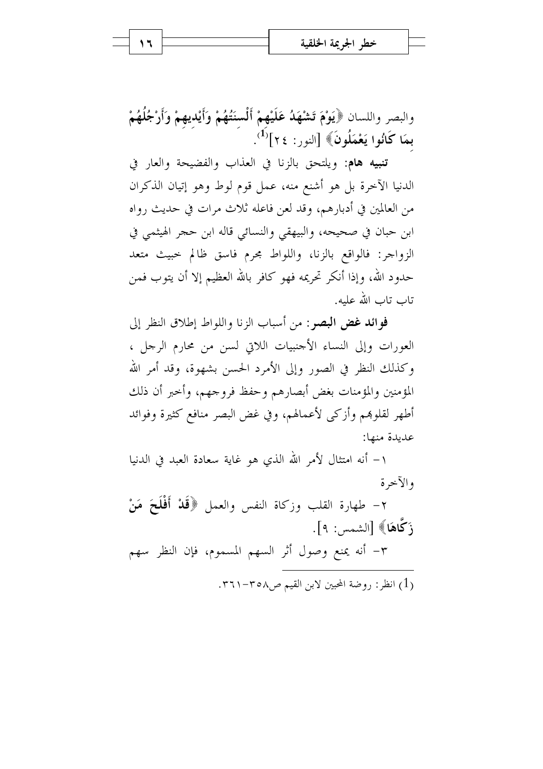والبصر واللسان ﴿**يَوْمَ تَشْهَدُ عَلَيْهِمْ أَلْسِنَتُهُمْ وَأَيْدِيهِمْ وَأَرْجُلُهُمْ بِمَا كَانُوا يَعْمَلُونَ**﴾ [النور: ٢٤][1].

**تنبيه هام**: ويلتحق بالزنا في العذاب والفضيحة والعار في الدنيا الآخرة بل هو أشنع منه، عمل قوم لوط وهو إتيان الذكران من العالمين في أدبارهم، وقد لعن فاعله ثلاث مرات في حديث رواه ابن حبان في صحيحه، والبيهقي والنسائي قاله ابن حجر الهيثمي في الزواجر: فالواقع بالزنا، واللواط مجرم فاسق ظالم خبيث متعد حدود الله، وإذا أنكر تحريمه فهو كافر بالله العظيم إلا أن يتوب فمن تاب تاب الله عليه.

**فوائد غض البصر**: من أسباب الزنا واللواط إطلاق النظر إلى العورات وإلى النساء الأجنبيات اللاتي لسن من محارم الرجل ، وكذلك النظر في الصور وإلى الأمرد الحسن بشهوة، وقد أمر الله المؤمنين والمؤمنات بغض أبصارهم وحفظ فروجهم، وأخبر أن ذلك أطهر لقلوبهم وأزكى لأعمالهم، وفي غض البصر منافع كثيرة وفوائد عديدة منها:

١- أنه امتثال لأمر الله الذي هو غاية سعادة العبد في الدنيا والآخرة

٢- طهارة القلب وزكاة النفس والعمل ﴿**قَدْ أَفْلَحَ مَنْ زَكَّاهَا**﴾ [الشمس: ٩].

٣- أنه يمنع وصول أثر السهم المسموم، فإن النظر سهم

---

(1) انظر: روضة المحبين لابن القيم ص٣٥٨-٣٦١.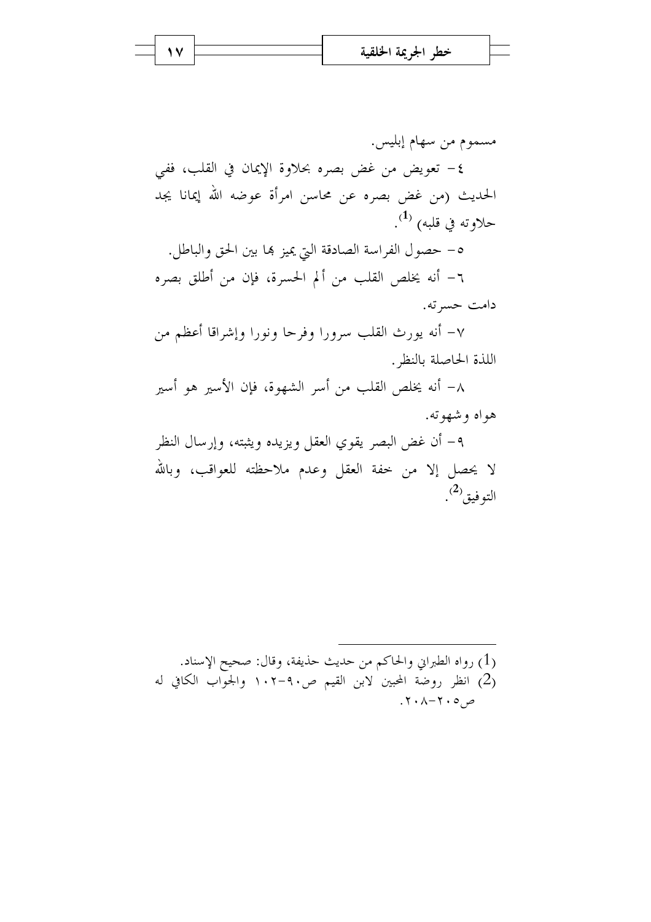مسموم من سهام إبليس.

٤- تعويض من غض بصره بحلاوة الإيمان في القلب، ففي الحديث (من غض بصره عن محاسن امرأة عوضه الله إيمانا يجد حلاوته في قلبه) [1].

٥- حصول الفراسة الصادقة التي يميز بها بين الحق والباطل.

٦- أنه يخلص القلب من ألم الحسرة، فإن من أطلق بصره دامت حسرته.

٧- أنه يورث القلب سرورا وفرحا ونورا وإشراقا أعظم من اللذة الحاصلة بالنظر.

٨- أنه يخلص القلب من أسر الشهوة، فإن الأسير هو أسير هواه وشهوته.

٩- أن غض البصر يقوي العقل ويزيده ويثبته، وإرسال النظر لا يحصل إلا من خفة العقل وعدم ملاحظته للعواقب، وبالله التوفيق [2].

---

(1) رواه الطبراني والحاكم من حديث حذيفة، وقال: صحيح الإسناد.

(2) انظر روضة المحبين لابن القيم ص٩٠-١٠٢ والجواب الكافي له ص٢٠٥-٢٠٨.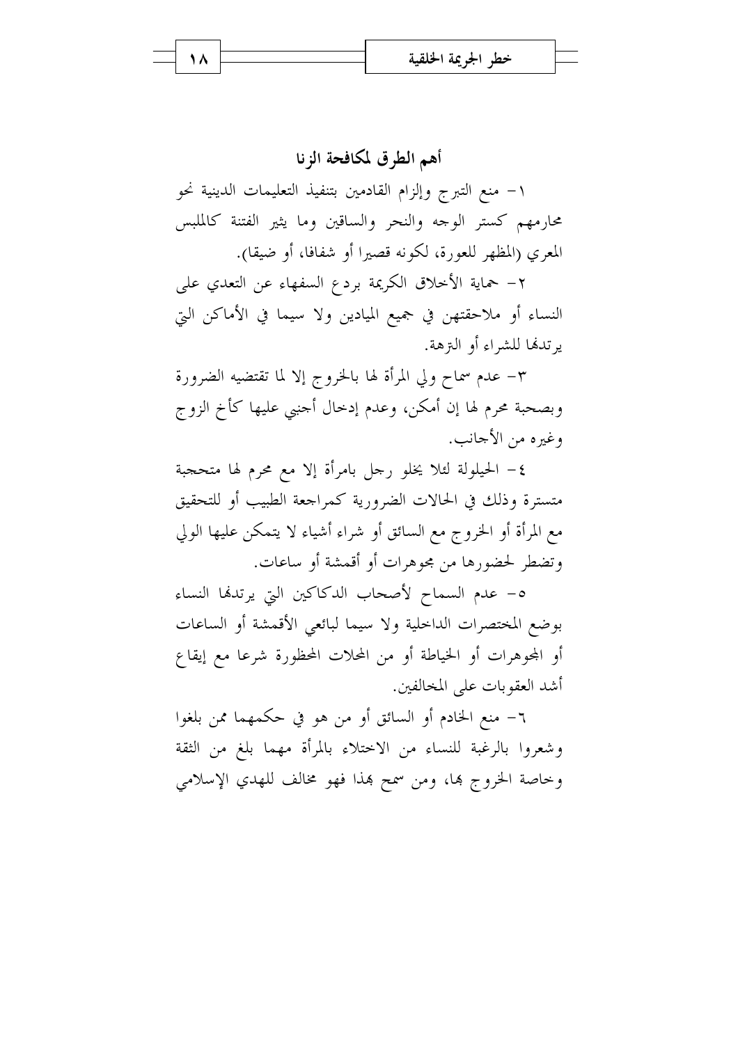## أهم الطرق لمكافحة الزنا

١- منع التبرج وإلزام القادمين بتنفيذ التعليمات الدينية نحو محارمهم كستر الوجه والنحر والساقين وما يثير الفتنة كالملبس المعري (المظهر للعورة، لكونه قصيرا أو شفافا، أو ضيقا).

٢- حماية الأخلاق الكريمة بردع السفهاء عن التعدي على النساء أو ملاحقتهن في جميع الميادين ولا سيما في الأماكن التي يرتدنها للشراء أو النزهة.

٣- عدم سماح ولي المرأة لها بالخروج إلا لما تقتضيه الضرورة وبصحبة محرم لها إن أمكن، وعدم إدخال أجنبي عليها كأخ الزوج وغيره من الأجانب.

٤- الحيلولة لئلا يخلو رجل بامرأة إلا مع محرم لها متحجبة متسترة وذلك في الحالات الضرورية كمراجعة الطبيب أو للتحقيق مع المرأة أو الخروج مع السائق أو شراء أشياء لا يتمكن عليها الولي وتضطر لحضورها من مجوهرات أو أقمشة أو ساعات.

٥- عدم السماح لأصحاب الدكاكين التي يرتدنها النساء بوضع المختصرات الداخلية ولا سيما لبائعي الأقمشة أو الساعات أو المجوهرات أو الخياطة أو من المحلات المحظورة شرعا مع إيقاع أشد العقوبات على المخالفين.

٦- منع الخادم أو السائق أو من هو في حكمهما ممن بلغوا وشعروا بالرغبة للنساء من الاختلاء بالمرأة مهما بلغ من الثقة وخاصة الخروج بها، ومن سمح بهذا فهو مخالف للهدي الإسلامي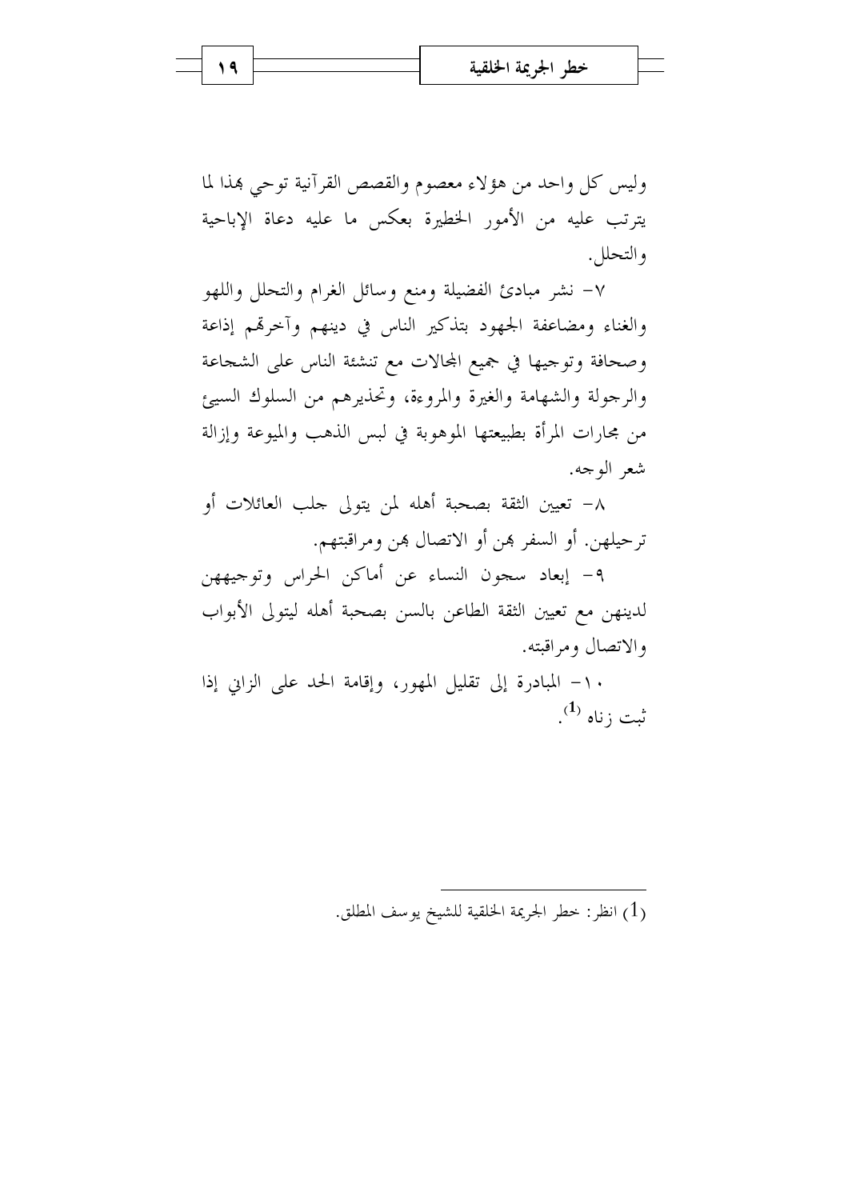وليس كل واحد من هؤلاء معصوم والقصص القرآنية توحي بهذا لما يترتب عليه من الأمور الخطيرة بعكس ما عليه دعاة الإباحية والتحلل.

٧- نشر مبادئ الفضيلة ومنع وسائل الغرام والتحلل واللهو والغناء ومضاعفة الجهود بتذكير الناس في دينهم وآخرتهم إذاعة وصحافة وتوجيها في جميع المجالات مع تنشئة الناس على الشجاعة والرجولة والشهامة والغيرة والمروءة، وتحذيرهم من السلوك السيئ من مجارات المرأة بطبيعتها الموهوبة في لبس الذهب والميوعة وإزالة شعر الوجه.

٨- تعيين الثقة بصحبة أهله لمن يتولى جلب العائلات أو ترحيلهن. أو السفر بهن أو الاتصال بهن ومراقبتهم.

٩- إبعاد سجون النساء عن أماكن الحراس وتوجيههن لدينهن مع تعيين الثقة الطاعن بالسن بصحبة أهله ليتولى الأبواب والاتصال ومراقبته.

١٠- المبادرة إلى تقليل المهور، وإقامة الحد على الزاني إذا ثبت زناه [1].

---

(1) انظر: خطر الجريمة الخلقية للشيخ يوسف المطلق.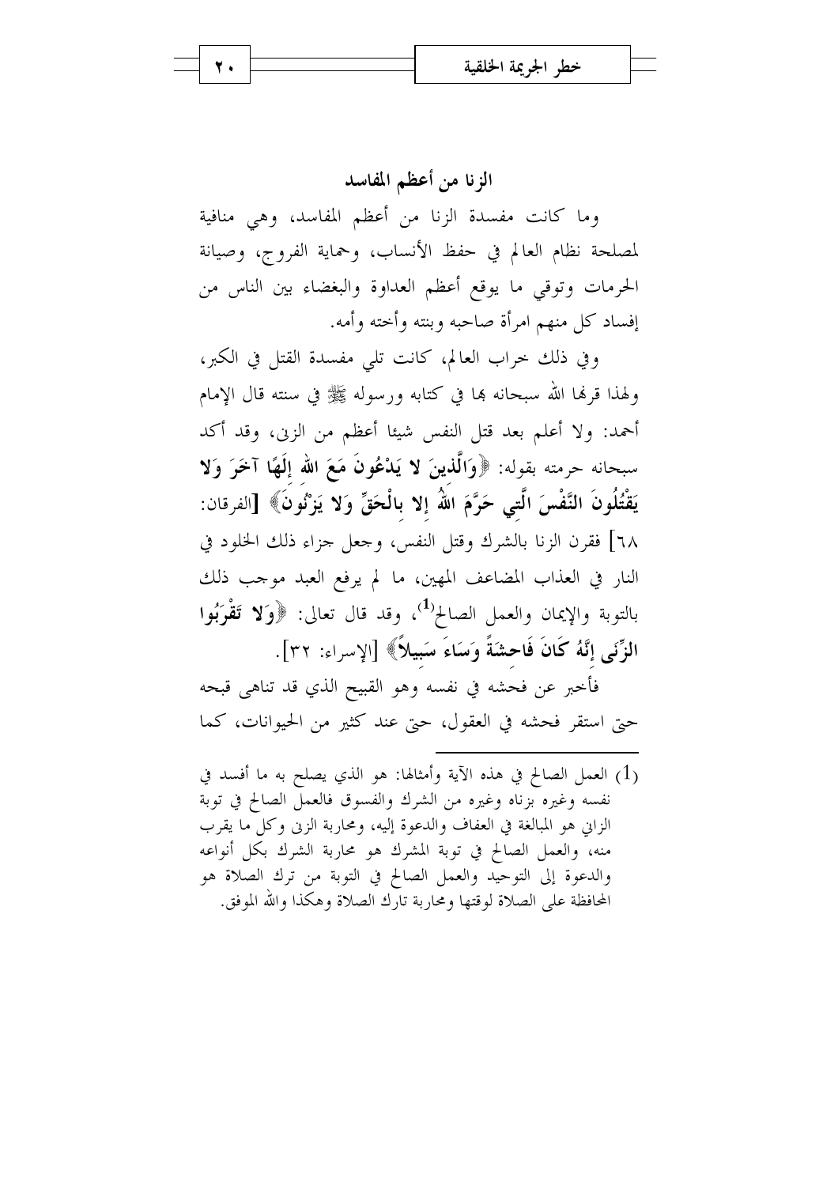## الزنا من أعظم المفاسد

وما كانت مفسدة الزنا من أعظم المفاسد، وهي منافية لمصلحة نظام العالم في حفظ الأنساب، وحماية الفروج، وصيانة الحرمات وتوقي ما يوقع أعظم العداوة والبغضاء بين الناس من إفساد كل منهم امرأة صاحبه وبنته وأخته وأمه.

وفي ذلك خراب العالم، كانت تلي مفسدة القتل في الكبر، ولهذا قرنها الله سبحانه بها في كتابه ورسوله ﷺ في سننه قال الإمام أحمد: ولا أعلم بعد قتل النفس شيئا أعظم من الزنى، وقد أكد سبحانه حرمته بقوله: ﴿**وَالَّذِينَ لا يَدْعُونَ مَعَ اللهِ إِلَهًا آخَرَ وَلا يَقْتُلُونَ النَّفْسَ الَّتِي حَرَّمَ اللهُ إِلا بِالْحَقِّ وَلا يَزْنُونَ**﴾ [الفرقان: ٦٨] فقرن الزنا بالشرك وقتل النفس، وجعل جزاء ذلك الخلود في النار في العذاب المضاعف المهين، ما لم يرفع العبد موجب ذلك بالتوبة والإيمان والعمل الصالح[1]، وقد قال تعالى: ﴿**وَلا تَقْرَبُوا الزِّنَى إِنَّهُ كَانَ فَاحِشَةً وَسَاءَ سَبِيلاً**﴾ [الإسراء: ٣٢].

فأخبر عن فحشه في نفسه وهو القبيح الذي قد تناهى قبحه حتى استقر فحشه في العقول، حتى عند كثير من الحيوانات، كما

---

(1) العمل الصالح في هذه الآية وأمثالها: هو الذي يصلح به ما أفسد في نفسه وغيره بزناه وغيره من الشرك والفسوق فالعمل الصالح في توبة الزاني هو المبالغة في العفاف والدعوة إليه، ومحاربة الزنى وكل ما يقرب منه، والعمل الصالح في توبة المشرك هو محاربة الشرك بكل أنواعه والدعوة إلى التوحيد والعمل الصالح في التوبة من ترك الصلاة هو المحافظة على الصلاة لوقتها ومحاربة تارك الصلاة وهكذا والله الموفق.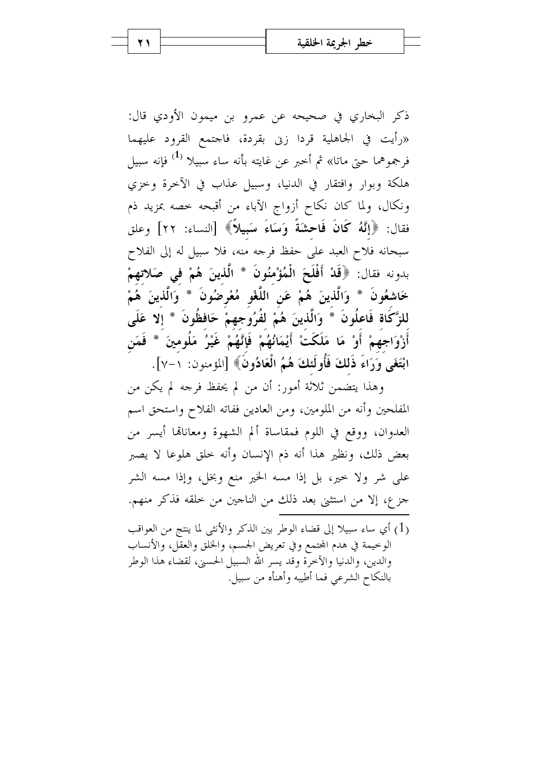ذكر البخاري في صحيحه عن عمرو بن ميمون الأودي قال: «رأيت في الجاهلية قردا زنى بقردة، فاجتمع القرود عليهما فرجموهما حتى ماتا» ثم أخبر عن غايته بأنه ساء سبيلا [1] فإنه سبيل هلكة وبوار وافتقار في الدنيا، وسبيل عذاب في الآخرة وخزي ونكال، ولما كان نكاح أزواج الآباء من أقبحه خصه بمزيد ذم فقال: ﴿إِنَّهُ كَانَ فَاحِشَةً وَسَاءَ سَبِيلاً﴾ [النساء: ٢٢] وعلق سبحانه فلاح العبد على حفظ فرجه منه، فلا سبيل له إلى الفلاح بدونه فقال: ﴿**قَدْ أَفْلَحَ الْمُؤْمِنُونَ * الَّذِينَ هُمْ فِي صَلاتِهِمْ خَاشِعُونَ * وَالَّذِينَ هُمْ عَنِ اللَّغْوِ مُعْرِضُونَ * وَالَّذِينَ هُمْ لِلزَّكَاةِ فَاعِلُونَ * وَالَّذِينَ هُمْ لِفُرُوجِهِمْ حَافِظُونَ * إِلا عَلَى أَزْوَاجِهِمْ أَوْ مَا مَلَكَتْ أَيْمَانُهُمْ فَإِنَّهُمْ غَيْرُ مَلُومِينَ * فَمَنِ ابْتَغَى وَرَاءَ ذَلِكَ فَأُولَئِكَ هُمُ الْعَادُونَ**﴾ [المؤمنون: ١-٧].

وهذا يتضمن ثلاثة أمور: أن من لم يحفظ فرجه لم يكن من المفلحين وأنه من الملومين، ومن العادين ففاته الفلاح واستحق اسم العدوان، ووقع في اللوم فمقاساة ألم الشهوة ومعاناتها أيسر من بعض ذلك، ونظير هذا أنه ذم الإنسان وأنه خلق هلوعا لا يصبر على شر ولا خير، بل إذا مسه الخير منع وبخل، وإذا مسه الشر جزع، إلا من استثنى بعد ذلك من الناجين من خلقه فذكر منهم.

---

(1) أي ساء سبيلا إلى قضاء الوطر بين الذكر والأنثى لما ينتج من العواقب الوخيمة في هدم المجتمع وفي تعريض الجسم، والخلق والعقل، والأنساب والدين، والدنيا والآخرة وقد يسر الله السبيل الحسنى، لقضاء هذا الوطر بالنكاح الشرعي فما أطيبه وأهنأه من سبيل.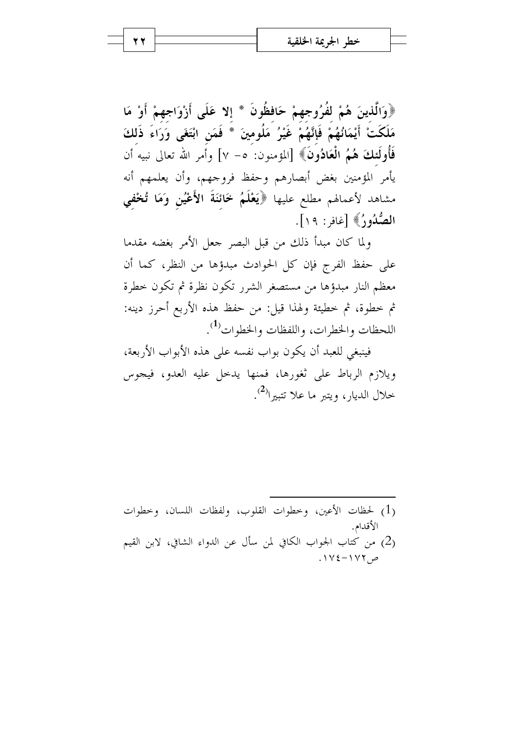**﴿وَالَّذِينَ هُمْ لِفُرُوجِهِمْ حَافِظُونَ * إِلا عَلَى أَزْوَاجِهِمْ أَوْ مَا مَلَكَتْ أَيْمَانُهُمْ فَإِنَّهُمْ غَيْرُ مَلُومِينَ * فَمَنِ ابْتَغَى وَرَاءَ ذَلِكَ فَأُولَئِكَ هُمُ الْعَادُونَ﴾** [المؤمنون: ٥- ٧] وأمر الله تعالى نبيه أن يأمر المؤمنين بغض أبصارهم وحفظ فروجهم، وأن يعلمهم أنه مشاهد لأعمالهم مطلع عليها **﴿يَعْلَمُ خَائِنَةَ الأَعْيُنِ وَمَا تُخْفِي الصُّدُورُ﴾** [غافر: ١٩].

ولما كان مبدأ ذلك من قبل البصر جعل الأمر بغضه مقدما على حفظ الفرج فإن كل الحوادث مبدؤها من النظر، كما أن معظم النار مبدؤها من مستصغر الشرر تكون نظرة ثم تكون خطرة ثم خطوة، ثم خطيئة ولهذا قيل: من حفظ هذه الأربع أحرز دينه: اللحظات والخطرات، واللفظات والخطوات[1].

فينبغي للعبد أن يكون بواب نفسه على هذه الأبواب الأربعة، ويلازم الرباط على ثغورها، فمنها يدخل عليه العدو، فيجوس خلال الديار، ويتبر ما علا تتبيرا[2].

---

(1) لحظات الأعين، وخطرات القلوب، ولفظات اللسان، وخطوات الأقدام.

(2) من كتاب الجواب الكافي لمن سأل عن الدواء الشافي، لابن القيم ص١٧٢-١٧٤.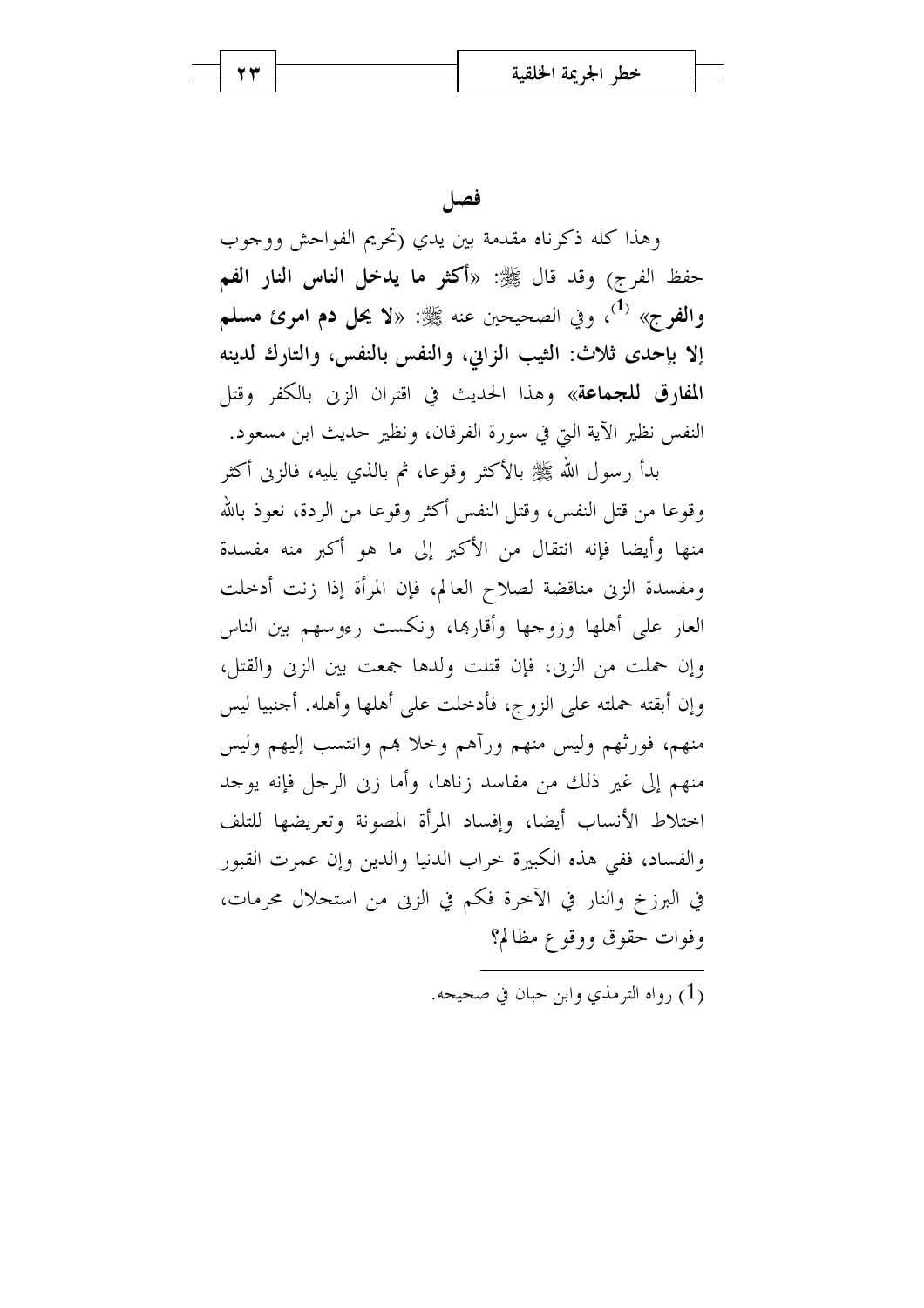## فصل

وهذا كله ذكرناه مقدمة بين يدي (تحريم الفواحش ووجوب حفظ الفرج) وقد قال ﷺ: «**أكثر ما يدخل الناس النار الفم والفرج**» [1]، وفي الصحيحين عنه ﷺ: «**لا يحل دم امرئ مسلم إلا بإحدى ثلاث: الثيب الزاني، والنفس بالنفس، والتارك لدينه المفارق للجماعة**» وهذا الحديث في اقتران الزنى بالكفر وقتل النفس نظير الآية التي في سورة الفرقان، ونظير حديث ابن مسعود.

بدأ رسول الله ﷺ بالأكثر وقوعا، ثم بالذي يليه، فالزنى أكثر وقوعا من قتل النفس، وقتل النفس أكثر وقوعا من الردة، نعوذ بالله منها وأيضا فإنه انتقال من الأكبر إلى ما هو أكبر منه مفسدة ومفسدة الزنى مناقضة لصلاح العالم، فإن المرأة إذا زنت أدخلت العار على أهلها وزوجها وأقاربها، ونكست رءوسهم بين الناس وإن حملت من الزنى، فإن قتلت ولدها جمعت بين الزنى والقتل، وإن أبقته حملته على الزوج، فأدخلت على أهلها وأهله. أجنبيا ليس منهم، فورثهم وليس منهم ورآهم وخلا بهم وانتسب إليهم وليس منهم إلى غير ذلك من مفاسد زناها، وأما زنى الرجل فإنه يوجد اختلاط الأنساب أيضا، وإفساد المرأة المصونة وتعريضها للتلف والفساد، ففي هذه الكبيرة خراب الدنيا والدين وإن عمرت القبور في البرزخ والنار في الآخرة فكم في الزنى من استحلال محرمات، وفوات حقوق ووقوع مظالم؟

---

(1) رواه الترمذي وابن حبان في صحيحه.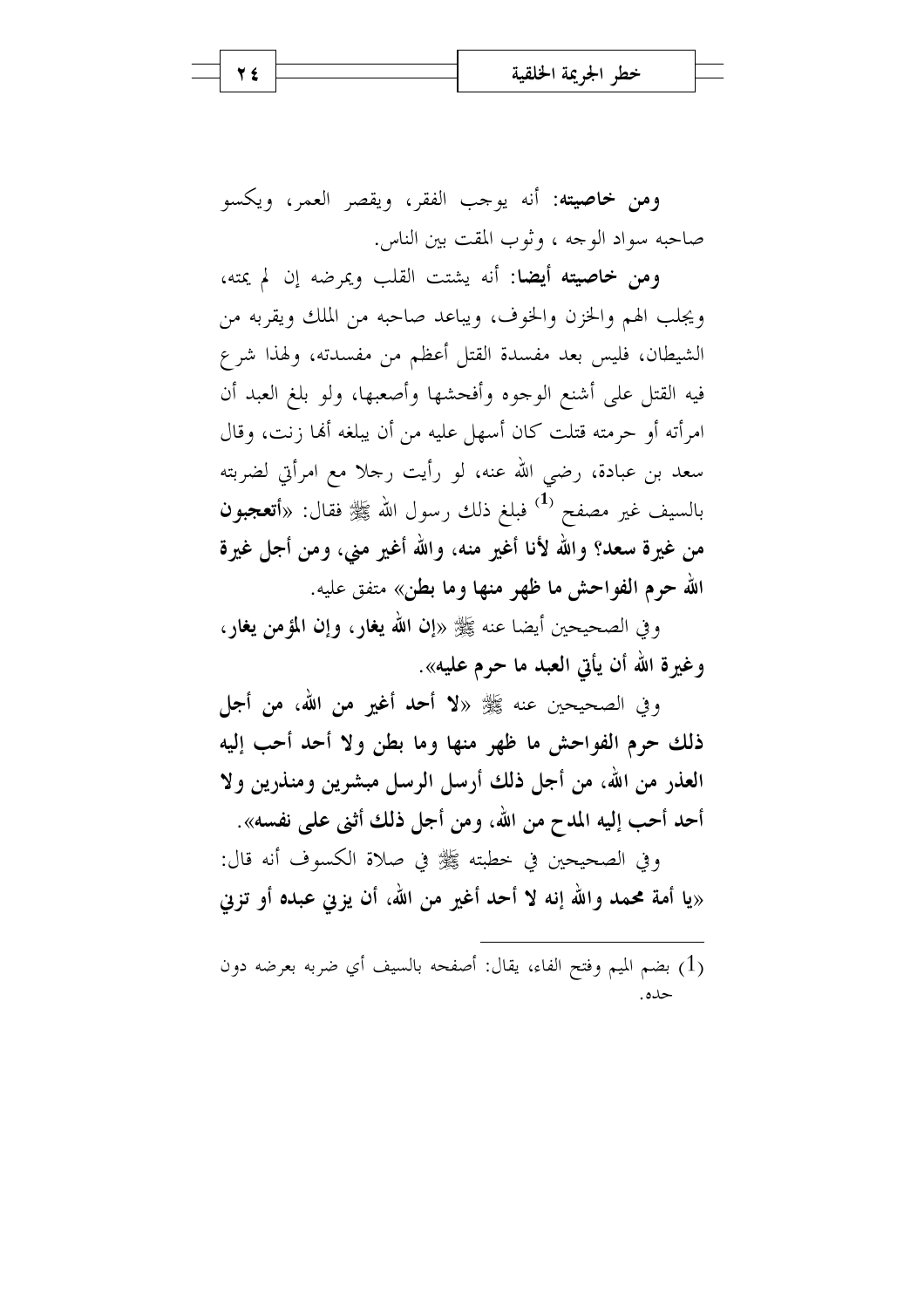**ومن خاصيته:** أنه يوجب الفقر، ويقصر العمر، ويكسو صاحبه سواد الوجه ، وثوب المقت بين الناس.

**ومن خاصيته أيضا:** أنه يشتت القلب ويمرضه إن لم يمته، ويجلب الهم والحزن والخوف، ويباعد صاحبه من الملك ويقربه من الشيطان، فليس بعد مفسدة القتل أعظم من مفسدته، ولهذا شرع فيه القتل على أشنع الوجوه وأفحشها وأصعبها، ولو بلغ العبد أن امرأته أو حرمته قتلت كان أسهل عليه من أن يبلغه أنها زنت، وقال سعد بن عبادة، رضي الله عنه، لو رأيت رجلا مع امرأتي لضربته بالسيف غير مصفح [1] فبلغ ذلك رسول الله ﷺ فقال: «**أتعجبون من غيرة سعد؟ والله لأنا أغير منه، والله أغير مني، ومن أجل غيرة الله حرم الفواحش ما ظهر منها وما بطن**» متفق عليه.

وفي الصحيحين أيضا عنه ﷺ «**إن الله يغار، وإن المؤمن يغار، وغيرة الله أن يأتي العبد ما حرم عليه**».

وفي الصحيحين عنه ﷺ «**لا أحد أغير من الله، من أجل ذلك حرم الفواحش ما ظهر منها وما بطن ولا أحد أحب إليه العذر من الله، من أجل ذلك أرسل الرسل مبشرين ومنذرين ولا أحد أحب إليه المدح من الله، ومن أجل ذلك أثنى على نفسه**».

وفي الصحيحين في خطبته ﷺ في صلاة الكسوف أنه قال: «**يا أمة محمد والله إنه لا أحد أغير من الله، أن يزني عبده أو تزني**

---

(1) بضم الميم وفتح الفاء، يقال: أصفحه بالسيف أي ضربه بعرضه دون حده.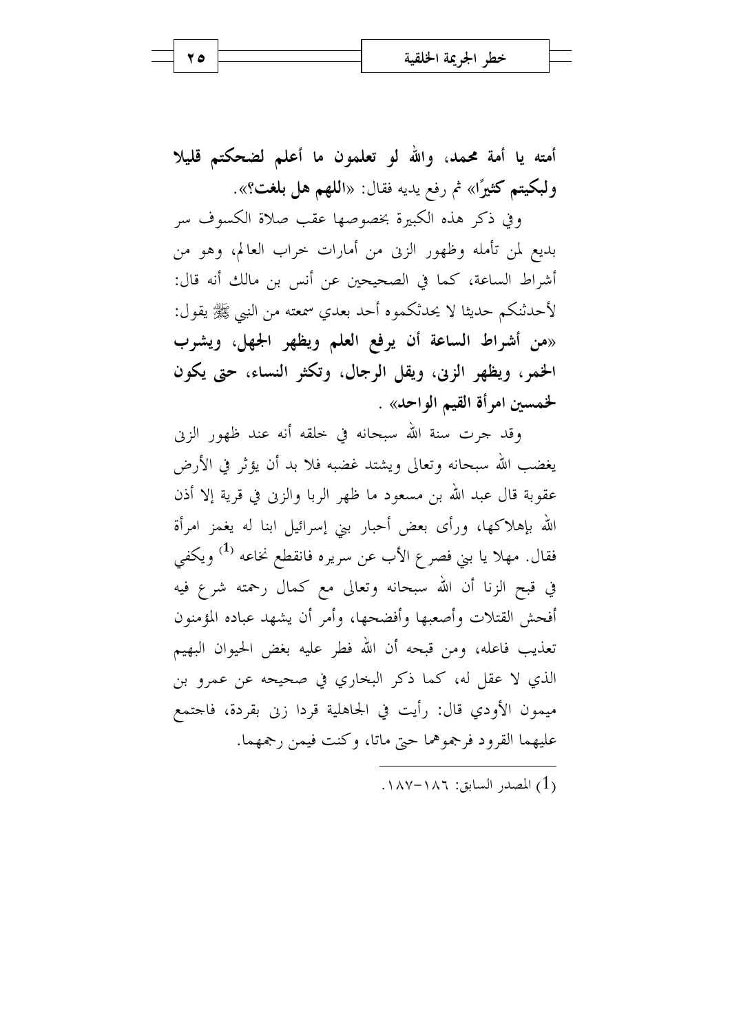**أمته يا أمة محمد، والله لو تعلمون ما أعلم لضحكتم قليلا ولبكيتم كثيرًا»** ثم رفع يديه فقال: «**اللهم هل بلغت؟**».

وفي ذكر هذه الكبيرة بخصوصها عقب صلاة الكسوف سر بديع لمن تأمله وظهور الزنى من أمارات خراب العالم، وهو من أشراط الساعة، كما في الصحيحين عن أنس بن مالك أنه قال: لأحدثنكم حديثا لا يحدثكموه أحد بعدي سمعته من النبي ﷺ يقول: «**من أشراط الساعة أن يرفع العلم ويظهر الجهل، ويشرب الخمر، ويظهر الزنى، ويقل الرجال، وتكثر النساء، حتى يكون لخمسين امرأة القيم الواحد**» .

وقد جرت سنة الله سبحانه في خلقه أنه عند ظهور الزنى يغضب الله سبحانه وتعالى ويشتد غضبه فلا بد أن يؤثر في الأرض عقوبة قال عبد الله بن مسعود ما ظهر الربا والزنى في قرية إلا أذن الله بإهلاكها، ورأى بعض أحبار بني إسرائيل ابنا له يغمز امرأة فقال. مهلا يا بني فصرع الأب عن سريره فانقطع نخاعه [1] ويكفي في قبح الزنا أن الله سبحانه وتعالى مع كمال رحمته شرع فيه أفحش القتلات وأصعبها وأفضحها، وأمر أن يشهد عباده المؤمنون تعذيب فاعله، ومن قبحه أن الله فطر عليه بغض الحيوان البهيم الذي لا عقل له، كما ذكر البخاري في صحيحه عن عمرو بن ميمون الأودي قال: رأيت في الجاهلية قردا زنى بقردة، فاجتمع عليهما القرود فرجموهما حتى ماتا، وكنت فيمن رجمهما.

---

(1) المصدر السابق: ١٨٦-١٨٧.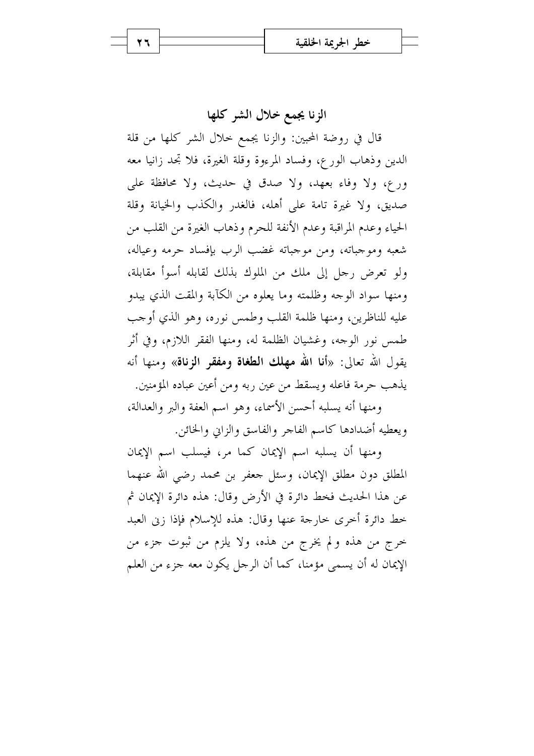## الزنا يجمع خلال الشر كلها

قال في روضة المحبين: والزنا يجمع خلال الشر كلها من قلة الدين وذهاب الورع، وفساد المرءوة وقلة الغيرة، فلا تجد زانيا معه ورع، ولا وفاء بعهد، ولا صدق في حديث، ولا محافظة على صديق، ولا غيرة تامة على أهله، فالغدر والكذب والخيانة وقلة الحياء وعدم المراقبة وعدم الأنفة للحرم وذهاب الغيرة من القلب من شعبه وموجباته، ومن موجباته غضب الرب بإفساد حرمه وعياله، ولو تعرض رجل إلى ملك من الملوك بذلك لقابله أسوأ مقابلة، ومنها سواد الوجه وظلمته وما يعلوه من الكآبة والمقت الذي يبدو عليه للناظرين، ومنها ظلمة القلب وطمس نوره، وهو الذي أوجب طمس نور الوجه، وغشيان الظلمة له، ومنها الفقر اللازم، وفي أثر يقول الله تعالى: «**أنا الله مهلك الطغاة ومفقر الزناة**» ومنها أنه يذهب حرمة فاعله ويسقط من عين ربه ومن أعين عباده المؤمنين.

ومنها أنه يسلبه أحسن الأسماء، وهو اسم العفة والبر والعدالة، ويعطيه أضدادها كاسم الفاجر والفاسق والزاني والخائن.

ومنها أن يسلبه اسم الإيمان كما مر، فيسلب اسم الإيمان المطلق دون مطلق الإيمان، وسئل جعفر بن محمد رضي الله عنهما عن هذا الحديث فخط دائرة في الأرض وقال: هذه دائرة الإيمان ثم خط دائرة أخرى خارجة عنها وقال: هذه للإسلام فإذا زنى العبد خرج من هذه ولم يخرج من هذه، ولا يلزم من ثبوت جزء من الإيمان له أن يسمى مؤمنا، كما أن الرجل يكون معه جزء من العلم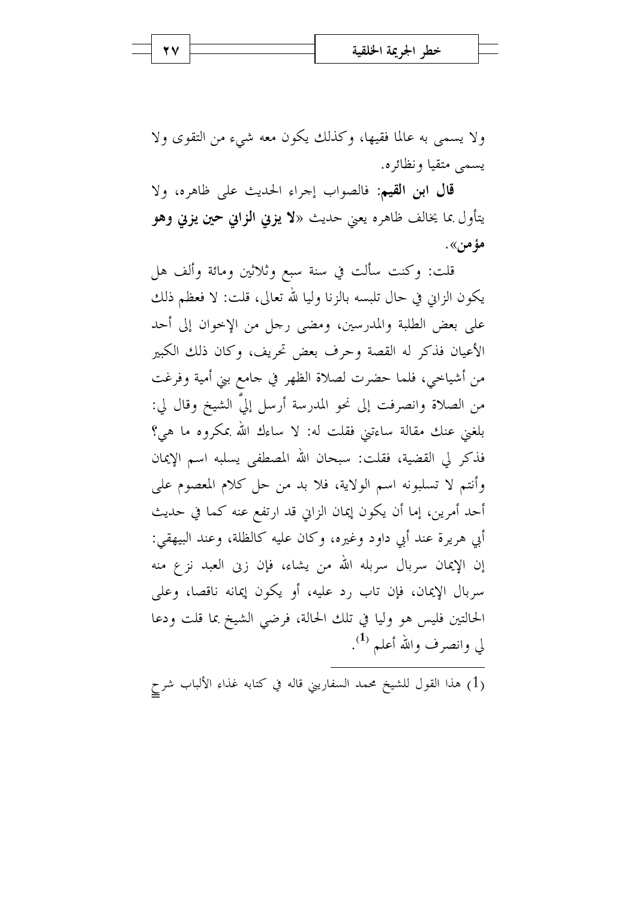ولا يسمى به عالما فقيها، وكذلك يكون معه شيء من التقوى ولا يسمى متقيا ونظائره.

**قال ابن القيم**: فالصواب إجراء الحديث على ظاهره، ولا يتأول بما يخالف ظاهره يعني حديث «**لا يزني الزاني حين يزني وهو مؤمن**».

قلت: وكنت سألت في سنة سبع وثلاثين ومائة وألف هل يكون الزاني في حال تلبسه بالزنا وليا لله تعالى، قلت: لا فعظم ذلك على بعض الطلبة والمدرسين، ومضى رجل من الإخوان إلى أحد الأعيان فذكر له القصة وحرف بعض تحريف، وكان ذلك الكبير من أشياخي، فلما حضرت لصلاة الظهر في جامع بني أمية وفرغت من الصلاة وانصرفت إلى نحو المدرسة أرسل إليَّ الشيخ وقال لي: بلغني عنك مقالة ساءتني فقلت له: لا ساءك الله بمكروه ما هي؟ فذكر لي القضية، فقلت: سبحان الله المصطفى يسلبه اسم الإيمان وأنتم لا تسلبونه اسم الولاية، فلا بد من حل كلام المعصوم على أحد أمرين، إما أن يكون إيمان الزاني قد ارتفع عنه كما في حديث أبي هريرة عند أبي داود وغيره، وكان عليه كالظلة، وعند البيهقي: إن الإيمان سربال سربله الله من يشاء، فإن زنى العبد نزع منه سربال الإيمان، فإن تاب رد عليه، أو يكون إيمانه ناقصا، وعلى الحالتين فليس هو وليا في تلك الحالة، فرضي الشيخ بما قلت ودعا لي وانصرف والله أعلم [1].

---

(1) هذا القول للشيخ محمد السفاريني قاله في كتابه غذاء الألباب شرح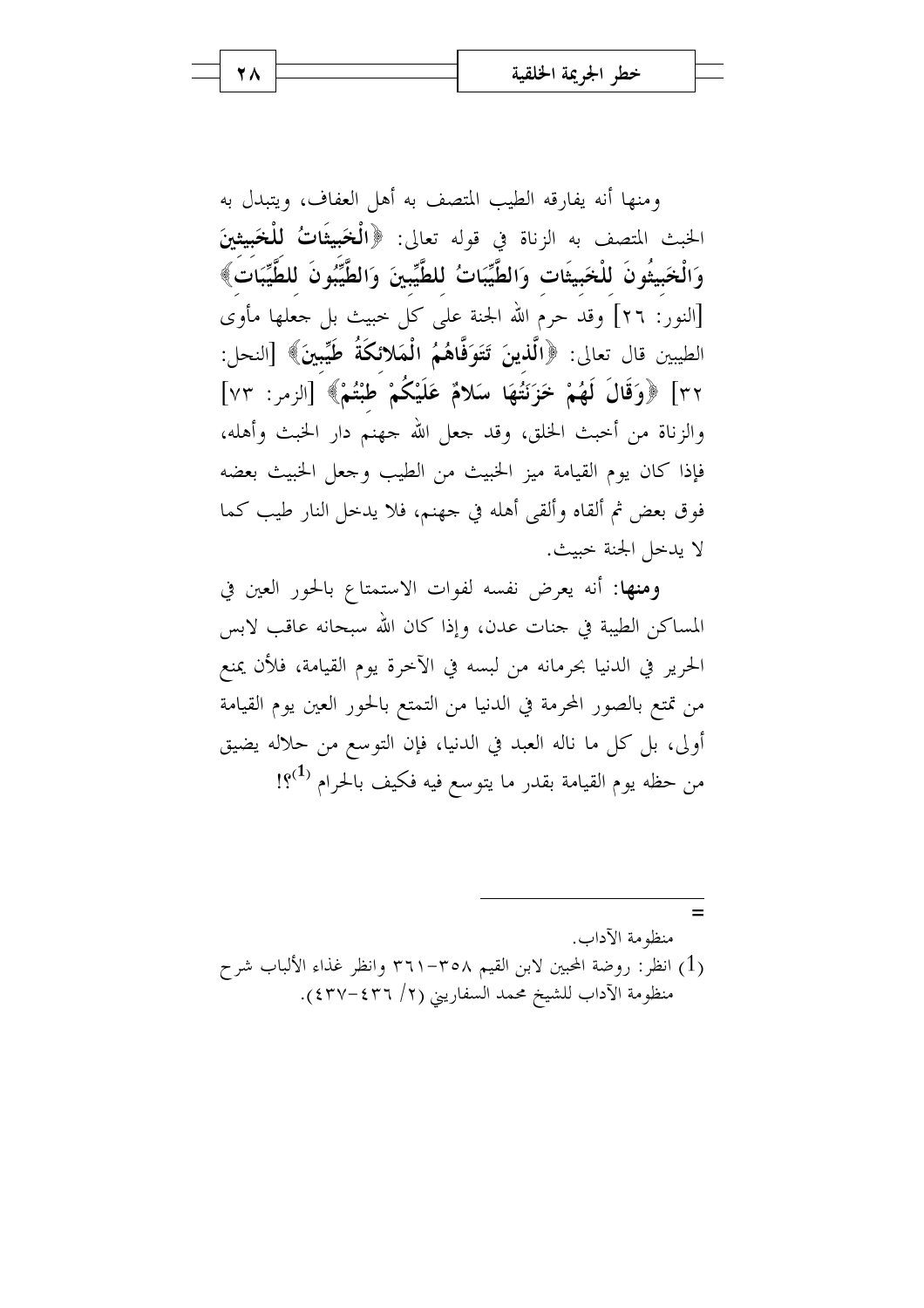ومنها أنه يفارقه الطيب المتصف به أهل العفاف، ويتبدل به الخبث المتصف به الزناة في قوله تعالى: ﴿**الْخَبِيثَاتُ لِلْخَبِيثِينَ وَالْخَبِيثُونَ لِلْخَبِيثَاتِ وَالطَّيِّبَاتُ لِلطَّيِّبِينَ وَالطَّيِّبُونَ لِلطَّيِّبَاتِ**﴾ [النور: ٢٦] وقد حرم الله الجنة على كل خبيث بل جعلها مأوى الطيبين قال تعالى: ﴿**الَّذِينَ تَتَوَفَّاهُمُ الْمَلائِكَةُ طَيِّبِينَ**﴾ [النحل: ٣٢] ﴿**وَقَالَ لَهُمْ خَزَنَتُهَا سَلامٌ عَلَيْكُمْ طِبْتُمْ**﴾ [الزمر: ٧٣] والزناة من أخبث الخلق، وقد جعل الله جهنم دار الخبث وأهله، فإذا كان يوم القيامة ميز الخبيث من الطيب وجعل الخبيث بعضه فوق بعض ثم ألقاه وألقى أهله في جهنم، فلا يدخل النار طيب كما لا يدخل الجنة خبيث.

**ومنها**: أنه يعرض نفسه لفوات الاستمتاع بالحور العين في المساكن الطيبة في جنات عدن، وإذا كان الله سبحانه عاقب لابس الحرير في الدنيا بحرمانه من لبسه في الآخرة يوم القيامة، فلأن يمنع من تمتع بالصور المحرمة في الدنيا من التمتع بالحور العين يوم القيامة أولى، بل كل ما ناله العبد في الدنيا، فإن التوسع من حلاله يضيق من حظه يوم القيامة بقدر ما يتوسع فيه فكيف بالحرام[1]؟!

---

= منظومة الآداب.

(1) انظر: روضة المحبين لابن القيم ٣٥٨-٣٦١ وانظر غذاء الألباب شرح منظومة الآداب للشيخ محمد السفاريني (٢/ ٤٣٦-٤٣٧).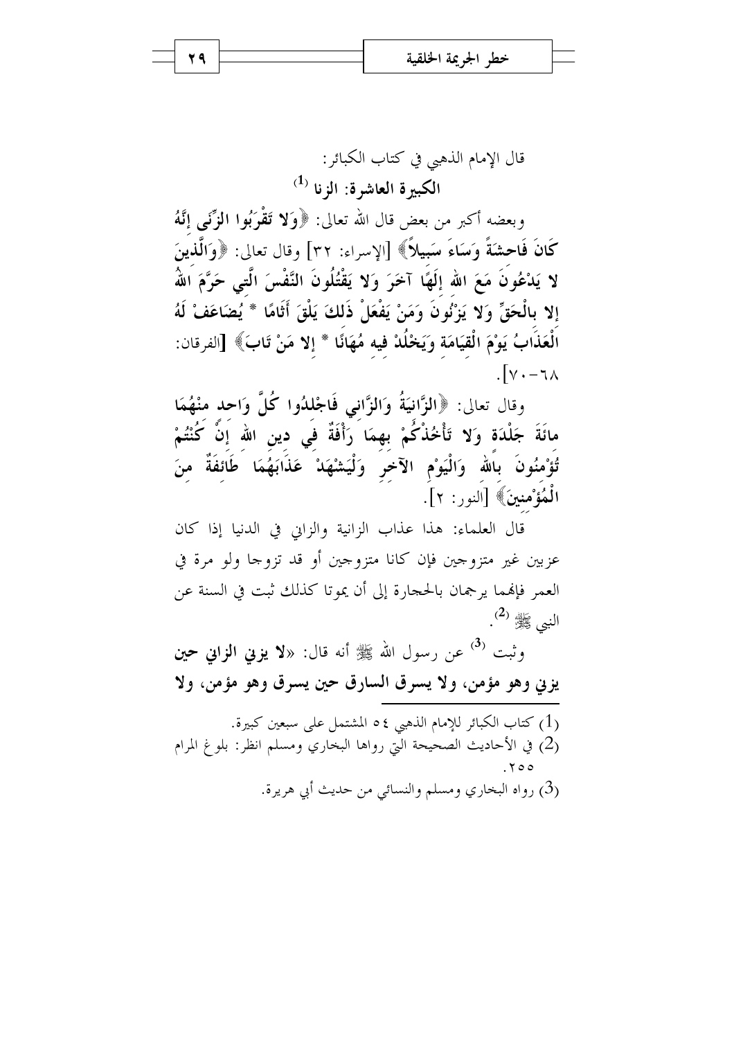قال الإمام الذهبي في كتاب الكبائر:

### الكبيرة العاشرة: الزنا [1]

وبعضه أكبر من بعض قال الله تعالى: ﴿**وَلا تَقْرَبُوا الزِّنَى إِنَّهُ كَانَ فَاحِشَةً وَسَاءَ سَبِيلاً**﴾ [الإسراء: ٣٢] وقال تعالى: ﴿**وَالَّذِينَ لا يَدْعُونَ مَعَ اللهِ إِلَهًا آخَرَ وَلا يَقْتُلُونَ النَّفْسَ الَّتِي حَرَّمَ اللهُ إِلا بِالْحَقِّ وَلا يَزْنُونَ وَمَنْ يَفْعَلْ ذَلِكَ يَلْقَ أَثَامًا * يُضَاعَفْ لَهُ الْعَذَابُ يَوْمَ الْقِيَامَةِ وَيَخْلُدْ فِيهِ مُهَانًا * إِلا مَنْ تَابَ**﴾ [الفرقان: ٦٨-٧٠].

وقال تعالى: ﴿**الزَّانِيَةُ وَالزَّانِي فَاجْلِدُوا كُلَّ وَاحِدٍ مِنْهُمَا مِائَةَ جَلْدَةٍ وَلا تَأْخُذْكُمْ بِهِمَا رَأْفَةٌ فِي دِينِ اللهِ إِنْ كُنْتُمْ تُؤْمِنُونَ بِاللهِ وَالْيَوْمِ الآخِرِ وَلْيَشْهَدْ عَذَابَهُمَا طَائِفَةٌ مِنَ الْمُؤْمِنِينَ**﴾ [النور: ٢].

قال العلماء: هذا عذاب الزانية والزاني في الدنيا إذا كان عزبين غير متزوجين فإن كانا متزوجين أو قد تزوجا ولو مرة في العمر فإنهما يرجمان بالحجارة إلى أن يموتا كذلك ثبت في السنة عن النبي ﷺ [2].

وثبت [3] عن رسول الله ﷺ أنه قال: «**لا يزني الزاني حين يزني وهو مؤمن، ولا يسرق السارق حين يسرق وهو مؤمن، ولا**

---

(1) كتاب الكبائر للإمام الذهبي ٥٤ المشتمل على سبعين كبيرة.

(2) في الأحاديث الصحيحة التي رواها البخاري ومسلم انظر: بلوغ المرام ٢٥٥.

(3) رواه البخاري ومسلم والنسائي من حديث أبي هريرة.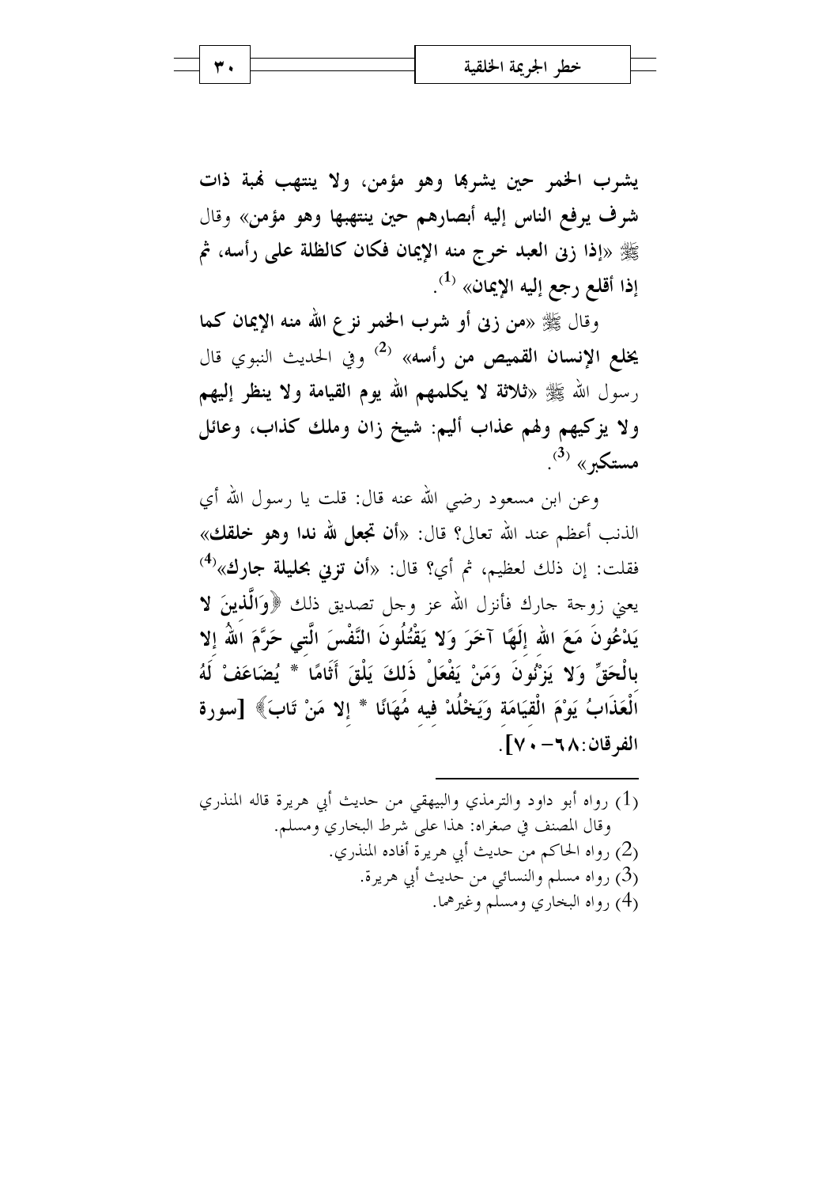**يشرب الخمر حين يشربها وهو مؤمن، ولا ينتهب نهبة ذات شرف يرفع الناس إليه أبصارهم حين ينتهبها وهو مؤمن»** وقال ﷺ **«إذا زنى العبد خرج منه الإيمان فكان كالظلة على رأسه، ثم إذا أقلع رجع إليه الإيمان»** [1].

وقال ﷺ **«من زنى أو شرب الخمر نزع الله منه الإيمان كما يخلع الإنسان القميص من رأسه»** [2] وفي الحديث النبوي قال رسول الله ﷺ **«ثلاثة لا يكلمهم الله يوم القيامة ولا ينظر إليهم ولا يزكيهم ولهم عذاب أليم: شيخ زان وملك كذاب، وعائل مستكبر»** [3].

وعن ابن مسعود رضي الله عنه قال: قلت يا رسول الله أي الذنب أعظم عند الله تعالى؟ قال: **«أن تجعل لله ندا وهو خلقك»** فقلت: إن ذلك لعظيم، ثم أي؟ قال: **«أن تزني بحليلة جارك»**[4] يعني زوجة جارك فأنزل الله عز وجل تصديق ذلك **﴿وَالَّذِينَ لا يَدْعُونَ مَعَ اللهِ إِلَهًا آخَرَ وَلا يَقْتُلُونَ النَّفْسَ الَّتِي حَرَّمَ اللهُ إِلا بِالْحَقِّ وَلا يَزْنُونَ وَمَنْ يَفْعَلْ ذَلِكَ يَلْقَ أَثَامًا * يُضَاعَفْ لَهُ الْعَذَابُ يَوْمَ الْقِيَامَةِ وَيَخْلُدْ فِيهِ مُهَانًا * إِلا مَنْ تَابَ﴾ [سورة الفرقان:٦٨-٧٠]**.

---

(1) رواه أبو داود والترمذي والبيهقي من حديث أبي هريرة قاله المنذري وقال المصنف في صغراه: هذا على شرط البخاري ومسلم.

(2) رواه الحاكم من حديث أبي هريرة أفاده المنذري.

(3) رواه مسلم والنسائي من حديث أبي هريرة.

(4) رواه البخاري ومسلم وغيرهما.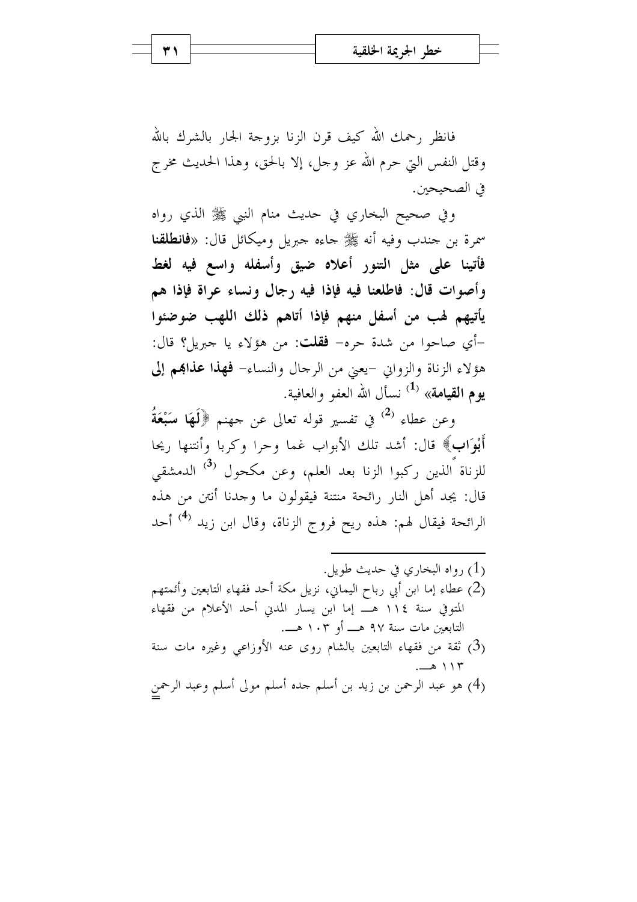فانظر رحمك الله كيف قرن الزنا بزوجة الجار بالشرك بالله وقتل النفس التي حرم الله عز وجل، إلا بالحق، وهذا الحديث مخرج في الصحيحين.

وفي صحيح البخاري في حديث منام النبي ﷺ الذي رواه سمرة بن جندب وفيه أنه ﷺ جاءه جبريل وميكائل قال: «**فانطلقنا فأتينا على مثل التنور أعلاه ضيق وأسفله واسع فيه لغط وأصوات قال: فاطلعنا فيه فإذا فيه رجال ونساء عراة فإذا هم يأتيهم لهب من أسفل منهم فإذا أتاهم ذلك اللهب ضوضئوا** -أي صاحوا من شدة حره- **فقلت**: من هؤلاء يا جبريل؟ قال: هؤلاء الزناة والزواني -يعني من الرجال والنساء- **فهذا عذابهم إلى يوم القيامة**» [1] نسأل الله العفو والعافية.

وعن عطاء [2] في تفسير قوله تعالى عن جهنم ﴿**لَهَا سَبْعَةُ أَبْوَابٍ**﴾ قال: أشد تلك الأبواب غما وحرا وكربا وأنتنها ريحا للزناة الذين ركبوا الزنا بعد العلم، وعن مكحول [3] الدمشقي قال: يجد أهل النار رائحة منتنة فيقولون ما وجدنا أنتن من هذه الرائحة فيقال لهم: هذه ريح فروج الزناة، وقال ابن زيد [4] أحد

---

(1) رواه البخاري في حديث طويل.

(2) عطاء إما ابن أبي رباح اليماني، نزيل مكة أحد فقهاء التابعين وأئمتهم المتوفى سنة ١١٤ هـ إما ابن يسار المدني أحد الأعلام من فقهاء التابعين مات سنة ٩٧ هـ أو ١٠٣ هـ.

(3) ثقة من فقهاء التابعين بالشام روى عنه الأوزاعي وغيره مات سنة ١١٣ هـ.

(4) هو عبد الرحمن بن زيد بن أسلم جده أسلم مولى أسلم وعبد الرحمن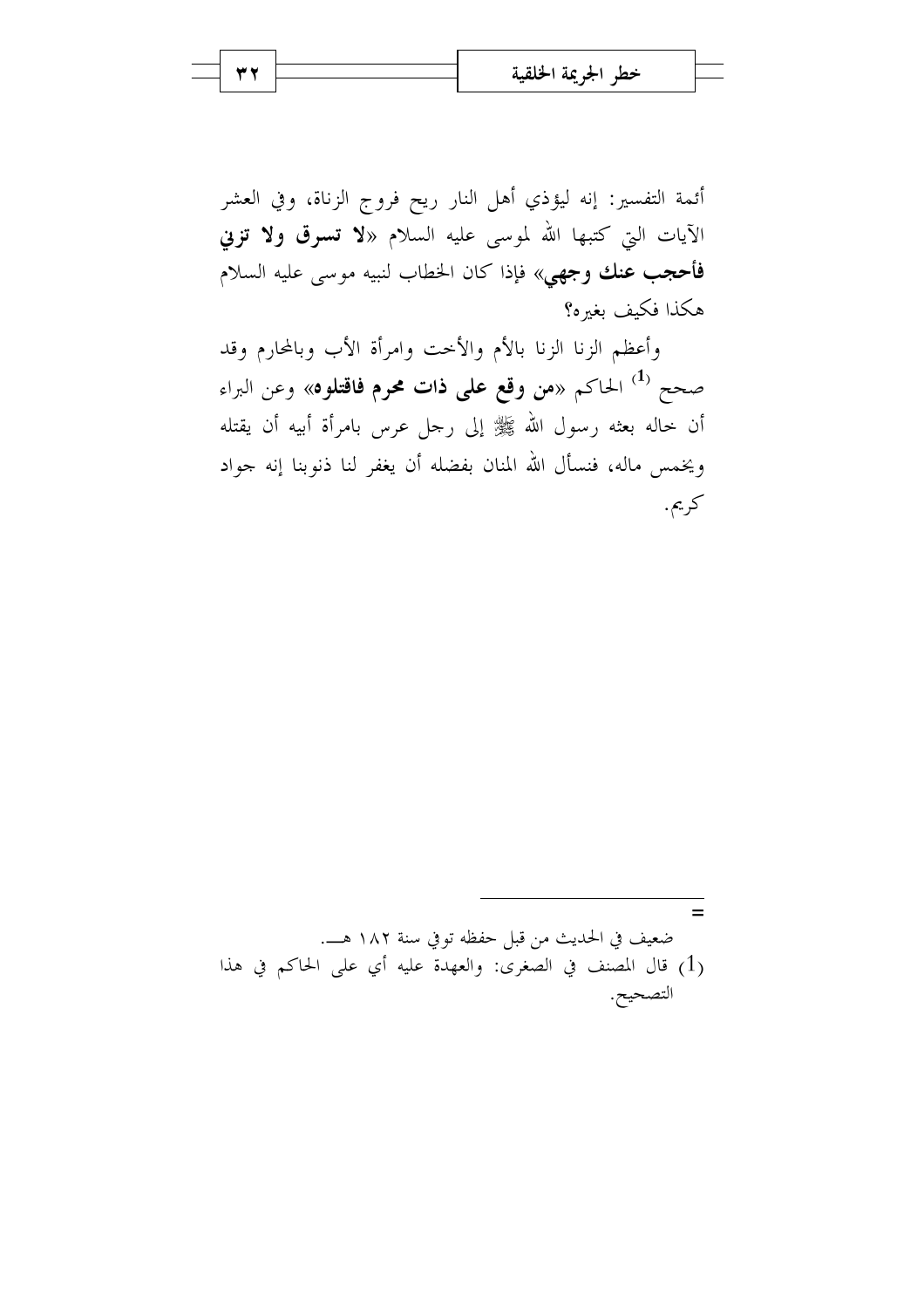أئمة التفسير: إنه ليؤذي أهل النار ريح فروج الزناة، وفي العشر الآيات التي كتبها الله لموسى عليه السلام «**لا تسرق ولا تزني فأحجب عنك وجهي**» فإذا كان الخطاب لنبيه موسى عليه السلام هكذا فكيف بغيره؟

وأعظم الزنا الزنا بالأم والأخت وامرأة الأب وبالمحارم وقد صحح [1] الحاكم «**من وقع على ذات محرم فاقتلوه**» وعن البراء أن خاله بعثه رسول الله ﷺ إلى رجل عرس بامرأة أبيه أن يقتله ويخمس ماله، فنسأل الله المنان بفضله أن يغفر لنا ذنوبنا إنه جواد كريم.

---

=

ضعيف في الحديث من قبل حفظه توفي سنة ١٨٢ هـ.

(1) قال المصنف في الصغرى: والعهدة عليه أي على الحاكم في هذا التصحيح.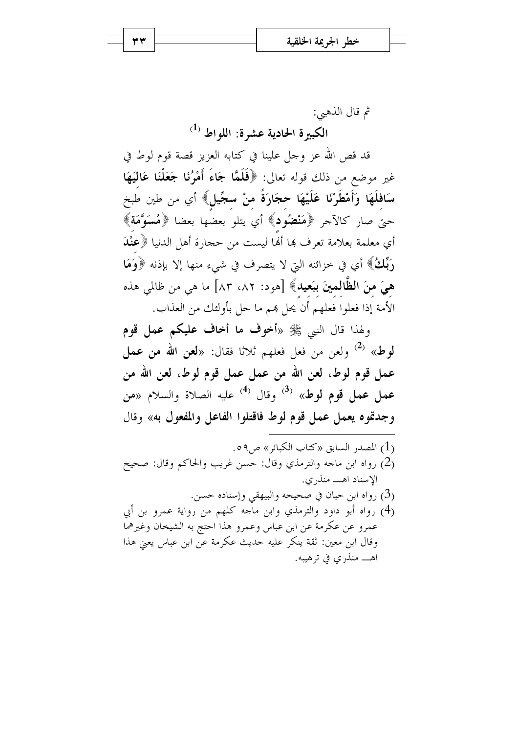ثم قال الذهبي:

### الكبيرة الحادية عشرة: اللواط [1]

قد قص الله عز وجل علينا في كتابه العزيز قصة قوم لوط في غير موضع من ذلك قوله تعالى: ﴿**فَلَمَّا جَاءَ أَمْرُنَا جَعَلْنَا عَالِيَهَا سَافِلَهَا وَأَمْطَرْنَا عَلَيْهَا حِجَارَةً مِنْ سِجِّيلٍ**﴾ أي من طين طبخ حتى صار كالآجر ﴿**مَنْضُودٍ**﴾ أي يتلو بعضها بعضا ﴿**مُسَوَّمَةً**﴾ أي معلمة بعلامة تعرف بها أنها ليست من حجارة أهل الدنيا ﴿**عِنْدَ رَبِّكَ**﴾ أي في خزائنه التي لا يتصرف في شيء منها إلا بإذنه ﴿**وَمَا هِيَ مِنَ الظَّالِمِينَ بِبَعِيدٍ**﴾ [هود: ٨٢، ٨٣] ما هي من ظالمي هذه الأمة إذا فعلوا فعلهم أن يحل بهم ما حل بأولئك من العذاب.

ولهذا قال النبي ﷺ «**أخوف ما أخاف عليكم عمل قوم لوط**» [2] ولعن من فعل فعلهم ثلاثا فقال: «**لعن الله من عمل عمل قوم لوط، لعن الله من عمل عمل قوم لوط، لعن الله من عمل عمل قوم لوط**» [3] وقال [4] عليه الصلاة والسلام «**من وجدتموه يعمل عمل قوم لوط فاقتلوا الفاعل والمفعول به**» وقال

---

(1) المصدر السابق «كتاب الكبائر» ص٥٩.

(2) رواه ابن ماجه والترمذي وقال: حسن غريب والحاكم وقال: صحيح الإسناد اهـ منذري.

(3) رواه ابن حبان في صحيحه والبيهقي وإسناده حسن.

(4) رواه أبو داود والترمذي وابن ماجه كلهم من رواية عمرو بن أبي عمرو عن عكرمة عن ابن عباس وعمرو هذا احتج به الشيخان وغيرهما وقال ابن معين: ثقة ينكر عليه حديث عكرمة عن ابن عباس يعني هذا اهـ منذري في ترهيبه.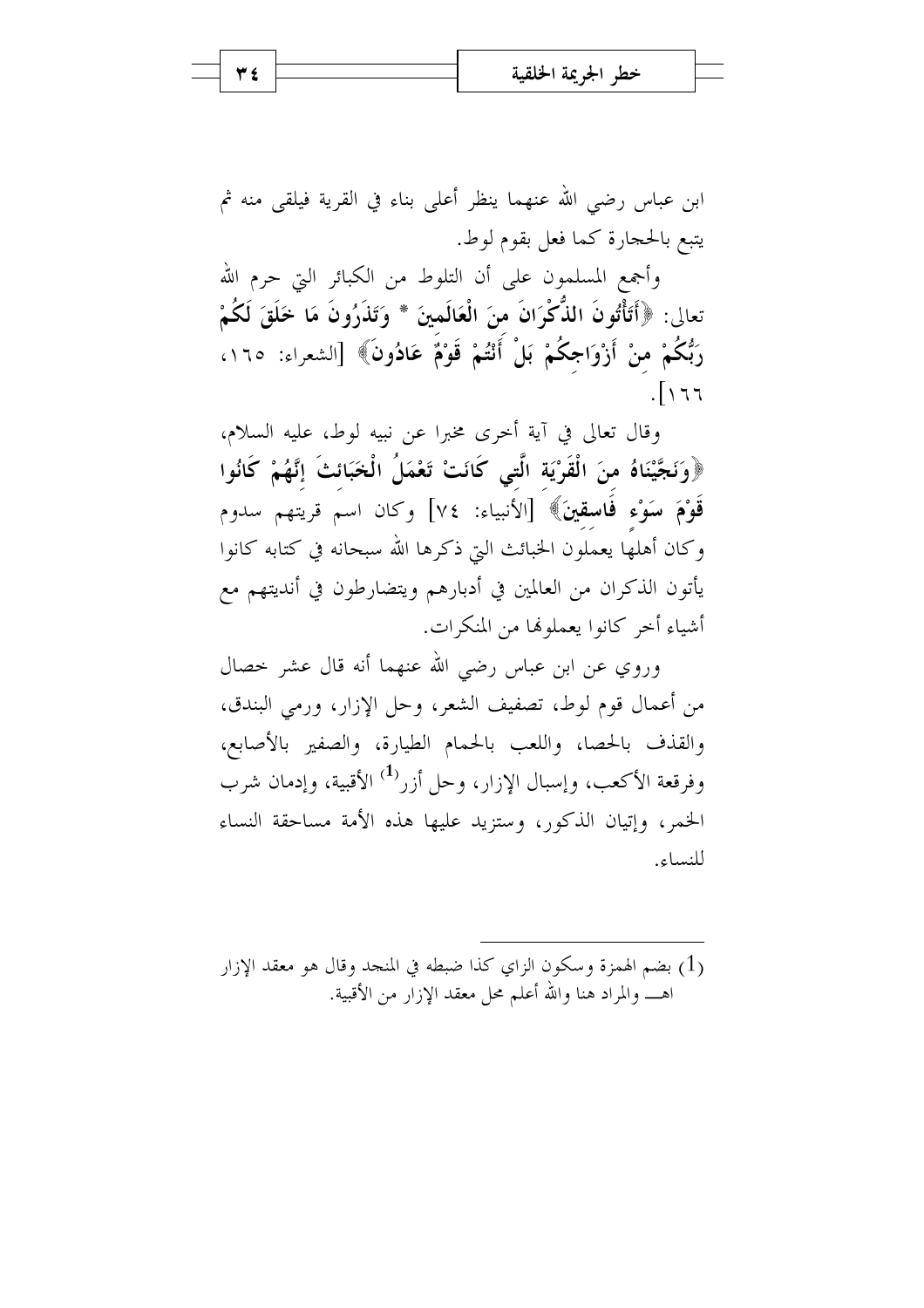ابن عباس رضي الله عنهما ينظر أعلى بناء في القرية فيلقى منه ثم يتبع بالحجارة كما فعل بقوم لوط.

وأجمع المسلمون على أن التلوط من الكبائر التي حرم الله تعالى: ﴿**أَتَأْتُونَ الذُّكْرَانَ مِنَ الْعَالَمِينَ * وَتَذَرُونَ مَا خَلَقَ لَكُمْ رَبُّكُمْ مِنْ أَزْوَاجِكُمْ بَلْ أَنْتُمْ قَوْمٌ عَادُونَ**﴾ [الشعراء: ١٦٥، ١٦٦].

وقال تعالى في آية أخرى مخبرا عن نبيه لوط، عليه السلام، ﴿**وَنَجَّيْنَاهُ مِنَ الْقَرْيَةِ الَّتِي كَانَتْ تَعْمَلُ الْخَبَائِثَ إِنَّهُمْ كَانُوا قَوْمَ سَوْءٍ فَاسِقِينَ**﴾ [الأنبياء: ٧٤] وكان اسم قريتهم سدوم وكان أهلها يعملون الخبائث التي ذكرها الله سبحانه في كتابه كانوا يأتون الذكران من العالمين في أدبارهم ويتضارطون في أنديتهم مع أشياء أخر كانوا يعملونها من المنكرات.

وروي عن ابن عباس رضي الله عنهما أنه قال عشر خصال من أعمال قوم لوط، تصفيف الشعر، وحل الإزار، ورمي البندق، والقذف بالحصا، واللعب بالحمام الطيارة، والصفير بالأصابع، وفرقعة الأكعب، وإسبال الإزار، وحل أزر[1] الأقبية، وإدمان شرب الخمر، وإتيان الذكور، وستزيد عليها هذه الأمة مساحقة النساء للنساء.

---

(1) بضم الهمزة وسكون الزاي كذا ضبطه في المنجد وقال هو معقد الإزار اهـ والمراد هنا والله أعلم محل معقد الإزار من الأقبية.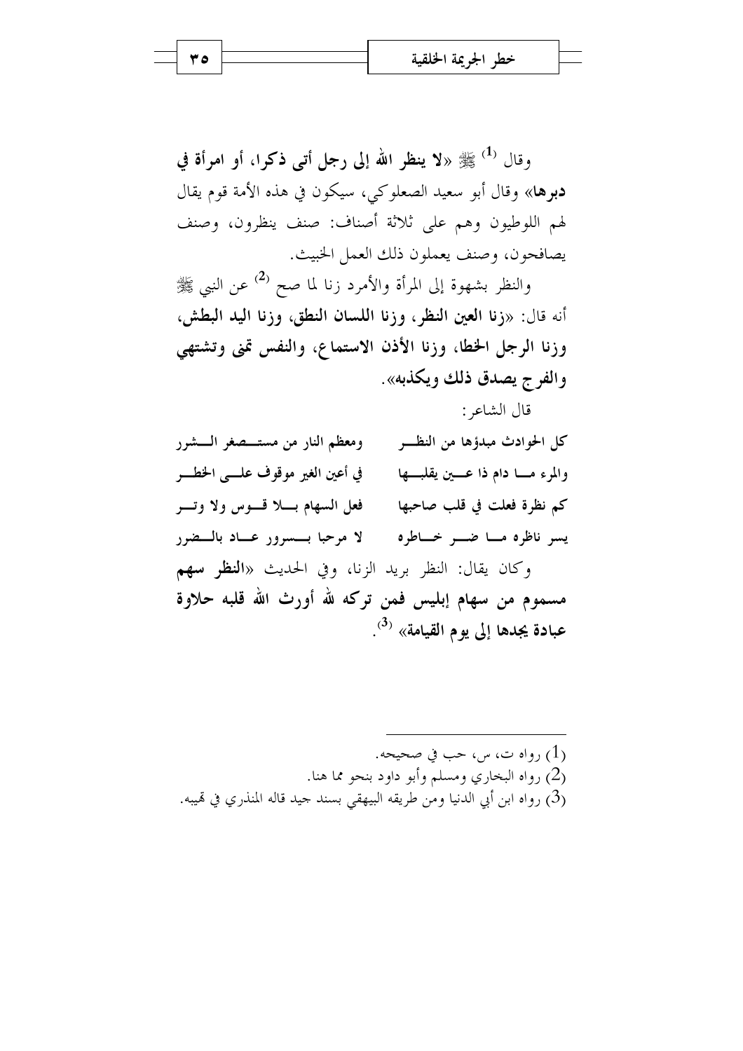وقال [1] ﷺ «**لا ينظر الله إلى رجل أتى ذكرا، أو امرأة في دبرها**» وقال أبو سعيد الصعلوكي، سيكون في هذه الأمة قوم يقال لهم اللوطيون وهم على ثلاثة أصناف: صنف ينظرون، وصنف يصافحون، وصنف يعملون ذلك العمل الخبيث.

والنظر بشهوة إلى المرأة والأمرد زنا لما صح [2] عن النبي ﷺ أنه قال: «**زنا العين النظر، وزنا اللسان النطق، وزنا اليد البطش، وزنا الرجل الخطا، وزنا الأذن الاستماع، والنفس تمنى وتشتهي والفرج يصدق ذلك ويكذبه**».

قال الشاعر:

**كل الحوادث مبدؤها من النظـــر ... ومعظم النار من مستـــصغر الـــشرر**

**والمرء مـــا دام ذا عـــين يقلبـــها ... في أعين الغير موقوف علـــى الخطـــر**

**كم نظرة فعلت في قلب صاحبها ... فعل السهام بـــلا قـــوس ولا وتـــر**

**يسر ناظره مـــا ضـــر خـــاطره ... لا مرحبا بـــسرور عـــاد بالـــضرر**

وكان يقال: النظر بريد الزنا، وفي الحديث «**النظر سهم مسموم من سهام إبليس فمن تركه لله أورث الله قلبه حلاوة عبادة يجدها إلى يوم القيامة**» [3].

---

(1) رواه ت، س، حب في صحيحه.

(2) رواه البخاري ومسلم وأبو داود بنحو مما هنا.

(3) رواه ابن أبي الدنيا ومن طريقه البيهقي بسند جيد قاله المنذري في تهيبه.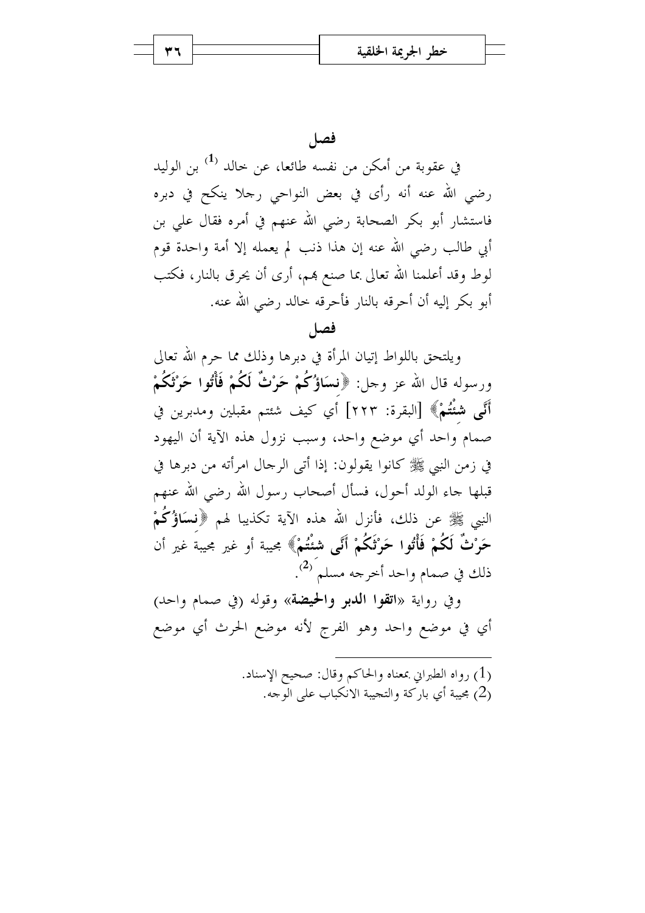## فصل

في عقوبة من أمكن من نفسه طائعا، عن خالد [1] بن الوليد رضي الله عنه أنه رأى في بعض النواحي رجلا ينكح في دبره فاستشار أبو بكر الصحابة رضي الله عنهم في أمره فقال علي بن أبي طالب رضي الله عنه إن هذا ذنب لم يعمله إلا أمة واحدة قوم لوط وقد أعلمنا الله تعالى بما صنع بهم، أرى أن يحرق بالنار، فكتب أبو بكر إليه أن أحرقه بالنار فأحرقه خالد رضي الله عنه.

## فصل

ويلتحق باللواط إتيان المرأة في دبرها وذلك مما حرم الله تعالى ورسوله قال الله عز وجل: ﴿**نِسَاؤُكُمْ حَرْثٌ لَكُمْ فَأْتُوا حَرْثَكُمْ أَنَّى شِئْتُمْ**﴾ [البقرة: ٢٢٣] أي كيف شئتم مقبلين ومدبرين في صمام واحد أي موضع واحد، وسبب نزول هذه الآية أن اليهود في زمن النبي ﷺ كانوا يقولون: إذا أتى الرجال امرأته من دبرها في قبلها جاء الولد أحول، فسأل أصحاب رسول الله رضي الله عنهم النبي ﷺ عن ذلك، فأنزل الله هذه الآية تكذيبا لهم ﴿**نِسَاؤُكُمْ حَرْثٌ لَكُمْ فَأْتُوا حَرْثَكُمْ أَنَّى شِئْتُمْ**﴾ مجيبة أو غير مجيبة غير أن ذلك في صمام واحد أخرجه مسلم [2].

وفي رواية «**اتقوا الدبر والحيضة**» وقوله (في صمام واحد) أي في موضع واحد وهو الفرج لأنه موضع الحرث أي موضع

---

(1) رواه الطبراني بمعناه والحاكم وقال: صحيح الإسناد.

(2) مجيبة أي باركة والتجبية الانكباب على الوجه.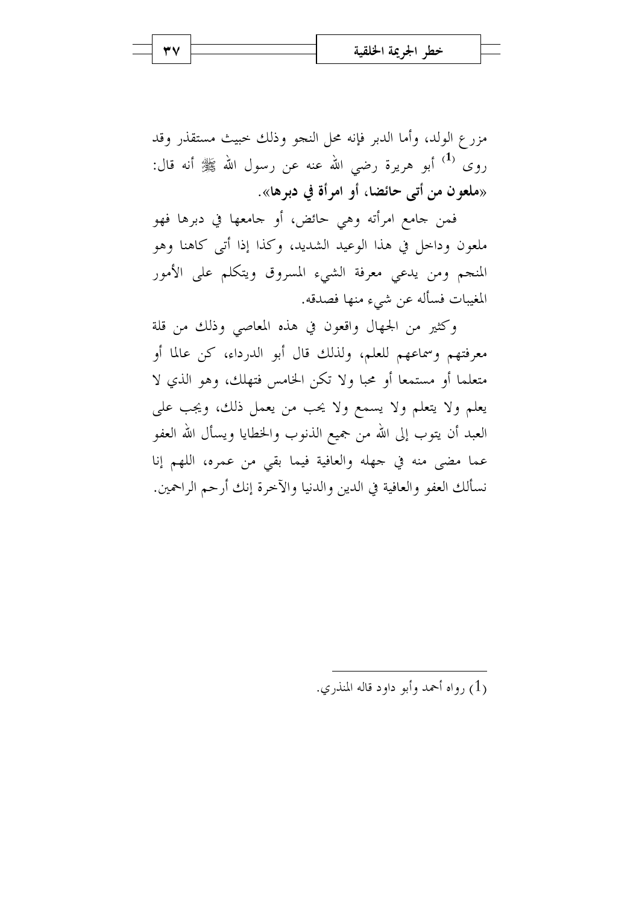مزرع الولد، وأما الدبر فإنه محل النجو وذلك خبيث مستقذر وقد روى [1] أبو هريرة رضي الله عنه عن رسول الله ﷺ أنه قال: «**ملعون من أتى حائضا، أو امرأة في دبرها**».

فمن جامع امرأته وهي حائض، أو جامعها في دبرها فهو ملعون وداخل في هذا الوعيد الشديد، وكذا إذا أتى كاهنا وهو المنجم ومن يدعي معرفة الشيء المسروق ويتكلم على الأمور المغيبات فسأله عن شيء منها فصدقه.

وكثير من الجهال واقعون في هذه المعاصي وذلك من قلة معرفتهم وسماعهم للعلم، ولذلك قال أبو الدرداء، كن عالما أو متعلما أو مستمعا أو محبا ولا تكن الخامس فتهلك، وهو الذي لا يعلم ولا يتعلم ولا يسمع ولا يحب من يعمل ذلك، ويجب على العبد أن يتوب إلى الله من جميع الذنوب والخطايا ويسأل الله العفو عما مضى منه في جهله والعافية فيما بقي من عمره، اللهم إنا نسألك العفو والعافية في الدين والدنيا والآخرة إنك أرحم الراحمين.

---

(1) رواه أحمد وأبو داود قاله المنذري.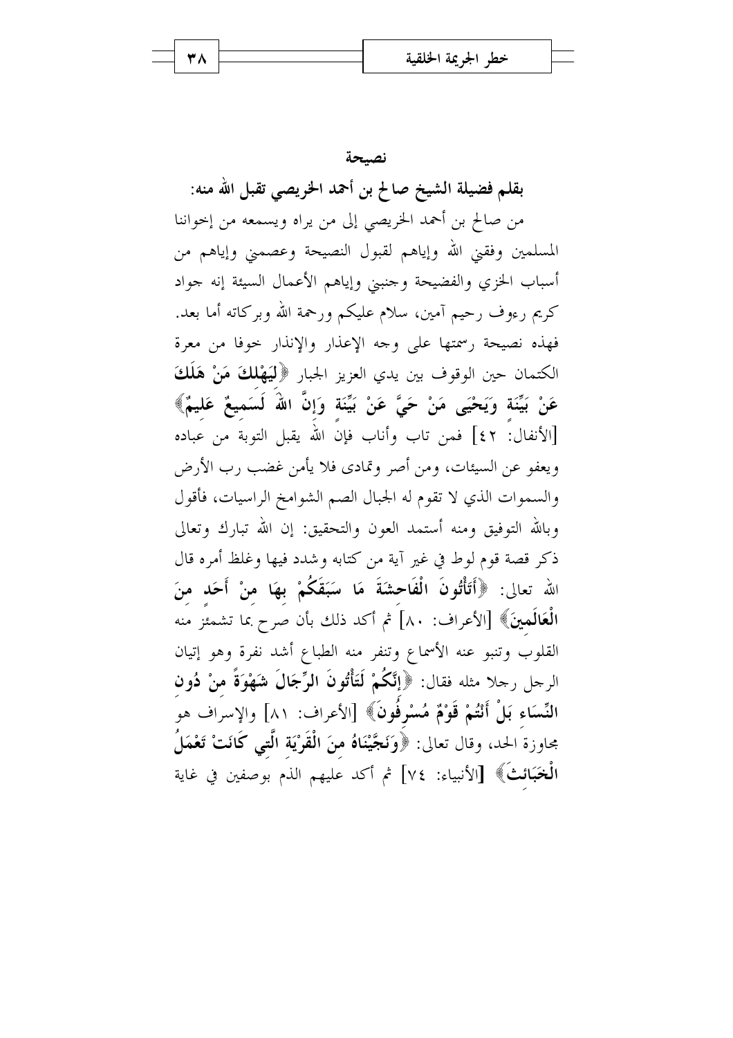## نصيحة

**بقلم فضيلة الشيخ صالح بن أحمد الخريصي تقبل الله منه:**

من صالح بن أحمد الخريصي إلى من يراه ويسمعه من إخواننا المسلمين وفقني الله وإياهم لقبول النصيحة وعصمني وإياهم من أسباب الخزي والفضيحة وجنبني وإياهم الأعمال السيئة إنه جواد كريم رءوف رحيم آمين، سلام عليكم ورحمة الله وبركاته أما بعد. فهذه نصيحة رسمتها على وجه الإعذار والإنذار خوفا من معرة الكتمان حين الوقوف بين يدي العزيز الجبار ﴿**لِيَهْلِكَ مَنْ هَلَكَ عَنْ بَيِّنَةٍ وَيَحْيَى مَنْ حَيَّ عَنْ بَيِّنَةٍ وَإِنَّ اللهَ لَسَمِيعٌ عَلِيمٌ**﴾ [الأنفال: ٤٢] فمن تاب وأناب فإن الله يقبل التوبة من عباده ويعفو عن السيئات، ومن أصر وتمادى فلا يأمن غضب رب الأرض والسموات الذي لا تقوم له الجبال الصم الشوامخ الراسيات، فأقول وبالله التوفيق ومنه أستمد العون والتحقيق: إن الله تبارك وتعالى ذكر قصة قوم لوط في غير آية من كتابه وشدد فيها وغلظ أمره قال الله تعالى: ﴿**أَتَأْتُونَ الْفَاحِشَةَ مَا سَبَقَكُمْ بِهَا مِنْ أَحَدٍ مِنَ الْعَالَمِينَ**﴾ [الأعراف: ٨٠] ثم أكد ذلك بأن صرح بما تشمئز منه القلوب وتنبو عنه الأسماع وتنفر منه الطباع أشد نفرة وهو إتيان الرجل رجلا مثله فقال: ﴿**إِنَّكُمْ لَتَأْتُونَ الرِّجَالَ شَهْوَةً مِنْ دُونِ النِّسَاءِ بَلْ أَنْتُمْ قَوْمٌ مُسْرِفُونَ**﴾ [الأعراف: ٨١] والإسراف هو مجاوزة الحد، وقال تعالى: ﴿**وَنَجَّيْنَاهُ مِنَ الْقَرْيَةِ الَّتِي كَانَتْ تَعْمَلُ الْخَبَائِثَ**﴾ [الأنبياء: ٧٤] ثم أكد عليهم الذم بوصفين في غاية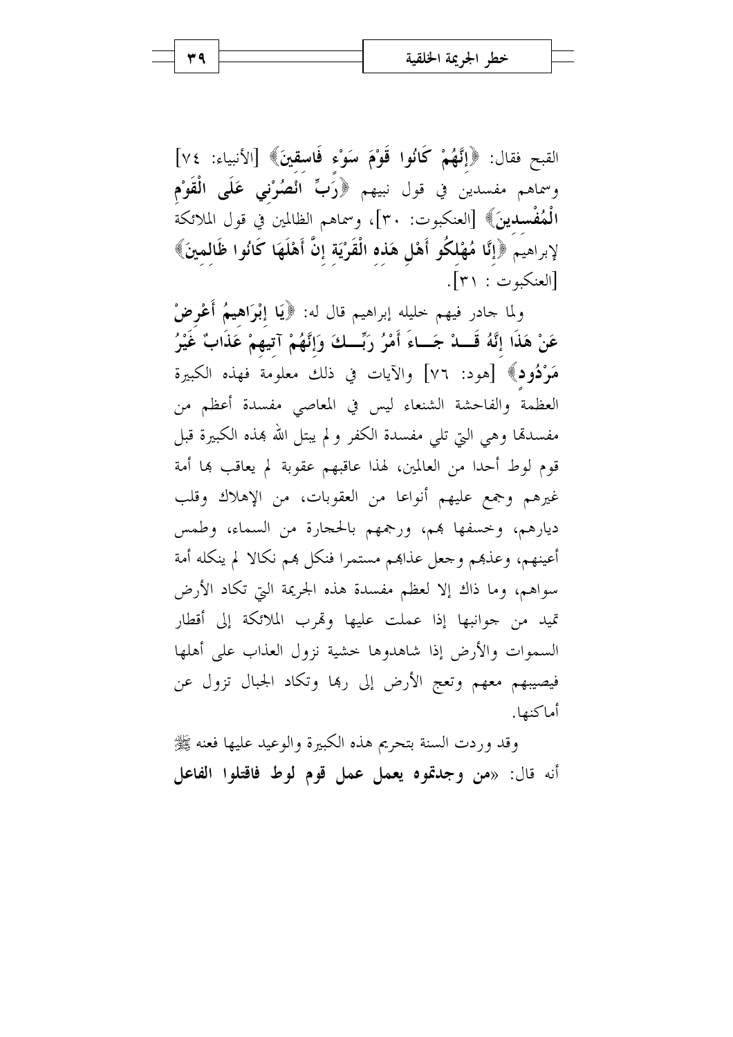القبح فقال: ﴿**إِنَّهُمْ كَانُوا قَوْمَ سَوْءٍ فَاسِقِينَ**﴾ [الأنبياء: ٧٤] وسماهم مفسدين في قول نبيهم ﴿**رَبِّ انْصُرْنِي عَلَى الْقَوْمِ الْمُفْسِدِينَ**﴾ [العنكبوت: ٣٠]، وسماهم الظالمين في قول الملائكة لإبراهيم ﴿**إِنَّا مُهْلِكُو أَهْلِ هَذِهِ الْقَرْيَةِ إِنَّ أَهْلَهَا كَانُوا ظَالِمِينَ**﴾ [العنكبوت : ٣١].

ولما جادر فيهم خليله إبراهيم قال له: ﴿**يَا إِبْرَاهِيمُ أَعْرِضْ عَنْ هَذَا إِنَّهُ قَدْ جَاءَ أَمْرُ رَبِّكَ وَإِنَّهُمْ آتِيهِمْ عَذَابٌ غَيْرُ مَرْدُودٍ**﴾ [هود: ٧٦] والآيات في ذلك معلومة فهذه الكبيرة العظمة والفاحشة الشنعاء ليس في المعاصي مفسدة أعظم من مفسدتها وهي التي تلي مفسدة الكفر ولم يبتل الله بهذه الكبيرة قبل قوم لوط أحدا من العالمين، لهذا عاقبهم عقوبة لم يعاقب بها أمة غيرهم وجمع عليهم أنواعا من العقوبات، من الإهلاك وقلب ديارهم، وخسفها بهم، ورجمهم بالحجارة من السماء، وطمس أعينهم، وعذبهم وجعل عذابهم مستمرا فنكل بهم نكالا لم ينكله أمة سواهم، وما ذاك إلا لعظم مفسدة هذه الجريمة التي تكاد الأرض تميد من جوانبها إذا عملت عليها وتهرب الملائكة إلى أقطار السموات والأرض إذا شاهدوها خشية نزول العذاب على أهلها فيصيبهم معهم وتعج الأرض إلى ربها وتكاد الجبال تزول عن أماكنها.

وقد وردت السنة بتحريم هذه الكبيرة والوعيد عليها فعنه ﷺ أنه قال: «**من وجدتموه يعمل عمل قوم لوط فاقتلوا الفاعل**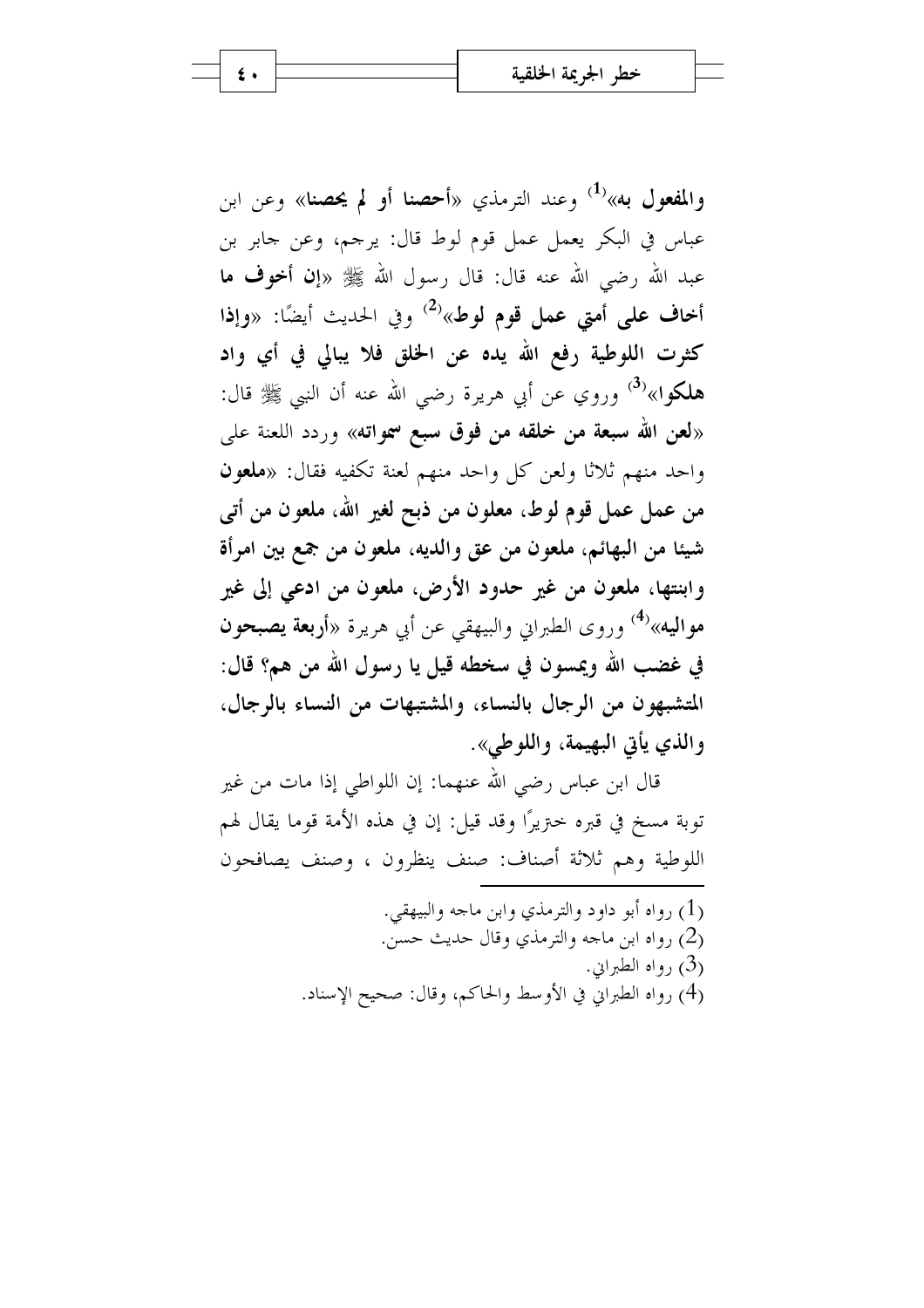**والمفعول به»**[1] وعند الترمذي «**أحصنا أو لم يحصنا**» وعن ابن عباس في البكر يعمل عمل قوم لوط قال: يرجم، وعن جابر بن عبد الله رضي الله عنه قال: قال رسول الله ﷺ «**إن أخوف ما أخاف على أمتي عمل قوم لوط**»[2] وفي الحديث أيضًا: «**وإذا كثرت اللوطية رفع الله يده عن الخلق فلا يبالي في أي واد هلكوا**»[3] وروي عن أبي هريرة رضي الله عنه أن النبي ﷺ قال: «**لعن الله سبعة من خلقه من فوق سبع سمواته**» وردد اللعنة على واحد منهم ثلاثا ولعن كل واحد منهم لعنة تكفيه فقال: «**ملعون من عمل عمل قوم لوط، معلون من ذبح لغير الله، ملعون من أتى شيئا من البهائم، ملعون من عق والديه، ملعون من جمع بين امرأة وابنتها، ملعون من غير حدود الأرض، ملعون من ادعي إلى غير مواليه**»[4] وروى الطبراني والبيهقي عن أبي هريرة «**أربعة يصبحون في غضب الله ويمسون في سخطه قيل يا رسول الله من هم؟ قال: المتشبهون من الرجال بالنساء، والمتشبهات من النساء بالرجال، والذي يأتي البهيمة، واللوطي**».

قال ابن عباس رضي الله عنهما: إن اللواطي إذا مات من غير توبة مسخ في قبره خنزيرًا وقد قيل: إن في هذه الأمة قوما يقال لهم اللوطية وهم ثلاثة أصناف: صنف ينظرون ، وصنف يصافحون

---

(1) رواه أبو داود والترمذي وابن ماجه والبيهقي.

(2) رواه ابن ماجه والترمذي وقال حديث حسن.

(3) رواه الطبراني.

(4) رواه الطبراني في الأوسط والحاكم، وقال: صحيح الإسناد.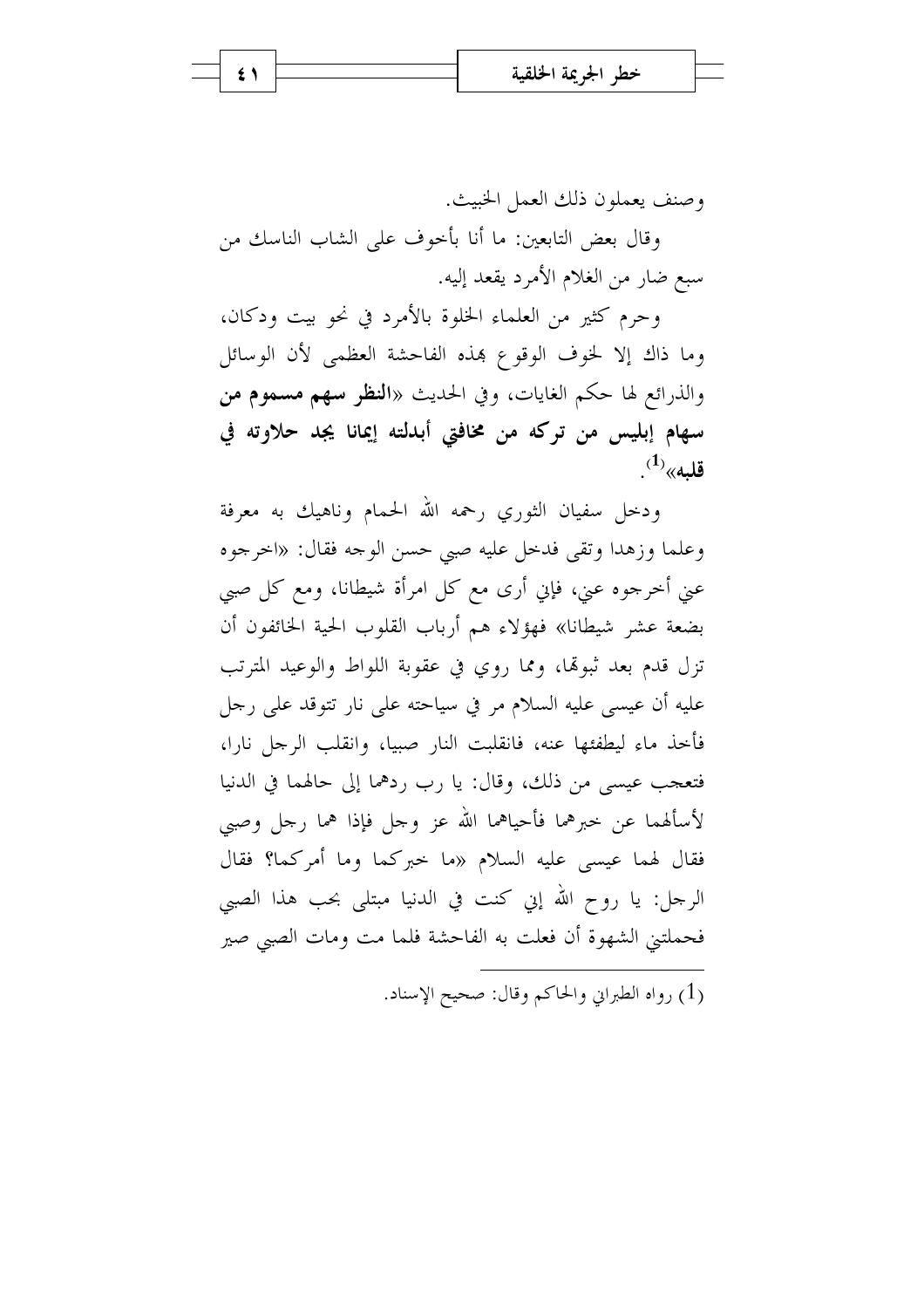وصنف يعملون ذلك العمل الخبيث.

وقال بعض التابعين: ما أنا بأخوف على الشاب الناسك من سبع ضار من الغلام الأمرد يقعد إليه.

وحرم كثير من العلماء الخلوة بالأمرد في نحو بيت ودكان، وما ذاك إلا لخوف الوقوع بهذه الفاحشة العظمى لأن الوسائل والذرائع لها حكم الغايات، وفي الحديث «**النظر سهم مسموم من سهام إبليس من تركه من مخافتي أبدلته إيمانا يجد حلاوته في قلبه**»[1].

ودخل سفيان الثوري رحمه الله الحمام وناهيك به معرفة وعلما وزهدا وتقى فدخل عليه صبي حسن الوجه فقال: «اخرجوه عني أخرجوه عني، فإني أرى مع كل امرأة شيطانا، ومع كل صبي بضعة عشر شيطانا» فهؤلاء هم أرباب القلوب الحية الخائفون أن تزل قدم بعد ثبوتها، ومما روي في عقوبة اللواط والوعيد المترتب عليه أن عيسى عليه السلام مر في سياحته على نار تتوقد على رجل فأخذ ماء ليطفئها عنه، فانقلبت النار صبيا، وانقلب الرجل نارا، فتعجب عيسى من ذلك، وقال: يا رب ردهما إلى حالهما في الدنيا لأسألهما عن خبرهما فأحياهما الله عز وجل فإذا هما رجل وصبي فقال لهما عيسى عليه السلام «ما خبركما وما أمركما؟ فقال الرجل: يا روح الله إني كنت في الدنيا مبتلى بحب هذا الصبي فحملتني الشهوة أن فعلت به الفاحشة فلما مت ومات الصبي صير

---

(1) رواه الطبراني والحاكم وقال: صحيح الإسناد.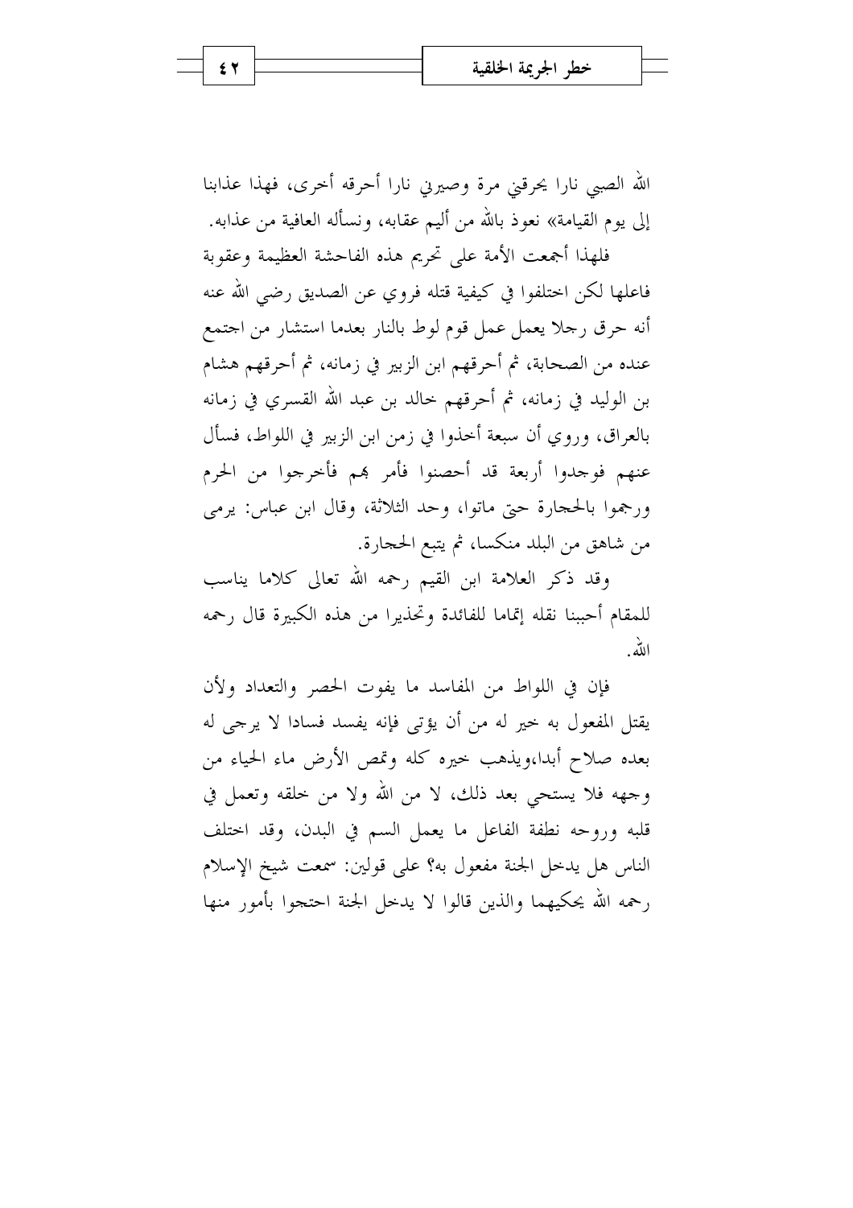الله الصبي نارا يحرقني مرة وصيرني نارا أحرقه أخرى، فهذا عذابنا إلى يوم القيامة» نعوذ بالله من أليم عقابه، ونسأله العافية من عذابه.

فلهذا أجمعت الأمة على تحريم هذه الفاحشة العظيمة وعقوبة فاعلها لكن اختلفوا في كيفية قتله فروي عن الصديق رضي الله عنه أنه حرق رجلا يعمل عمل قوم لوط بالنار بعدما استشار من اجتمع عنده من الصحابة، ثم أحرقهم ابن الزبير في زمانه، ثم أحرقهم هشام بن الوليد في زمانه، ثم أحرقهم خالد بن عبد الله القسري في زمانه بالعراق، وروي أن سبعة أخذوا في زمن ابن الزبير في اللواط، فسأل عنهم فوجدوا أربعة قد أحصنوا فأمر بهم فأخرجوا من الحرم ورجموا بالحجارة حتى ماتوا، وحد الثلاثة، وقال ابن عباس: يرمى من شاهق من البلد منكسا، ثم يتبع الحجارة.

وقد ذكر العلامة ابن القيم رحمه الله تعالى كلاما يناسب للمقام أحببنا نقله إتماما للفائدة وتحذيرا من هذه الكبيرة قال رحمه الله.

فإن في اللواط من المفاسد ما يفوت الحصر والتعداد ولأن يقتل المفعول به خير له من أن يؤتى فإنه يفسد فسادا لا يرجى له بعده صلاح أبدا،ويذهب خيره كله وتمص الأرض ماء الحياء من وجهه فلا يستحي بعد ذلك، لا من الله ولا من خلقه وتعمل في قلبه وروحه نطفة الفاعل ما يعمل السم في البدن، وقد اختلف الناس هل يدخل الجنة مفعول به؟ على قولين: سمعت شيخ الإسلام رحمه الله يحكيهما والذين قالوا لا يدخل الجنة احتجوا بأمور منها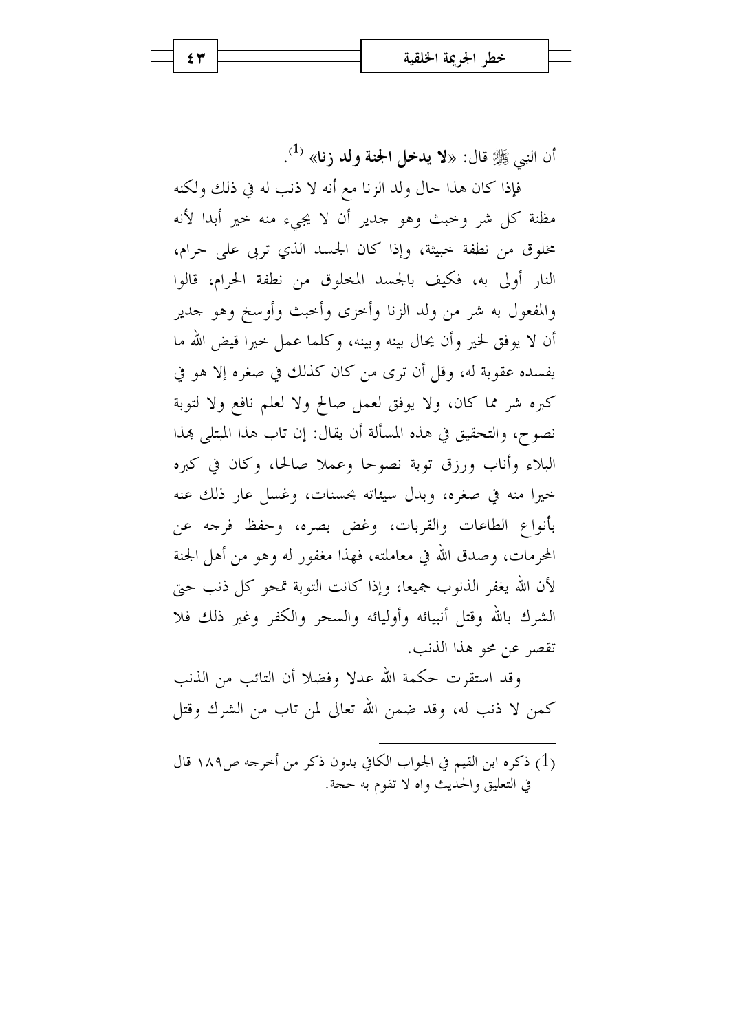أن النبي ﷺ قال: «**لا يدخل الجنة ولد زنا**» [1].

فإذا كان هذا حال ولد الزنا مع أنه لا ذنب له في ذلك ولكنه مظنة كل شر وخبث وهو جدير أن لا يجيء منه خير أبدا لأنه مخلوق من نطفة خبيثة، وإذا كان الجسد الذي تربى على حرام، النار أولى به، فكيف بالجسد المخلوق من نطفة الحرام، قالوا والمفعول به شر من ولد الزنا وأخزى وأخبث وأوسخ وهو جدير أن لا يوفق لخير وأن يحال بينه وبينه، وكلما عمل خيرا قيض الله ما يفسده عقوبة له، وقل أن ترى من كان كذلك في صغره إلا هو في كبره شر مما كان، ولا يوفق لعمل صالح ولا لعلم نافع ولا لتوبة نصوح، والتحقيق في هذه المسألة أن يقال: إن تاب هذا المبتلى بهذا البلاء وأناب ورزق توبة نصوحا وعملا صالحا، وكان في كبره خيرا منه في صغره، وبدل سيئاته بحسنات، وغسل عار ذلك عنه بأنواع الطاعات والقربات، وغض بصره، وحفظ فرجه عن المحرمات، وصدق الله في معاملته، فهذا مغفور له وهو من أهل الجنة لأن الله يغفر الذنوب جميعا، وإذا كانت التوبة تمحو كل ذنب حتى الشرك بالله وقتل أنبيائه وأوليائه والسحر والكفر وغير ذلك فلا تقصر عن محو هذا الذنب.

وقد استقرت حكمة الله عدلا وفضلا أن التائب من الذنب كمن لا ذنب له، وقد ضمن الله تعالى لمن تاب من الشرك وقتل

---

(1) ذكره ابن القيم في الجواب الكافي بدون ذكر من أخرجه ص١٨٩ قال في التعليق والحديث واه لا تقوم به حجة.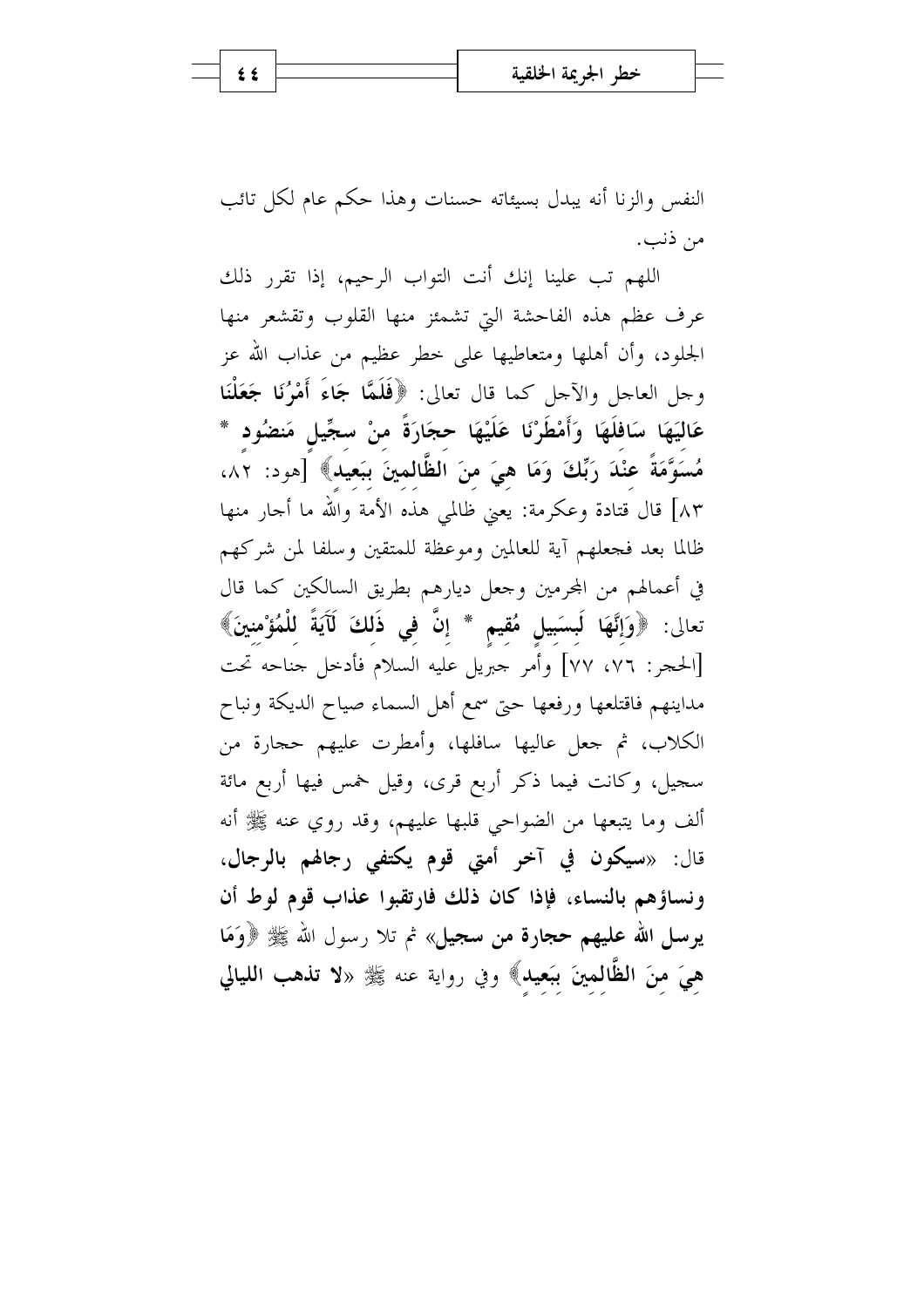النفس والزنا أنه يبدل بسيئاته حسنات وهذا حكم عام لكل تائب من ذنب.

اللهم تب علينا إنك أنت التواب الرحيم، إذا تقرر ذلك عرف عظم هذه الفاحشة التي تشمئز منها القلوب وتقشعر منها الجلود، وأن أهلها ومتعاطيها على خطر عظيم من عذاب الله عز وجل العاجل والآجل كما قال تعالى: ﴿**فَلَمَّا جَاءَ أَمْرُنَا جَعَلْنَا عَالِيَهَا سَافِلَهَا وَأَمْطَرْنَا عَلَيْهَا حِجَارَةً مِنْ سِجِّيلٍ مَنضُودٍ * مُسَوَّمَةً عِنْدَ رَبِّكَ وَمَا هِيَ مِنَ الظَّالِمِينَ بِبَعِيدٍ**﴾ [هود: ٨٢، ٨٣] قال قتادة وعكرمة: يعني ظالمي هذه الأمة والله ما أجار منها ظالما بعد فجعلهم آية للعالمين وموعظة للمتقين وسلفا لمن شركهم في أعمالهم من المجرمين وجعل ديارهم بطريق السالكين كما قال تعالى: ﴿**وَإِنَّهَا لَبِسَبِيلٍ مُقِيمٍ * إِنَّ فِي ذَلِكَ لَآيَةً لِلْمُؤْمِنِينَ**﴾ [الحجر: ٧٦، ٧٧] وأمر جبريل عليه السلام فأدخل جناحه تحت مداينهم فاقتلعها ورفعها حتى سمع أهل السماء صياح الديكة ونباح الكلاب، ثم جعل عاليها سافلها، وأمطرت عليهم حجارة من سجيل، وكانت فيما ذكر أربع قرى، وقيل خمس فيها أربع مائة ألف وما يتبعها من الضواحي قلبها عليهم، وقد روي عنه ﷺ أنه قال: «**سيكون في آخر أمتي قوم يكتفي رجالهم بالرجال، ونساؤهم بالنساء، فإذا كان ذلك فارتقبوا عذاب قوم لوط أن يرسل الله عليهم حجارة من سجيل**» ثم تلا رسول الله ﷺ ﴿**وَمَا هِيَ مِنَ الظَّالِمِينَ بِبَعِيدٍ**﴾ وفي رواية عنه ﷺ «**لا تذهب الليالي**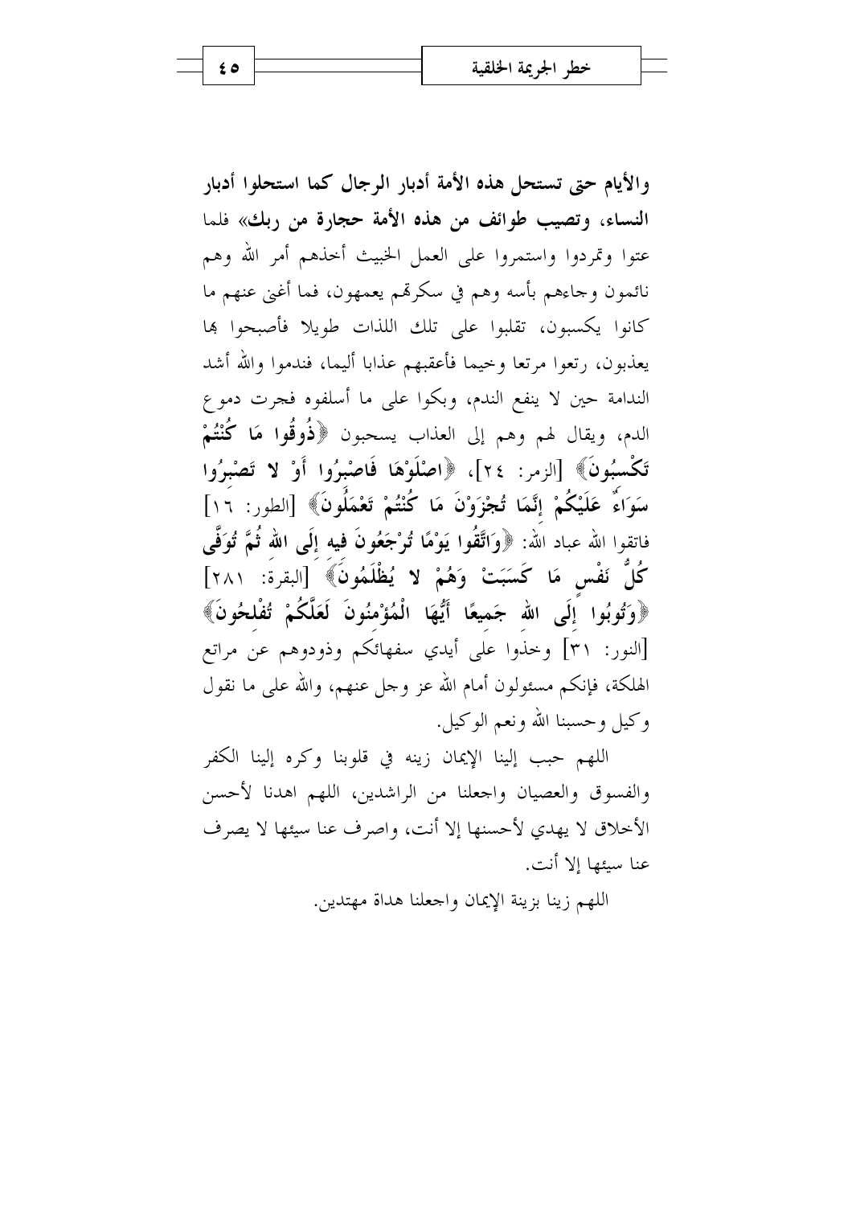**والأيام حتى تستحل هذه الأمة أدبار الرجال كما استحلوا أدبار النساء، وتصيب طوائف من هذه الأمة حجارة من ربك»** فلما عتوا وتمردوا واستمروا على العمل الخبيث أخذهم أمر الله وهم نائمون وجاءهم بأسه وهم في سكرتهم يعمهون، فما أغنى عنهم ما كانوا يكسبون، تقلبوا على تلك اللذات طويلا فأصبحوا بها يعذبون، رتعوا مرتعا وخيما فأعقبهم عذابا أليما، فندموا والله أشد الندامة حين لا ينفع الندم، وبكوا على ما أسلفوه فجرت دموع الدم، ويقال لهم وهم إلى العذاب يسحبون ﴿**ذُوقُوا مَا كُنْتُمْ تَكْسِبُونَ**﴾ [الزمر: ٢٤]، ﴿**اصْلَوْهَا فَاصْبِرُوا أَوْ لا تَصْبِرُوا سَوَاءٌ عَلَيْكُمْ إِنَّمَا تُجْزَوْنَ مَا كُنْتُمْ تَعْمَلُونَ**﴾ [الطور: ١٦] فاتقوا الله عباد الله: ﴿**وَاتَّقُوا يَوْمًا تُرْجَعُونَ فِيهِ إِلَى اللهِ ثُمَّ تُوَفَّى كُلُّ نَفْسٍ مَا كَسَبَتْ وَهُمْ لا يُظْلَمُونَ**﴾ [البقرة: ٢٨١] ﴿**وَتُوبُوا إِلَى اللهِ جَمِيعًا أَيُّهَا الْمُؤْمِنُونَ لَعَلَّكُمْ تُفْلِحُونَ**﴾ [النور: ٣١] وخذوا على أيدي سفهائكم وذودوهم عن مراتع الهلكة، فإنكم مسئولون أمام الله عز وجل عنهم، والله على ما نقول وكيل وحسبنا الله ونعم الوكيل.

اللهم حبب إلينا الإيمان زينه في قلوبنا وكره إلينا الكفر والفسوق والعصيان واجعلنا من الراشدين، اللهم اهدنا لأحسن الأخلاق لا يهدي لأحسنها إلا أنت، واصرف عنا سيئها لا يصرف عنا سيئها إلا أنت.

اللهم زينا بزينة الإيمان واجعلنا هداة مهتدين.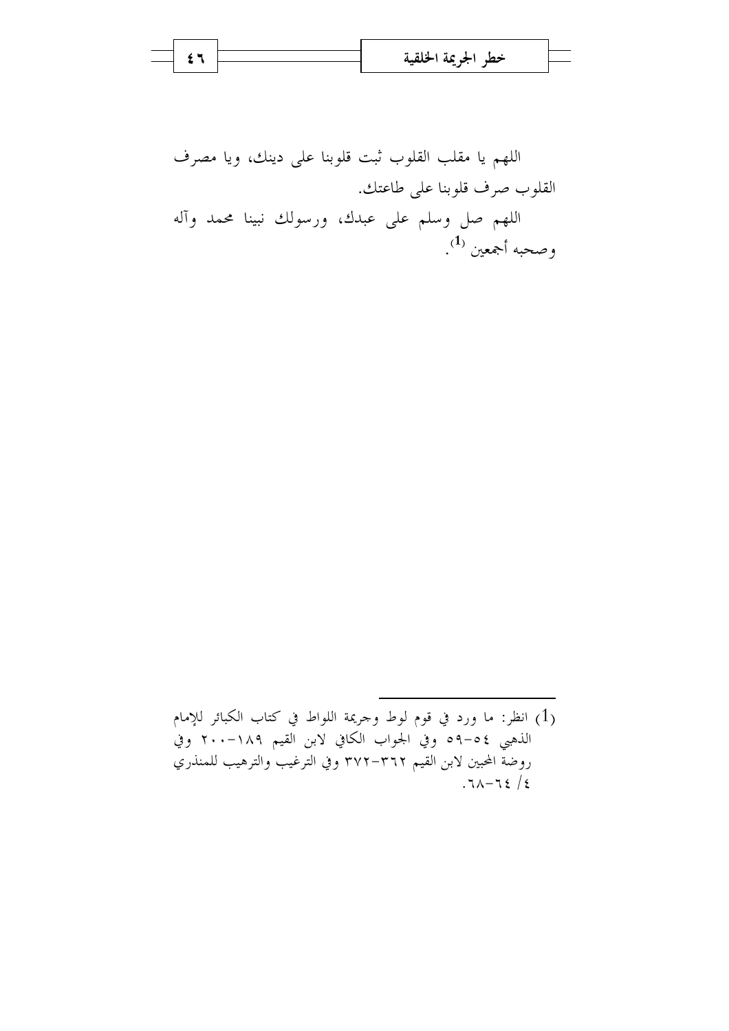اللهم يا مقلب القلوب ثبت قلوبنا على دينك، ويا مصرف القلوب صرف قلوبنا على طاعتك.

اللهم صل وسلم على عبدك، ورسولك نبينا محمد وآله وصحبه أجمعين [1].

---

(1) انظر: ما ورد في قوم لوط وجريمة اللواط في كتاب الكبائر للإمام الذهبي ٥٤-٥٩ وفي الجواب الكافي لابن القيم ١٨٩-٢٠٠ وفي روضة المحبين لابن القيم ٣٦٢-٣٧٢ وفي الترغيب والترهيب للمنذري ٤/ ٦٤-٦٨.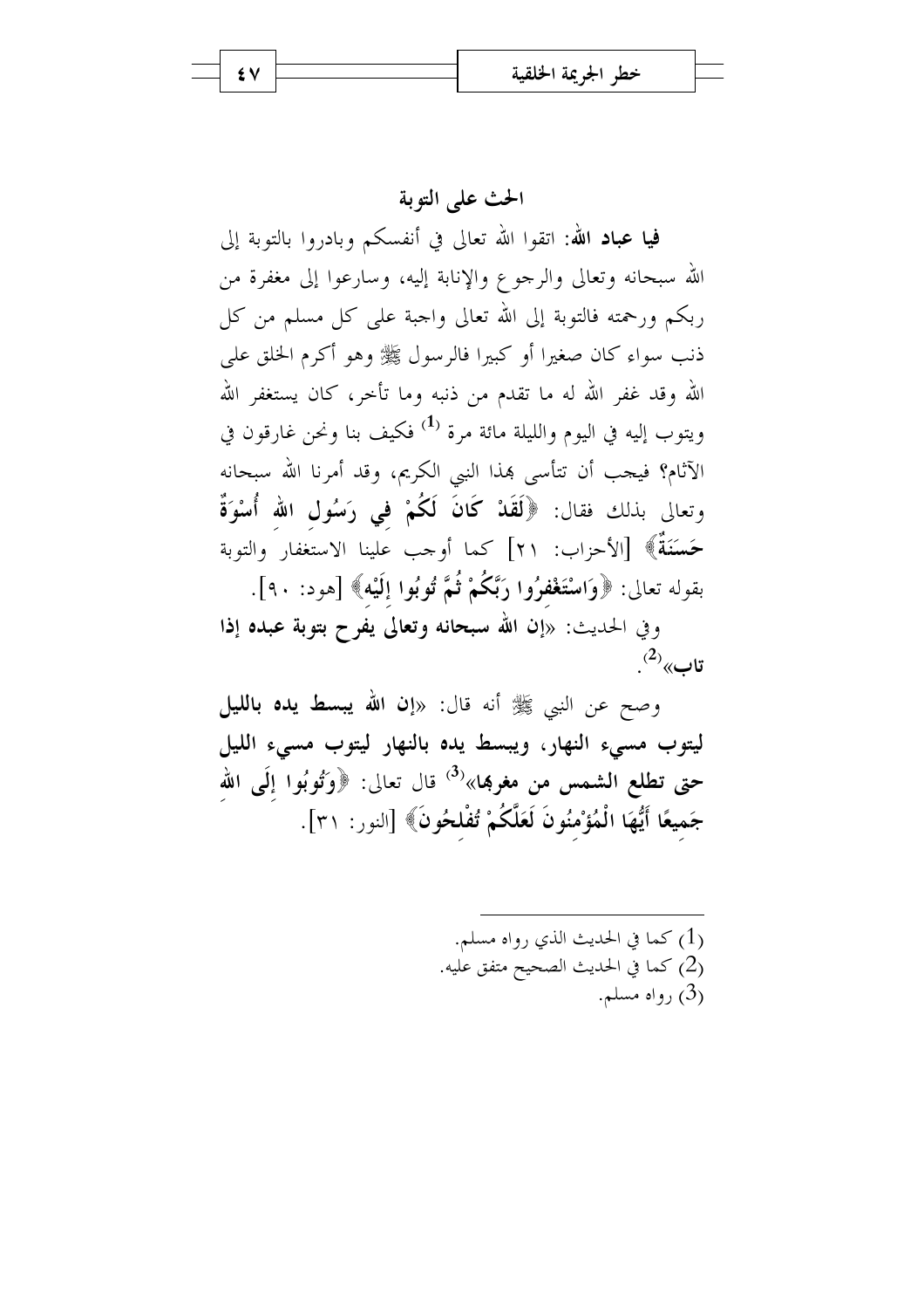## الحث على التوبة

**فيا عباد الله**: اتقوا الله تعالى في أنفسكم وبادروا بالتوبة إلى الله سبحانه وتعالى والرجوع والإنابة إليه، وسارعوا إلى مغفرة من ربكم ورحمته فالتوبة إلى الله تعالى واجبة على كل مسلم من كل ذنب سواء كان صغيرا أو كبيرا فالرسول ﷺ وهو أكرم الخلق على الله وقد غفر الله له ما تقدم من ذنبه وما تأخر، كان يستغفر الله ويتوب إليه في اليوم والليلة مائة مرة [1] فكيف بنا ونحن غارقون في الآثام؟ فيجب أن نتأسى بهذا النبي الكريم، وقد أمرنا الله سبحانه وتعالى بذلك فقال: ﴿**لَقَدْ كَانَ لَكُمْ فِي رَسُولِ الله أُسْوَةٌ حَسَنَةٌ**﴾ [الأحزاب: ٢١] كما أوجب علينا الاستغفار والتوبة بقوله تعالى: ﴿**وَاسْتَغْفِرُوا رَبَّكُمْ ثُمَّ تُوبُوا إِلَيْهِ**﴾ [هود: ٩٠].

وفي الحديث: «**إن الله سبحانه وتعالى يفرح بتوبة عبده إذا تاب**»[2].

وصح عن النبي ﷺ أنه قال: «**إن الله يبسط يده بالليل ليتوب مسيء النهار، ويبسط يده بالنهار ليتوب مسيء الليل حتى تطلع الشمس من مغربها**»[3] قال تعالى: ﴿**وَتُوبُوا إِلَى الله جَمِيعًا أَيُّهَا الْمُؤْمِنُونَ لَعَلَّكُمْ تُفْلِحُونَ**﴾ [النور: ٣١].

---

(1) كما في الحديث الذي رواه مسلم.
(2) كما في الحديث الصحيح متفق عليه.
(3) رواه مسلم.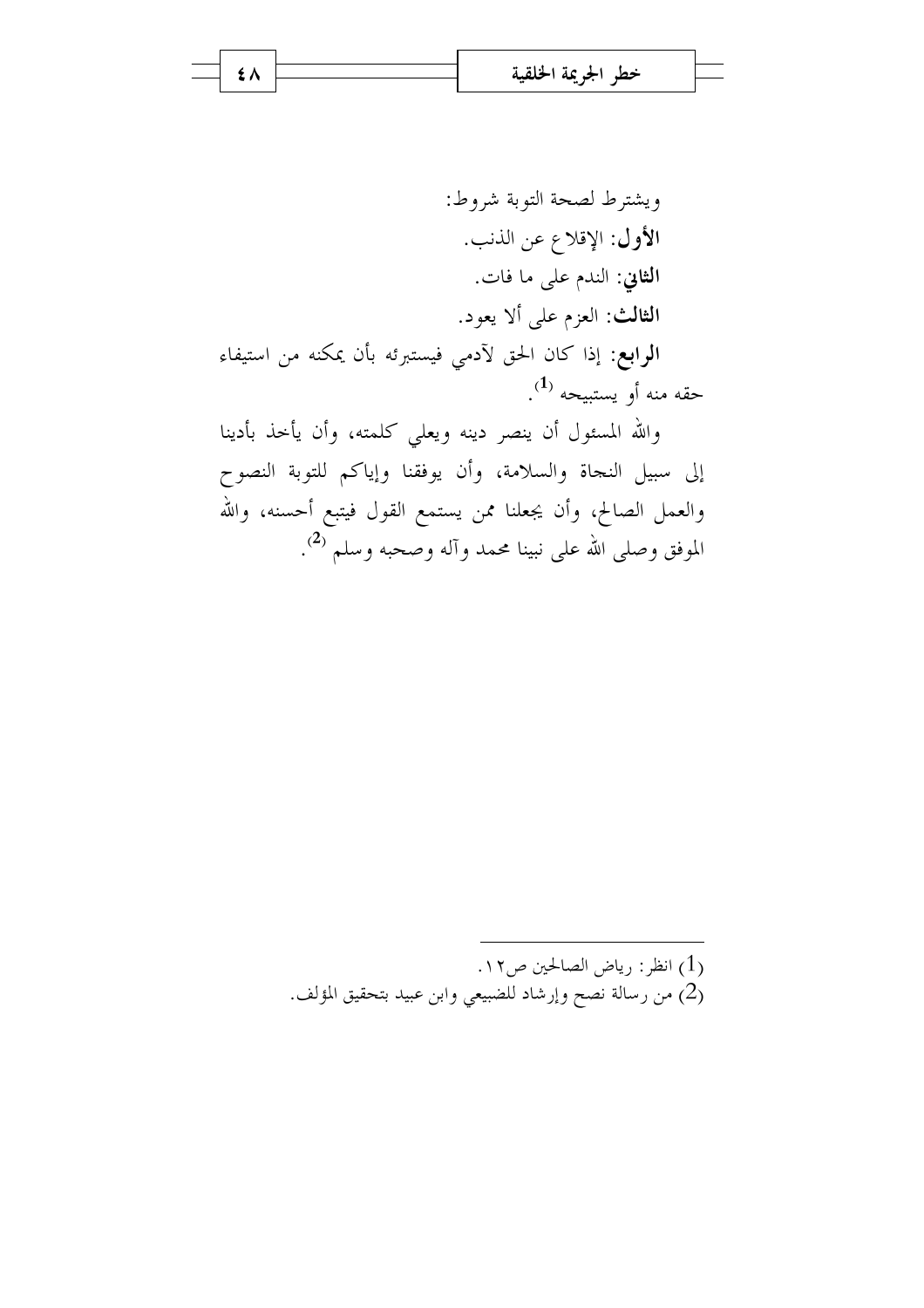ويشترط لصحة التوبة شروط:

**الأول**: الإقلاع عن الذنب.

**الثاني**: الندم على ما فات.

**الثالث**: العزم على ألا يعود.

**الرابع**: إذا كان الحق لآدمي فيستبرئه بأن يمكنه من استيفاء حقه منه أو يستبيحه [1].

والله المسئول أن ينصر دينه ويعلي كلمته، وأن يأخذ بأدينا إلى سبيل النجاة والسلامة، وأن يوفقنا وإياكم للتوبة النصوح والعمل الصالح، وأن يجعلنا ممن يستمع القول فيتبع أحسنه، والله الموفق وصلى الله على نبينا محمد وآله وصحبه وسلم [2].

---

(1) انظر: رياض الصالحين ص١٢.

(2) من رسالة نصح وإرشاد للضبيعي وابن عبيد بتحقيق المؤلف.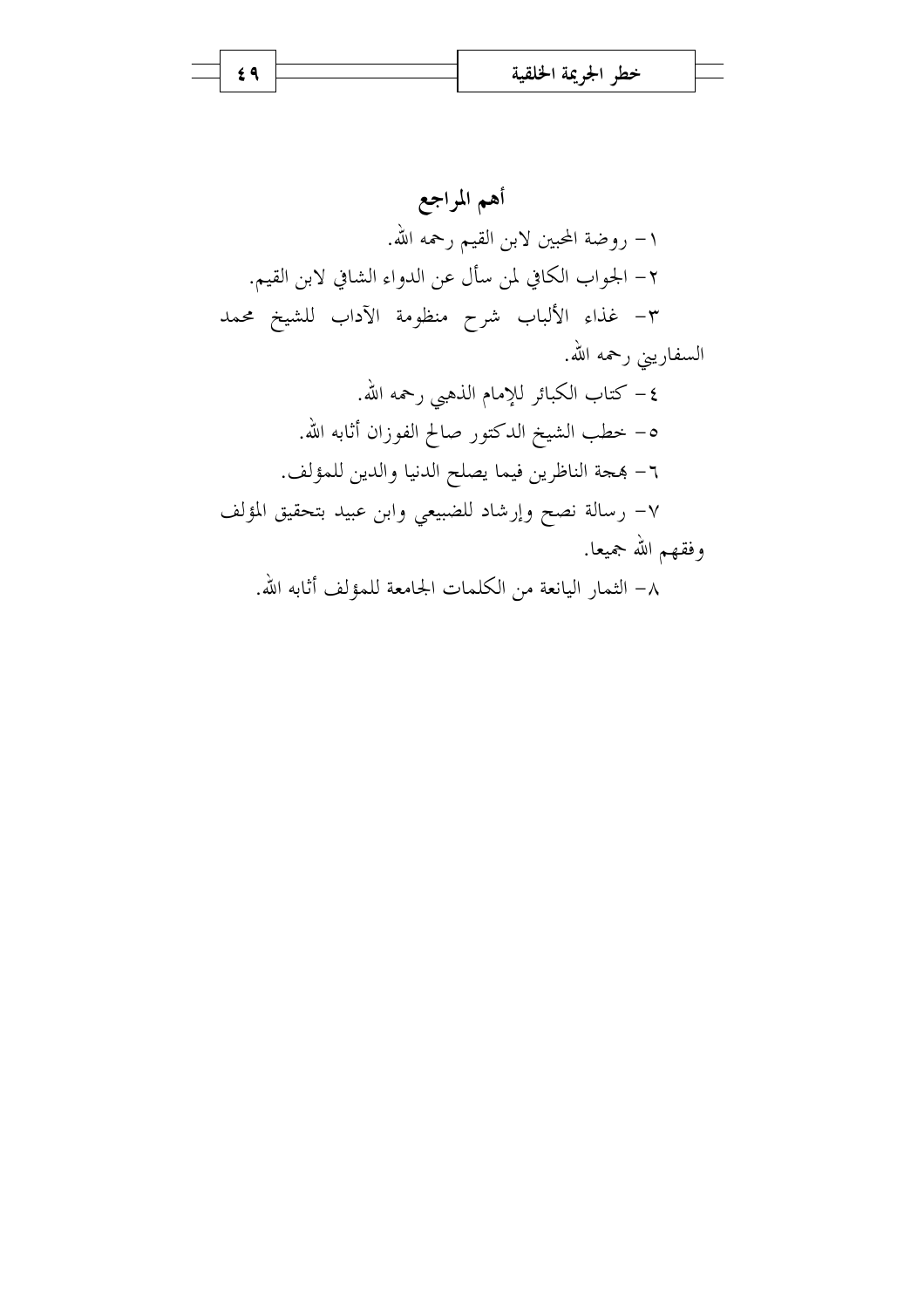## أهم المراجع

١- روضة المحبين لابن القيم رحمه الله.

٢- الجواب الكافي لمن سأل عن الدواء الشافي لابن القيم.

٣- غذاء الألباب شرح منظومة الآداب للشيخ محمد السفاريني رحمه الله.

٤- كتاب الكبائر للإمام الذهبي رحمه الله.

٥- خطب الشيخ الدكتور صالح الفوزان أثابه الله.

٦- بهجة الناظرين فيما يصلح الدنيا والدين للمؤلف.

٧- رسالة نصح وإرشاد للضبيعي وابن عبيد بتحقيق المؤلف وفقهم الله جميعا.

٨- الثمار اليانعة من الكلمات الجامعة للمؤلف أثابه الله.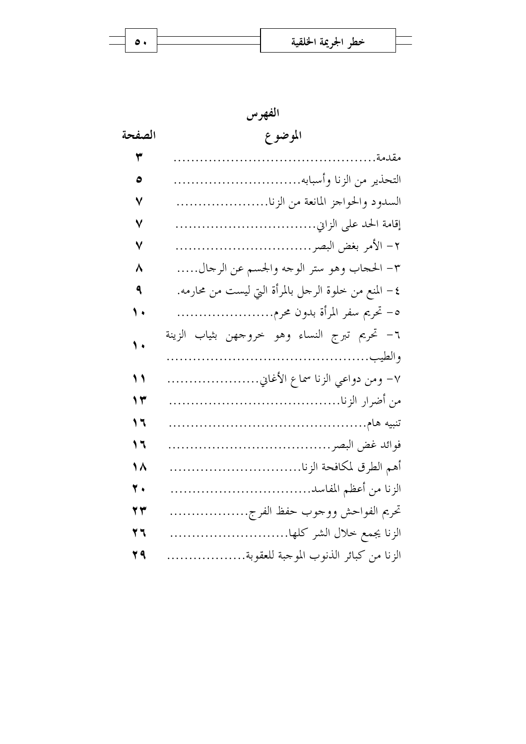# الفهرس

| الموضوع | الصفحة |
| --- | --- |
| مقدمة | ٣ |
| التحذير من الزنا وأسبابه | ٥ |
| السدود والحواجز المانعة من الزنا | ٧ |
| إقامة الحد على الزاني | ٧ |
| ٢- الأمر بغض البصر | ٧ |
| ٣- الحجاب وهو ستر الوجه والجسم عن الرجال | ٨ |
| ٤- المنع من خلوة الرجل بالمرأة التي ليست من محارمه. | ٩ |
| ٥- تحريم سفر المرأة بدون محرم | ١٠ |
| ٦- تحريم تبرج النساء وهو خروجهن بثياب الزينة والطيب | ١٠ |
| ٧- ومن دواعي الزنا سماع الأغاني | ١١ |
| من أضرار الزنا | ١٣ |
| تنبيه هام | ١٦ |
| فوائد غض البصر | ١٦ |
| أهم الطرق لمكافحة الزنا | ١٨ |
| الزنا من أعظم المفاسد | ٢٠ |
| تحريم الفواحش ووجوب حفظ الفرج | ٢٣ |
| الزنا يجمع خلال الشر كلها | ٢٦ |
| الزنا من كبائر الذنوب الموجبة للعقوبة | ٢٩ |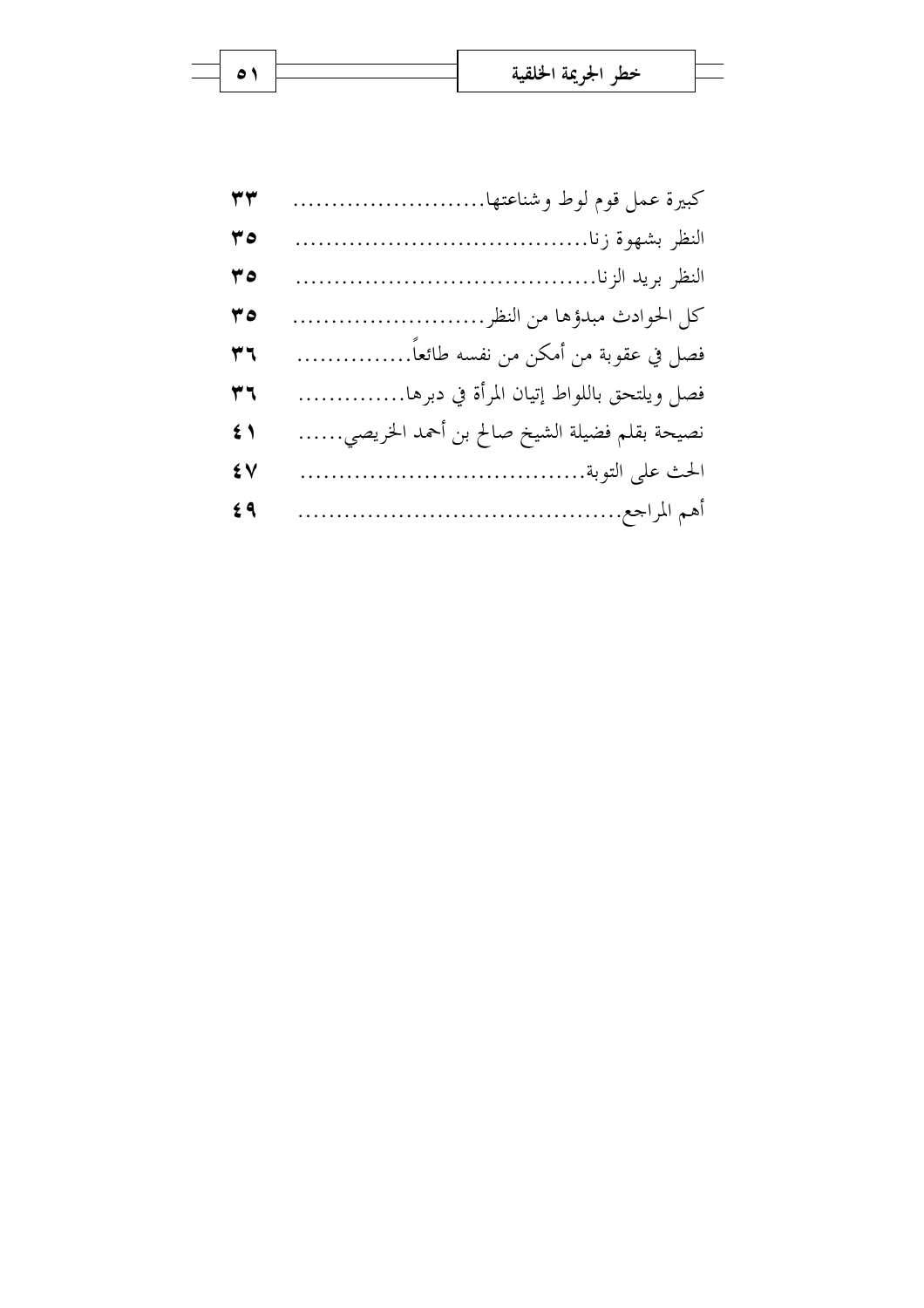| | |
|---|---|
| كبيرة عمل قوم لوط وشناعتها........................ | ٣٣ |
| النظر بشهوة زنا.................................... | ٣٥ |
| النظر بريد الزنا.................................... | ٣٥ |
| كل الحوادث مبدؤها من النظر......................... | ٣٥ |
| فصل في عقوبة من أمكن من نفسه طائعاً.............. | ٣٦ |
| فصل ويلتحق باللواط إتيان المرأة في دبرها............ | ٣٦ |
| نصيحة بقلم فضيلة الشيخ صالح بن أحمد الخريصي...... | ٤١ |
| الحث على التوبة.................................... | ٤٧ |
| أهم المراجع........................................ | ٤٩ |